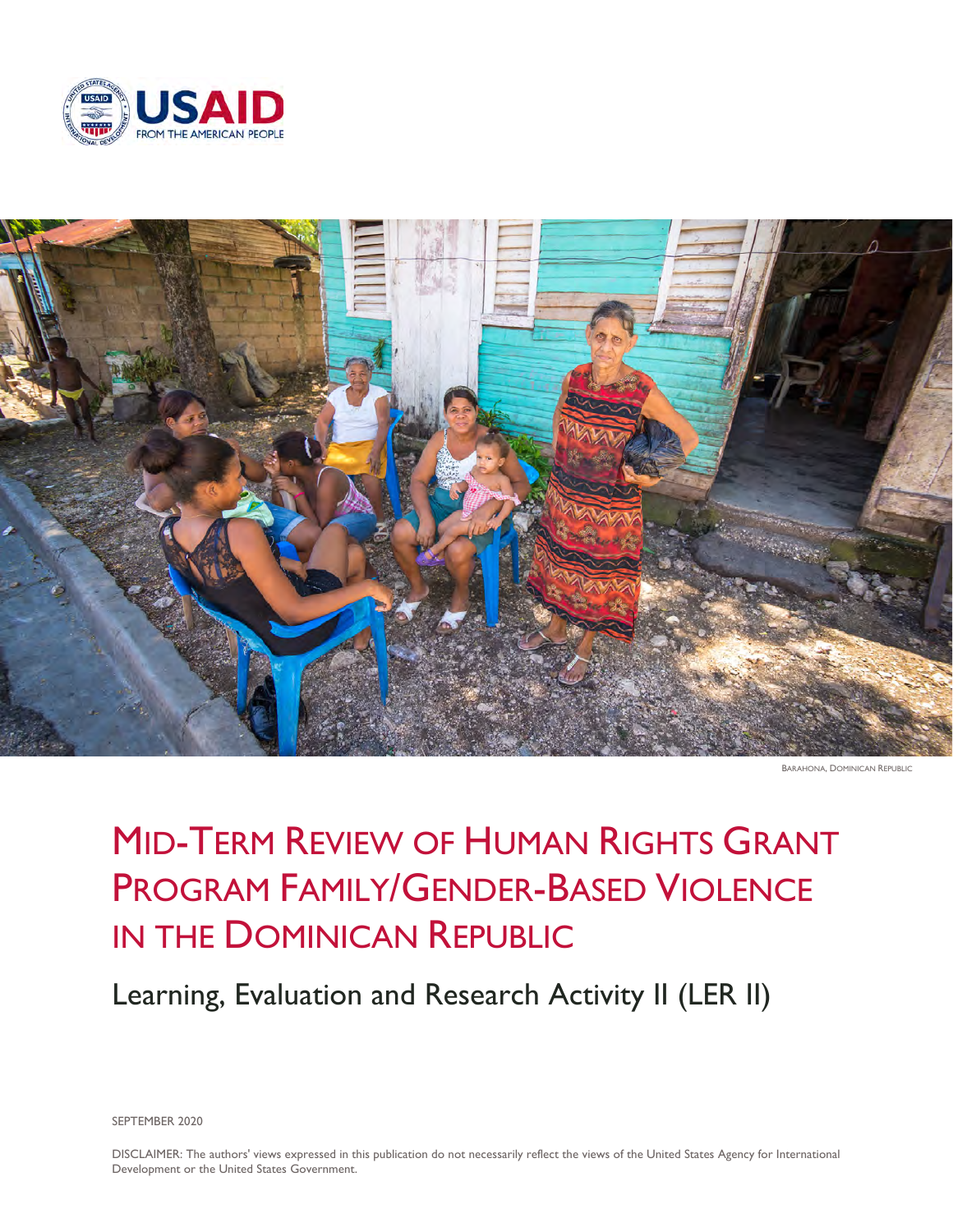USAID
FROM THE AMERICAN PEOPLE

BARAHONA, DOMINICAN REPUBLIC

# MID-TERM REVIEW OF HUMAN RIGHTS GRANT PROGRAM FAMILY/GENDER-BASED VIOLENCE IN THE DOMINICAN REPUBLIC

## Learning, Evaluation and Research Activity II (LER II)

SEPTEMBER 2020

DISCLAIMER: The authors' views expressed in this publication do not necessarily reflect the views of the United States Agency for International Development or the United States Government.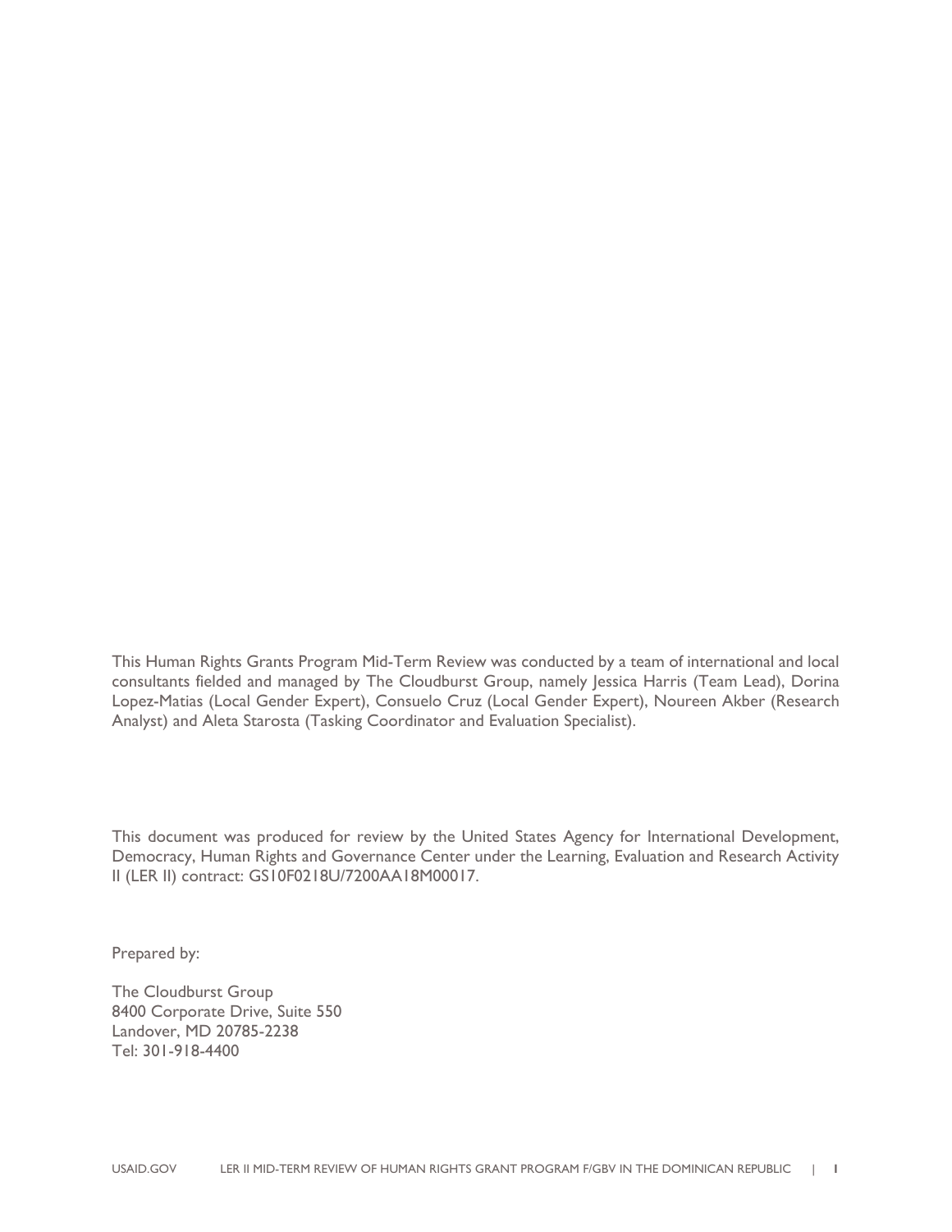This Human Rights Grants Program Mid-Term Review was conducted by a team of international and local consultants fielded and managed by The Cloudburst Group, namely Jessica Harris (Team Lead), Dorina Lopez-Matias (Local Gender Expert), Consuelo Cruz (Local Gender Expert), Noureen Akber (Research Analyst) and Aleta Starosta (Tasking Coordinator and Evaluation Specialist).

This document was produced for review by the United States Agency for International Development, Democracy, Human Rights and Governance Center under the Learning, Evaluation and Research Activity II (LER II) contract: GS10F0218U/7200AA18M00017.

Prepared by:

The Cloudburst Group
8400 Corporate Drive, Suite 550
Landover, MD 20785-2238
Tel: 301-918-4400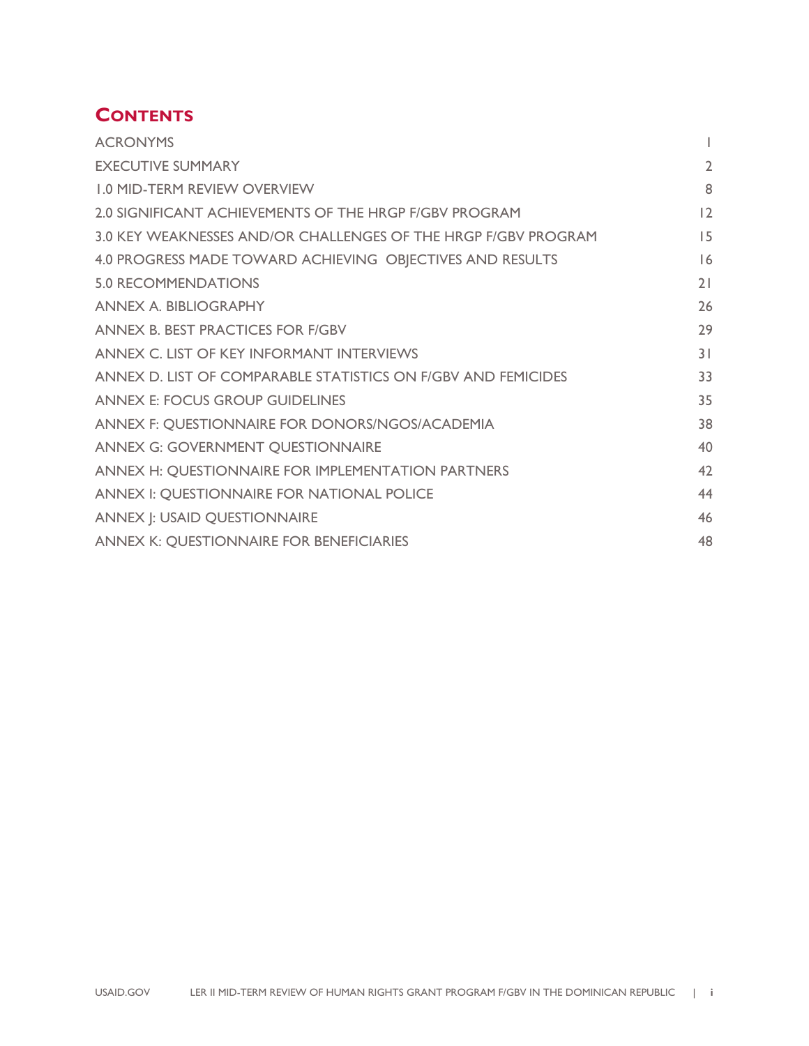## CONTENTS

| | |
|---|---|
| ACRONYMS | 1 |
| EXECUTIVE SUMMARY | 2 |
| 1.0 MID-TERM REVIEW OVERVIEW | 8 |
| 2.0 SIGNIFICANT ACHIEVEMENTS OF THE HRGP F/GBV PROGRAM | 12 |
| 3.0 KEY WEAKNESSES AND/OR CHALLENGES OF THE HRGP F/GBV PROGRAM | 15 |
| 4.0 PROGRESS MADE TOWARD ACHIEVING OBJECTIVES AND RESULTS | 16 |
| 5.0 RECOMMENDATIONS | 21 |
| ANNEX A. BIBLIOGRAPHY | 26 |
| ANNEX B. BEST PRACTICES FOR F/GBV | 29 |
| ANNEX C. LIST OF KEY INFORMANT INTERVIEWS | 31 |
| ANNEX D. LIST OF COMPARABLE STATISTICS ON F/GBV AND FEMICIDES | 33 |
| ANNEX E: FOCUS GROUP GUIDELINES | 35 |
| ANNEX F: QUESTIONNAIRE FOR DONORS/NGOS/ACADEMIA | 38 |
| ANNEX G: GOVERNMENT QUESTIONNAIRE | 40 |
| ANNEX H: QUESTIONNAIRE FOR IMPLEMENTATION PARTNERS | 42 |
| ANNEX I: QUESTIONNAIRE FOR NATIONAL POLICE | 44 |
| ANNEX J: USAID QUESTIONNAIRE | 46 |
| ANNEX K: QUESTIONNAIRE FOR BENEFICIARIES | 48 |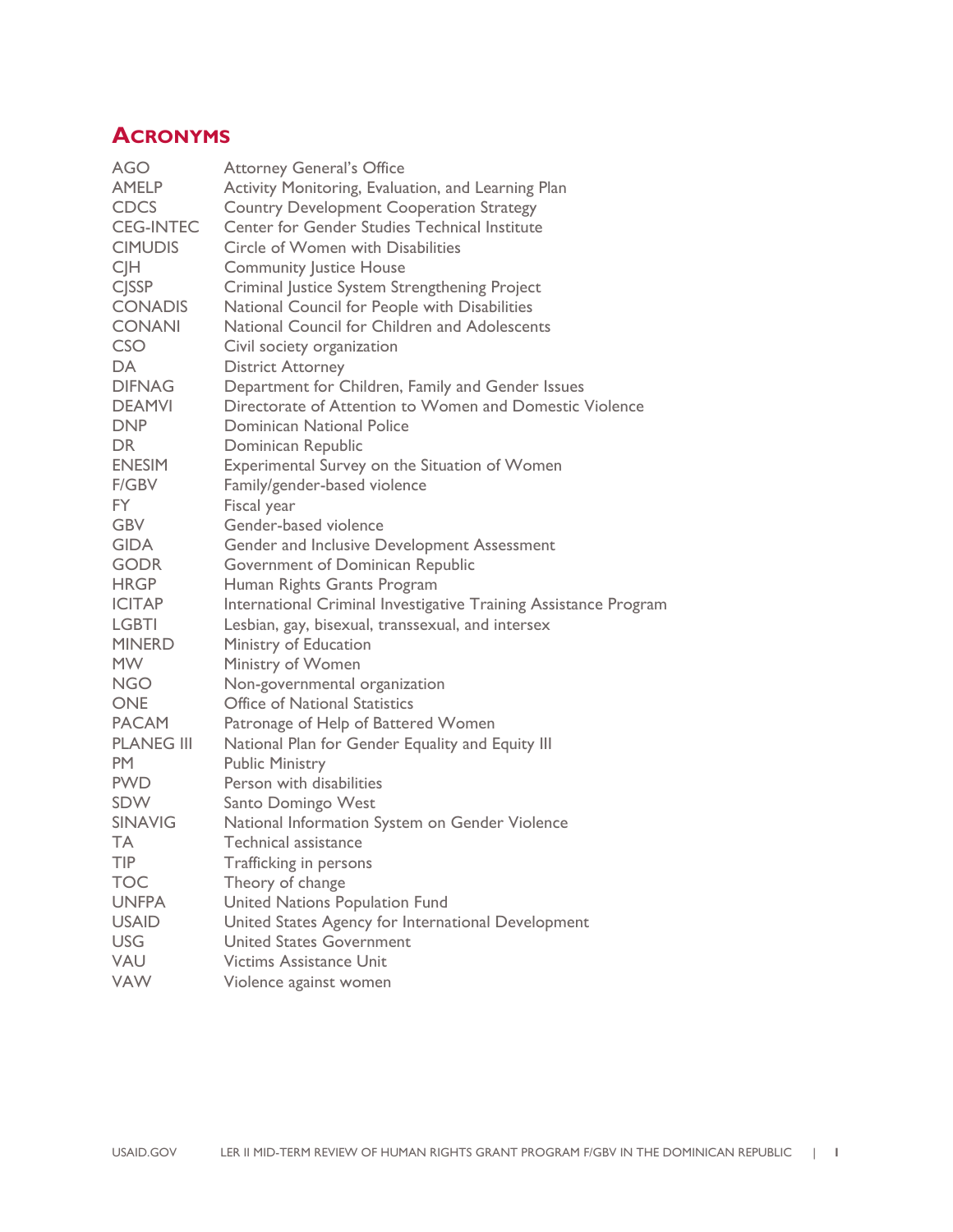## Acronyms

| | |
|---|---|
| AGO | Attorney General's Office |
| AMELP | Activity Monitoring, Evaluation, and Learning Plan |
| CDCS | Country Development Cooperation Strategy |
| CEG-INTEC | Center for Gender Studies Technical Institute |
| CIMUDIS | Circle of Women with Disabilities |
| CJH | Community Justice House |
| CJSSP | Criminal Justice System Strengthening Project |
| CONADIS | National Council for People with Disabilities |
| CONANI | National Council for Children and Adolescents |
| CSO | Civil society organization |
| DA | District Attorney |
| DIFNAG | Department for Children, Family and Gender Issues |
| DEAMVI | Directorate of Attention to Women and Domestic Violence |
| DNP | Dominican National Police |
| DR | Dominican Republic |
| ENESIM | Experimental Survey on the Situation of Women |
| F/GBV | Family/gender-based violence |
| FY | Fiscal year |
| GBV | Gender-based violence |
| GIDA | Gender and Inclusive Development Assessment |
| GODR | Government of Dominican Republic |
| HRGP | Human Rights Grants Program |
| ICITAP | International Criminal Investigative Training Assistance Program |
| LGBTI | Lesbian, gay, bisexual, transsexual, and intersex |
| MINERD | Ministry of Education |
| MW | Ministry of Women |
| NGO | Non-governmental organization |
| ONE | Office of National Statistics |
| PACAM | Patronage of Help of Battered Women |
| PLANEG III | National Plan for Gender Equality and Equity III |
| PM | Public Ministry |
| PWD | Person with disabilities |
| SDW | Santo Domingo West |
| SINAVIG | National Information System on Gender Violence |
| TA | Technical assistance |
| TIP | Trafficking in persons |
| TOC | Theory of change |
| UNFPA | United Nations Population Fund |
| USAID | United States Agency for International Development |
| USG | United States Government |
| VAU | Victims Assistance Unit |
| VAW | Violence against women |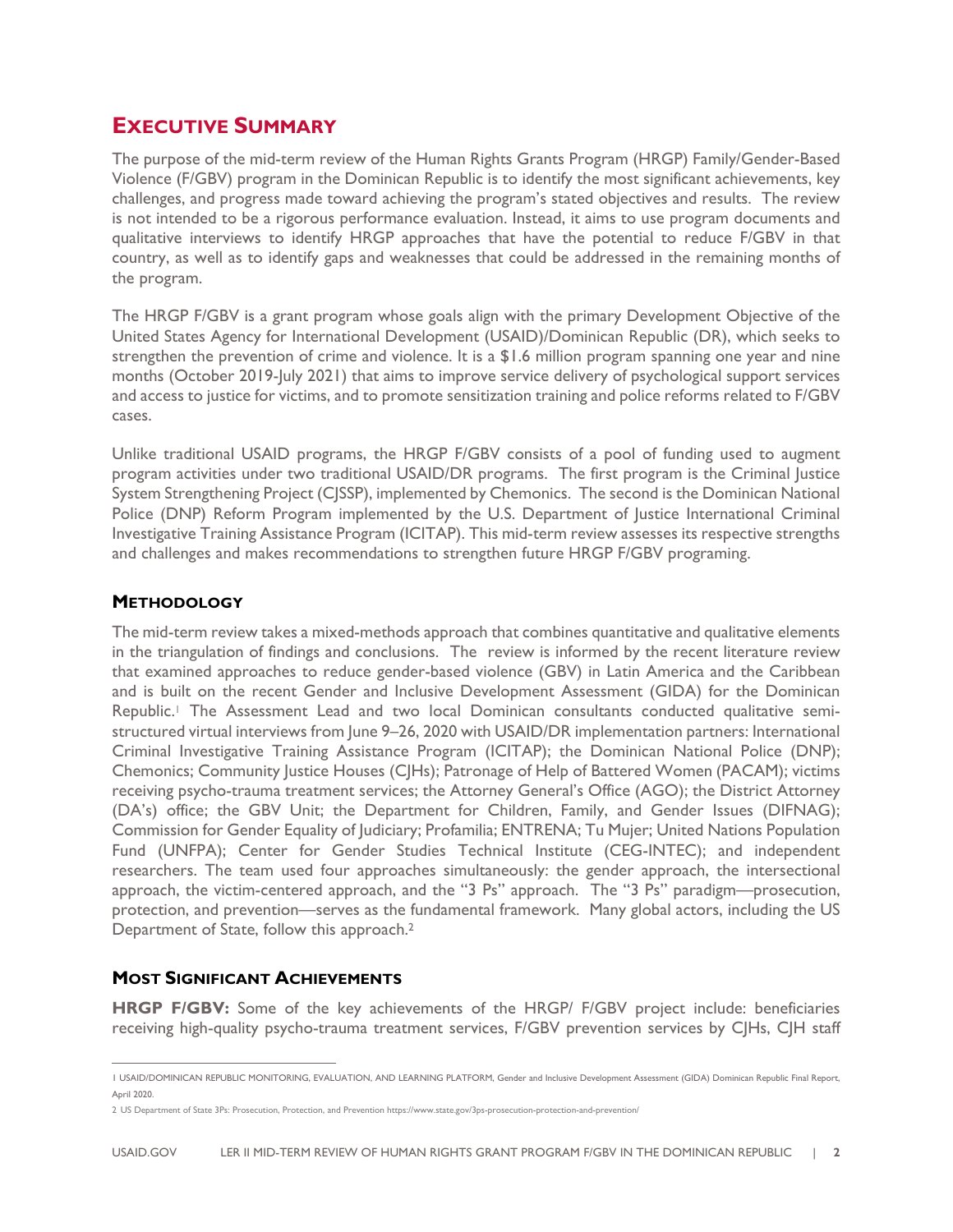# EXECUTIVE SUMMARY

The purpose of the mid-term review of the Human Rights Grants Program (HRGP) Family/Gender-Based Violence (F/GBV) program in the Dominican Republic is to identify the most significant achievements, key challenges, and progress made toward achieving the program's stated objectives and results. The review is not intended to be a rigorous performance evaluation. Instead, it aims to use program documents and qualitative interviews to identify HRGP approaches that have the potential to reduce F/GBV in that country, as well as to identify gaps and weaknesses that could be addressed in the remaining months of the program.

The HRGP F/GBV is a grant program whose goals align with the primary Development Objective of the United States Agency for International Development (USAID)/Dominican Republic (DR), which seeks to strengthen the prevention of crime and violence. It is a $1.6 million program spanning one year and nine months (October 2019-July 2021) that aims to improve service delivery of psychological support services and access to justice for victims, and to promote sensitization training and police reforms related to F/GBV cases.

Unlike traditional USAID programs, the HRGP F/GBV consists of a pool of funding used to augment program activities under two traditional USAID/DR programs. The first program is the Criminal Justice System Strengthening Project (CJSSP), implemented by Chemonics. The second is the Dominican National Police (DNP) Reform Program implemented by the U.S. Department of Justice International Criminal Investigative Training Assistance Program (ICITAP). This mid-term review assesses its respective strengths and challenges and makes recommendations to strengthen future HRGP F/GBV programing.

## METHODOLOGY

The mid-term review takes a mixed-methods approach that combines quantitative and qualitative elements in the triangulation of findings and conclusions. The review is informed by the recent literature review that examined approaches to reduce gender-based violence (GBV) in Latin America and the Caribbean and is built on the recent Gender and Inclusive Development Assessment (GIDA) for the Dominican Republic.[1] The Assessment Lead and two local Dominican consultants conducted qualitative semi-structured virtual interviews from June 9–26, 2020 with USAID/DR implementation partners: International Criminal Investigative Training Assistance Program (ICITAP); the Dominican National Police (DNP); Chemonics; Community Justice Houses (CJHs); Patronage of Help of Battered Women (PACAM); victims receiving psycho-trauma treatment services; the Attorney General's Office (AGO); the District Attorney (DA's) office; the GBV Unit; the Department for Children, Family, and Gender Issues (DIFNAG); Commission for Gender Equality of Judiciary; Profamilia; ENTRENA; Tu Mujer; United Nations Population Fund (UNFPA); Center for Gender Studies Technical Institute (CEG-INTEC); and independent researchers. The team used four approaches simultaneously: the gender approach, the intersectional approach, the victim-centered approach, and the "3 Ps" approach. The "3 Ps" paradigm—prosecution, protection, and prevention—serves as the fundamental framework. Many global actors, including the US Department of State, follow this approach.[2]

## MOST SIGNIFICANT ACHIEVEMENTS

**HRGP F/GBV:** Some of the key achievements of the HRGP/ F/GBV project include: beneficiaries receiving high-quality psycho-trauma treatment services, F/GBV prevention services by CJHs, CJH staff

---

1 USAID/DOMINICAN REPUBLIC MONITORING, EVALUATION, AND LEARNING PLATFORM, Gender and Inclusive Development Assessment (GIDA) Dominican Republic Final Report, April 2020.

2 US Department of State 3Ps: Prosecution, Protection, and Prevention https://www.state.gov/3ps-prosecution-protection-and-prevention/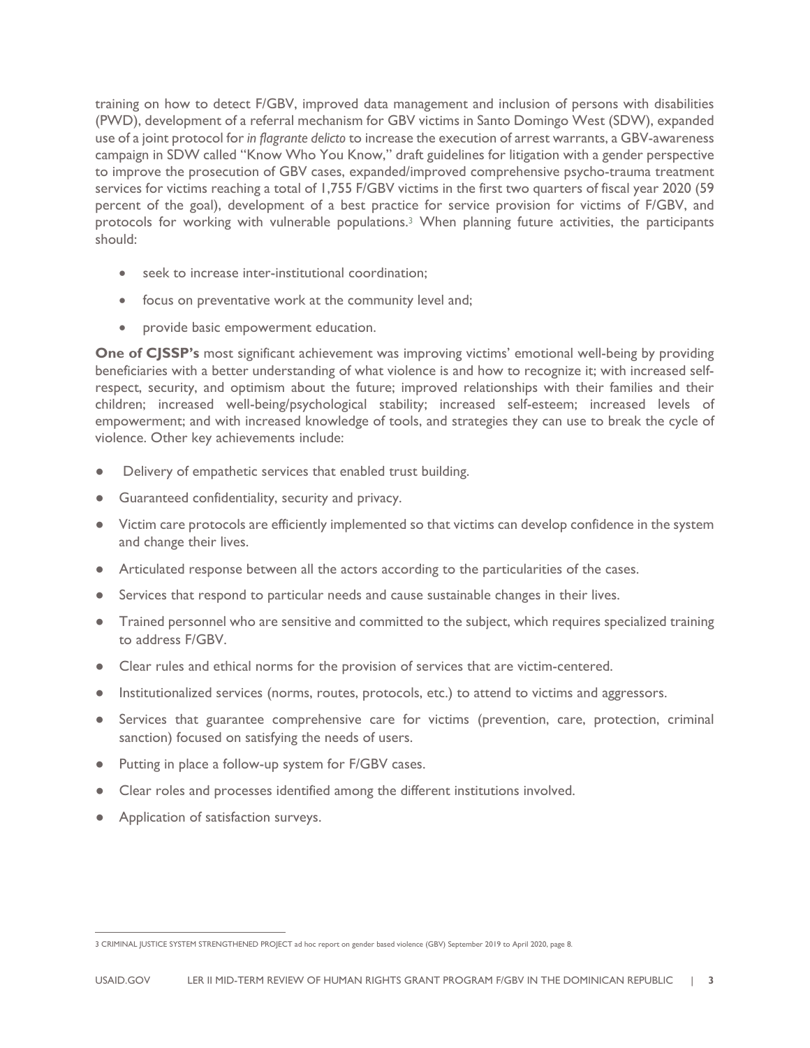training on how to detect F/GBV, improved data management and inclusion of persons with disabilities (PWD), development of a referral mechanism for GBV victims in Santo Domingo West (SDW), expanded use of a joint protocol for *in flagrante delicto* to increase the execution of arrest warrants, a GBV-awareness campaign in SDW called "Know Who You Know," draft guidelines for litigation with a gender perspective to improve the prosecution of GBV cases, expanded/improved comprehensive psycho-trauma treatment services for victims reaching a total of 1,755 F/GBV victims in the first two quarters of fiscal year 2020 (59 percent of the goal), development of a best practice for service provision for victims of F/GBV, and protocols for working with vulnerable populations.[3] When planning future activities, the participants should:

- seek to increase inter-institutional coordination;
- focus on preventative work at the community level and;
- provide basic empowerment education.

**One of CJSSP's** most significant achievement was improving victims' emotional well-being by providing beneficiaries with a better understanding of what violence is and how to recognize it; with increased self-respect, security, and optimism about the future; improved relationships with their families and their children; increased well-being/psychological stability; increased self-esteem; increased levels of empowerment; and with increased knowledge of tools, and strategies they can use to break the cycle of violence. Other key achievements include:

- Delivery of empathetic services that enabled trust building.
- Guaranteed confidentiality, security and privacy.
- Victim care protocols are efficiently implemented so that victims can develop confidence in the system and change their lives.
- Articulated response between all the actors according to the particularities of the cases.
- Services that respond to particular needs and cause sustainable changes in their lives.
- Trained personnel who are sensitive and committed to the subject, which requires specialized training to address F/GBV.
- Clear rules and ethical norms for the provision of services that are victim-centered.
- Institutionalized services (norms, routes, protocols, etc.) to attend to victims and aggressors.
- Services that guarantee comprehensive care for victims (prevention, care, protection, criminal sanction) focused on satisfying the needs of users.
- Putting in place a follow-up system for F/GBV cases.
- Clear roles and processes identified among the different institutions involved.
- Application of satisfaction surveys.

[3] CRIMINAL JUSTICE SYSTEM STRENGTHENED PROJECT ad hoc report on gender based violence (GBV) September 2019 to April 2020, page 8.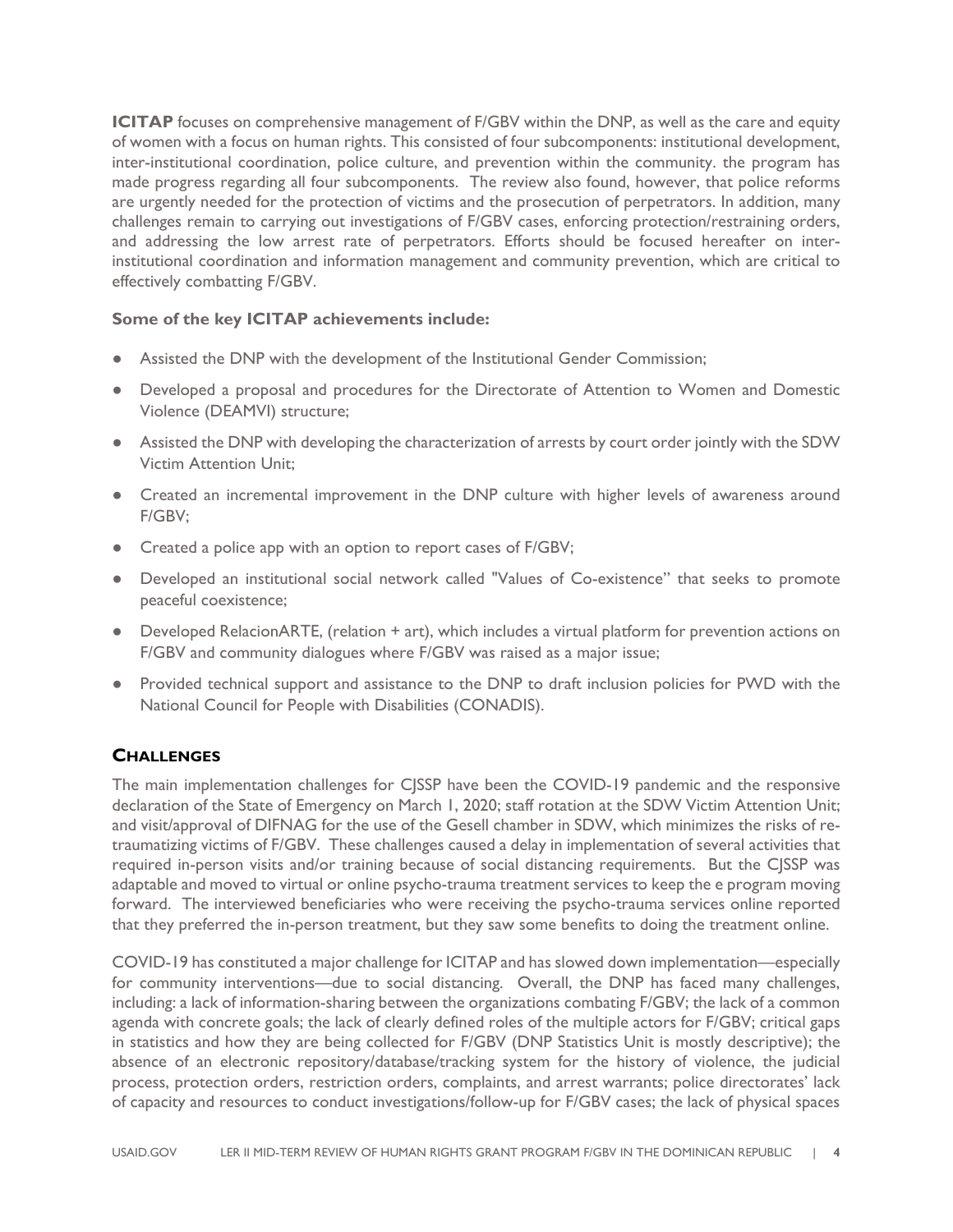**ICITAP** focuses on comprehensive management of F/GBV within the DNP, as well as the care and equity of women with a focus on human rights. This consisted of four subcomponents: institutional development, inter-institutional coordination, police culture, and prevention within the community. the program has made progress regarding all four subcomponents. The review also found, however, that police reforms are urgently needed for the protection of victims and the prosecution of perpetrators. In addition, many challenges remain to carrying out investigations of F/GBV cases, enforcing protection/restraining orders, and addressing the low arrest rate of perpetrators. Efforts should be focused hereafter on inter-institutional coordination and information management and community prevention, which are critical to effectively combatting F/GBV.

**Some of the key ICITAP achievements include:**

- Assisted the DNP with the development of the Institutional Gender Commission;
- Developed a proposal and procedures for the Directorate of Attention to Women and Domestic Violence (DEAMVI) structure;
- Assisted the DNP with developing the characterization of arrests by court order jointly with the SDW Victim Attention Unit;
- Created an incremental improvement in the DNP culture with higher levels of awareness around F/GBV;
- Created a police app with an option to report cases of F/GBV;
- Developed an institutional social network called "Values of Co-existence" that seeks to promote peaceful coexistence;
- Developed RelacionARTE, (relation + art), which includes a virtual platform for prevention actions on F/GBV and community dialogues where F/GBV was raised as a major issue;
- Provided technical support and assistance to the DNP to draft inclusion policies for PWD with the National Council for People with Disabilities (CONADIS).

## CHALLENGES

The main implementation challenges for CJSSP have been the COVID-19 pandemic and the responsive declaration of the State of Emergency on March 1, 2020; staff rotation at the SDW Victim Attention Unit; and visit/approval of DIFNAG for the use of the Gesell chamber in SDW, which minimizes the risks of re-traumatizing victims of F/GBV. These challenges caused a delay in implementation of several activities that required in-person visits and/or training because of social distancing requirements. But the CJSSP was adaptable and moved to virtual or online psycho-trauma treatment services to keep the e program moving forward. The interviewed beneficiaries who were receiving the psycho-trauma services online reported that they preferred the in-person treatment, but they saw some benefits to doing the treatment online.

COVID-19 has constituted a major challenge for ICITAP and has slowed down implementation—especially for community interventions—due to social distancing. Overall, the DNP has faced many challenges, including: a lack of information-sharing between the organizations combating F/GBV; the lack of a common agenda with concrete goals; the lack of clearly defined roles of the multiple actors for F/GBV; critical gaps in statistics and how they are being collected for F/GBV (DNP Statistics Unit is mostly descriptive); the absence of an electronic repository/database/tracking system for the history of violence, the judicial process, protection orders, restriction orders, complaints, and arrest warrants; police directorates' lack of capacity and resources to conduct investigations/follow-up for F/GBV cases; the lack of physical spaces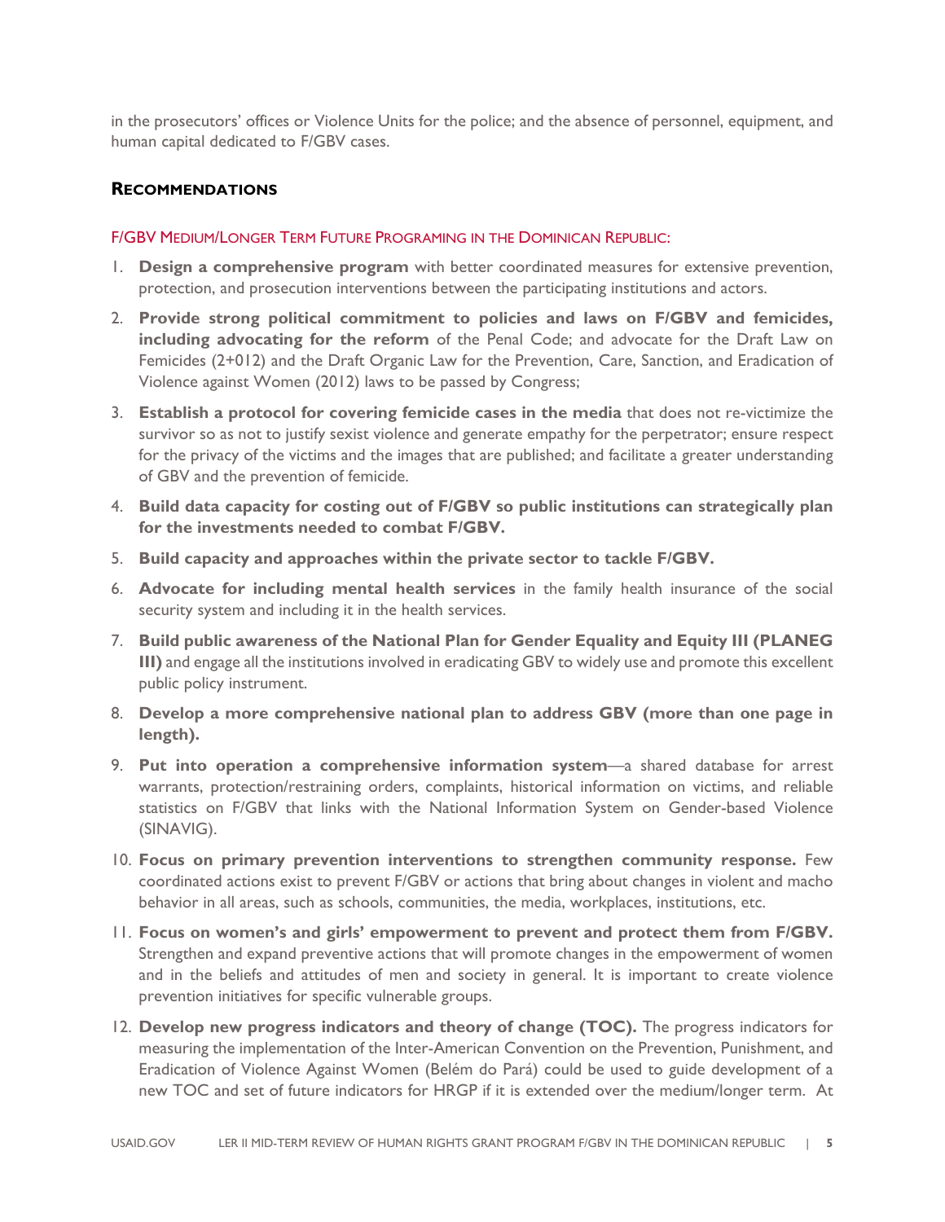in the prosecutors' offices or Violence Units for the police; and the absence of personnel, equipment, and human capital dedicated to F/GBV cases.

### Recommendations

#### F/GBV Medium/Longer Term Future Programing in the Dominican Republic:

1. **Design a comprehensive program** with better coordinated measures for extensive prevention, protection, and prosecution interventions between the participating institutions and actors.
2. **Provide strong political commitment to policies and laws on F/GBV and femicides, including advocating for the reform** of the Penal Code; and advocate for the Draft Law on Femicides (2+012) and the Draft Organic Law for the Prevention, Care, Sanction, and Eradication of Violence against Women (2012) laws to be passed by Congress;
3. **Establish a protocol for covering femicide cases in the media** that does not re-victimize the survivor so as not to justify sexist violence and generate empathy for the perpetrator; ensure respect for the privacy of the victims and the images that are published; and facilitate a greater understanding of GBV and the prevention of femicide.
4. **Build data capacity for costing out of F/GBV so public institutions can strategically plan for the investments needed to combat F/GBV.**
5. **Build capacity and approaches within the private sector to tackle F/GBV.**
6. **Advocate for including mental health services** in the family health insurance of the social security system and including it in the health services.
7. **Build public awareness of the National Plan for Gender Equality and Equity III (PLANEG III)** and engage all the institutions involved in eradicating GBV to widely use and promote this excellent public policy instrument.
8. **Develop a more comprehensive national plan to address GBV (more than one page in length).**
9. **Put into operation a comprehensive information system**—a shared database for arrest warrants, protection/restraining orders, complaints, historical information on victims, and reliable statistics on F/GBV that links with the National Information System on Gender-based Violence (SINAVIG).
10. **Focus on primary prevention interventions to strengthen community response.** Few coordinated actions exist to prevent F/GBV or actions that bring about changes in violent and macho behavior in all areas, such as schools, communities, the media, workplaces, institutions, etc.
11. **Focus on women's and girls' empowerment to prevent and protect them from F/GBV.** Strengthen and expand preventive actions that will promote changes in the empowerment of women and in the beliefs and attitudes of men and society in general. It is important to create violence prevention initiatives for specific vulnerable groups.
12. **Develop new progress indicators and theory of change (TOC).** The progress indicators for measuring the implementation of the Inter-American Convention on the Prevention, Punishment, and Eradication of Violence Against Women (Belém do Pará) could be used to guide development of a new TOC and set of future indicators for HRGP if it is extended over the medium/longer term. At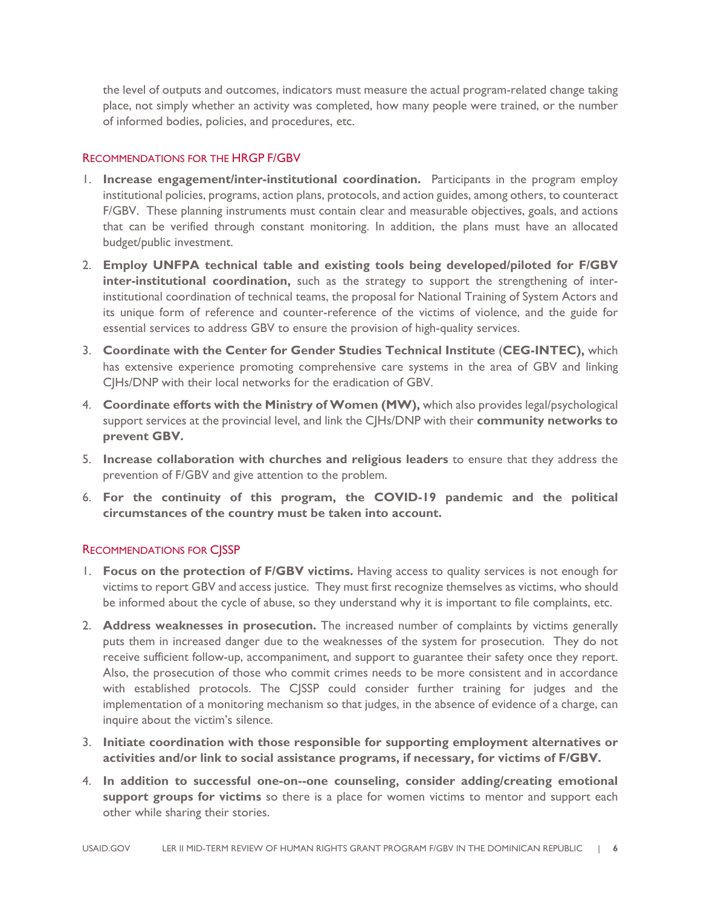the level of outputs and outcomes, indicators must measure the actual program-related change taking place, not simply whether an activity was completed, how many people were trained, or the number of informed bodies, policies, and procedures, etc.

### Recommendations for the HRGP F/GBV

1. **Increase engagement/inter-institutional coordination.** Participants in the program employ institutional policies, programs, action plans, protocols, and action guides, among others, to counteract F/GBV. These planning instruments must contain clear and measurable objectives, goals, and actions that can be verified through constant monitoring. In addition, the plans must have an allocated budget/public investment.
2. **Employ UNFPA technical table and existing tools being developed/piloted for F/GBV inter-institutional coordination,** such as the strategy to support the strengthening of inter-institutional coordination of technical teams, the proposal for National Training of System Actors and its unique form of reference and counter-reference of the victims of violence, and the guide for essential services to address GBV to ensure the provision of high-quality services.
3. **Coordinate with the Center for Gender Studies Technical Institute** (**CEG-INTEC),** which has extensive experience promoting comprehensive care systems in the area of GBV and linking CJHs/DNP with their local networks for the eradication of GBV.
4. **Coordinate efforts with the Ministry of Women (MW),** which also provides legal/psychological support services at the provincial level, and link the CJHs/DNP with their **community networks to prevent GBV.**
5. **Increase collaboration with churches and religious leaders** to ensure that they address the prevention of F/GBV and give attention to the problem.
6. **For the continuity of this program, the COVID-19 pandemic and the political circumstances of the country must be taken into account.**

### Recommendations for CJSSP

1. **Focus on the protection of F/GBV victims.** Having access to quality services is not enough for victims to report GBV and access justice. They must first recognize themselves as victims, who should be informed about the cycle of abuse, so they understand why it is important to file complaints, etc.
2. **Address weaknesses in prosecution.** The increased number of complaints by victims generally puts them in increased danger due to the weaknesses of the system for prosecution. They do not receive sufficient follow-up, accompaniment, and support to guarantee their safety once they report. Also, the prosecution of those who commit crimes needs to be more consistent and in accordance with established protocols. The CJSSP could consider further training for judges and the implementation of a monitoring mechanism so that judges, in the absence of evidence of a charge, can inquire about the victim's silence.
3. **Initiate coordination with those responsible for supporting employment alternatives or activities and/or link to social assistance programs, if necessary, for victims of F/GBV.**
4. **In addition to successful one-on--one counseling, consider adding/creating emotional support groups for victims** so there is a place for women victims to mentor and support each other while sharing their stories.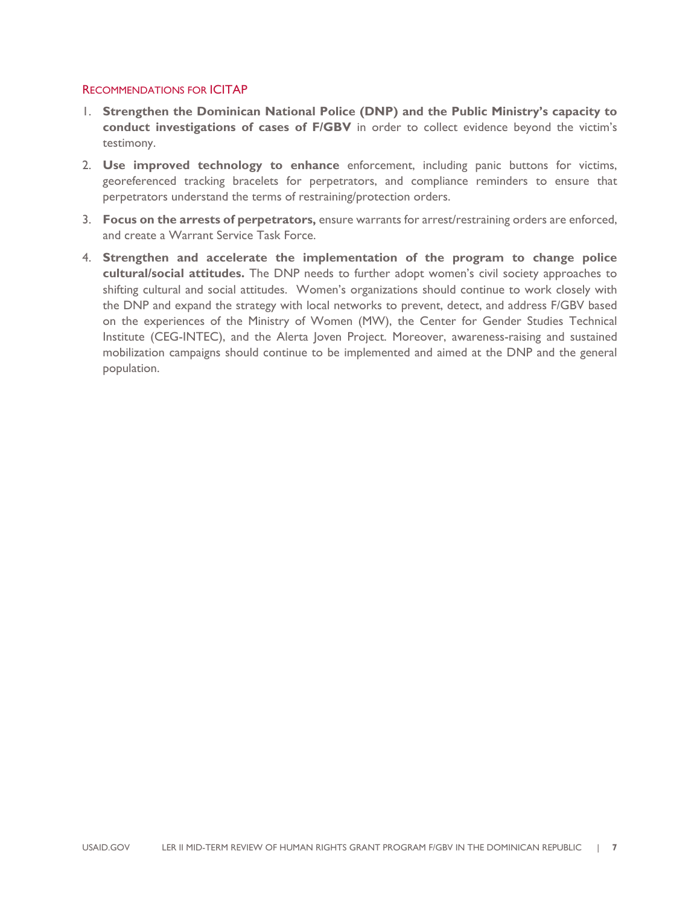### RECOMMENDATIONS FOR ICITAP

1. **Strengthen the Dominican National Police (DNP) and the Public Ministry's capacity to conduct investigations of cases of F/GBV** in order to collect evidence beyond the victim's testimony.
2. **Use improved technology to enhance** enforcement, including panic buttons for victims, georeferenced tracking bracelets for perpetrators, and compliance reminders to ensure that perpetrators understand the terms of restraining/protection orders.
3. **Focus on the arrests of perpetrators,** ensure warrants for arrest/restraining orders are enforced, and create a Warrant Service Task Force.
4. **Strengthen and accelerate the implementation of the program to change police cultural/social attitudes.** The DNP needs to further adopt women's civil society approaches to shifting cultural and social attitudes. Women's organizations should continue to work closely with the DNP and expand the strategy with local networks to prevent, detect, and address F/GBV based on the experiences of the Ministry of Women (MW), the Center for Gender Studies Technical Institute (CEG-INTEC), and the Alerta Joven Project. Moreover, awareness-raising and sustained mobilization campaigns should continue to be implemented and aimed at the DNP and the general population.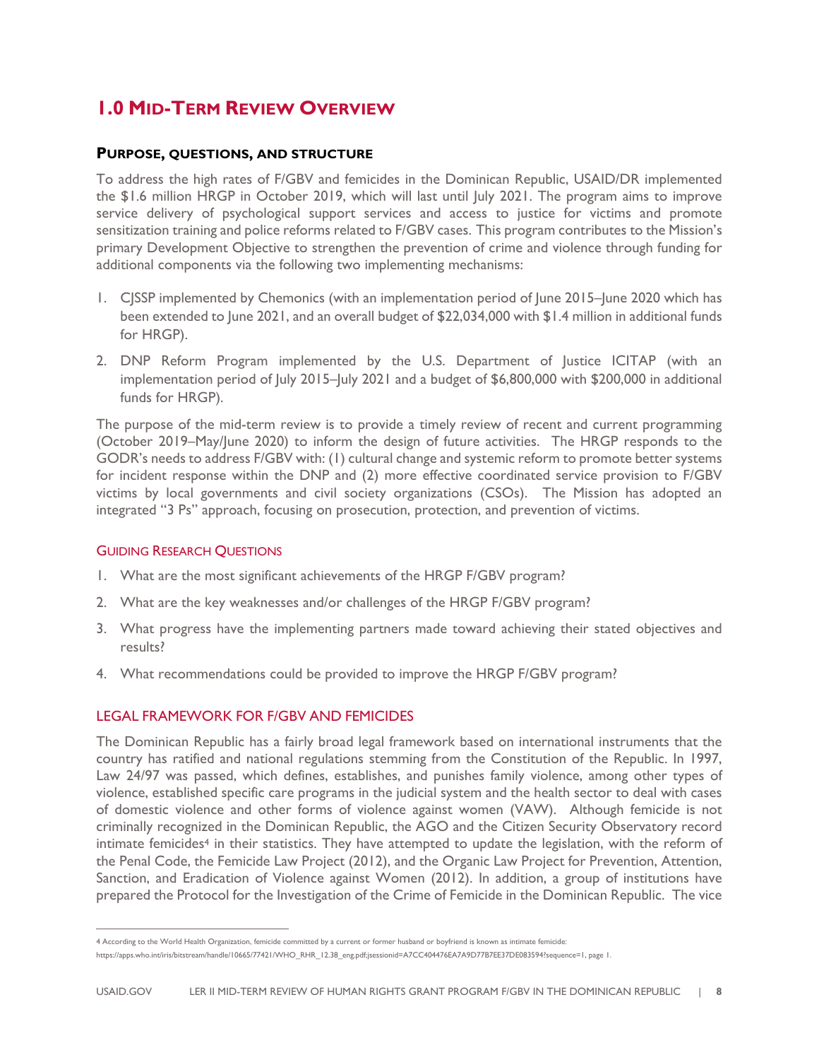# 1.0 MID-TERM REVIEW OVERVIEW

## PURPOSE, QUESTIONS, AND STRUCTURE

To address the high rates of F/GBV and femicides in the Dominican Republic, USAID/DR implemented the $1.6 million HRGP in October 2019, which will last until July 2021. The program aims to improve service delivery of psychological support services and access to justice for victims and promote sensitization training and police reforms related to F/GBV cases. This program contributes to the Mission's primary Development Objective to strengthen the prevention of crime and violence through funding for additional components via the following two implementing mechanisms:

1. CJSSP implemented by Chemonics (with an implementation period of June 2015–June 2020 which has been extended to June 2021, and an overall budget of $22,034,000 with $1.4 million in additional funds for HRGP).
2. DNP Reform Program implemented by the U.S. Department of Justice ICITAP (with an implementation period of July 2015–July 2021 and a budget of $6,800,000 with $200,000 in additional funds for HRGP).

The purpose of the mid-term review is to provide a timely review of recent and current programming (October 2019–May/June 2020) to inform the design of future activities. The HRGP responds to the GODR's needs to address F/GBV with: (1) cultural change and systemic reform to promote better systems for incident response within the DNP and (2) more effective coordinated service provision to F/GBV victims by local governments and civil society organizations (CSOs). The Mission has adopted an integrated "3 Ps" approach, focusing on prosecution, protection, and prevention of victims.

### GUIDING RESEARCH QUESTIONS

1. What are the most significant achievements of the HRGP F/GBV program?
2. What are the key weaknesses and/or challenges of the HRGP F/GBV program?
3. What progress have the implementing partners made toward achieving their stated objectives and results?
4. What recommendations could be provided to improve the HRGP F/GBV program?

### LEGAL FRAMEWORK FOR F/GBV AND FEMICIDES

The Dominican Republic has a fairly broad legal framework based on international instruments that the country has ratified and national regulations stemming from the Constitution of the Republic. In 1997, Law 24/97 was passed, which defines, establishes, and punishes family violence, among other types of violence, established specific care programs in the judicial system and the health sector to deal with cases of domestic violence and other forms of violence against women (VAW). Although femicide is not criminally recognized in the Dominican Republic, the AGO and the Citizen Security Observatory record intimate femicides[4] in their statistics. They have attempted to update the legislation, with the reform of the Penal Code, the Femicide Law Project (2012), and the Organic Law Project for Prevention, Attention, Sanction, and Eradication of Violence against Women (2012). In addition, a group of institutions have prepared the Protocol for the Investigation of the Crime of Femicide in the Dominican Republic. The vice

---

[4] According to the World Health Organization, femicide committed by a current or former husband or boyfriend is known as intimate femicide: https://apps.who.int/iris/bitstream/handle/10665/77421/WHO_RHR_12.38_eng.pdf;jsessionid=A7CC404476EA7A9D77B7EE37DE083594?sequence=1, page 1.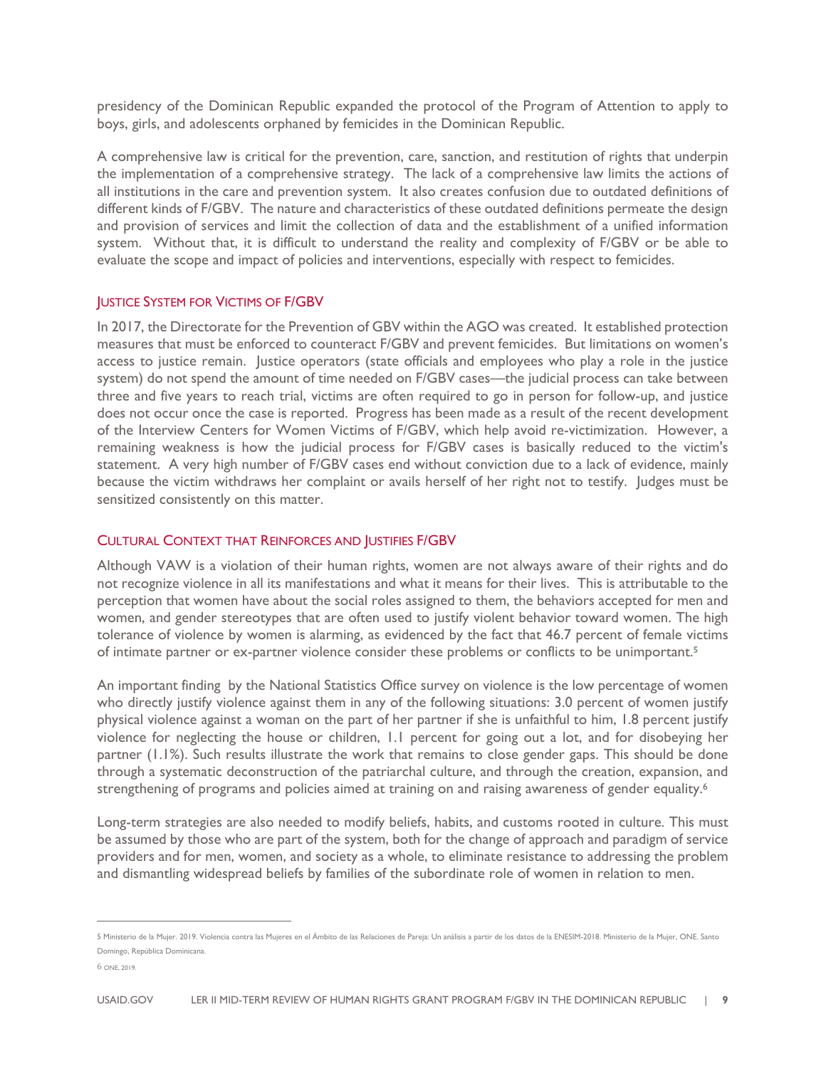presidency of the Dominican Republic expanded the protocol of the Program of Attention to apply to boys, girls, and adolescents orphaned by femicides in the Dominican Republic.

A comprehensive law is critical for the prevention, care, sanction, and restitution of rights that underpin the implementation of a comprehensive strategy. The lack of a comprehensive law limits the actions of all institutions in the care and prevention system. It also creates confusion due to outdated definitions of different kinds of F/GBV. The nature and characteristics of these outdated definitions permeate the design and provision of services and limit the collection of data and the establishment of a unified information system. Without that, it is difficult to understand the reality and complexity of F/GBV or be able to evaluate the scope and impact of policies and interventions, especially with respect to femicides.

### Justice System for Victims of F/GBV

In 2017, the Directorate for the Prevention of GBV within the AGO was created. It established protection measures that must be enforced to counteract F/GBV and prevent femicides. But limitations on women's access to justice remain. Justice operators (state officials and employees who play a role in the justice system) do not spend the amount of time needed on F/GBV cases—the judicial process can take between three and five years to reach trial, victims are often required to go in person for follow-up, and justice does not occur once the case is reported. Progress has been made as a result of the recent development of the Interview Centers for Women Victims of F/GBV, which help avoid re-victimization. However, a remaining weakness is how the judicial process for F/GBV cases is basically reduced to the victim's statement. A very high number of F/GBV cases end without conviction due to a lack of evidence, mainly because the victim withdraws her complaint or avails herself of her right not to testify. Judges must be sensitized consistently on this matter.

### Cultural Context that Reinforces and Justifies F/GBV

Although VAW is a violation of their human rights, women are not always aware of their rights and do not recognize violence in all its manifestations and what it means for their lives. This is attributable to the perception that women have about the social roles assigned to them, the behaviors accepted for men and women, and gender stereotypes that are often used to justify violent behavior toward women. The high tolerance of violence by women is alarming, as evidenced by the fact that 46.7 percent of female victims of intimate partner or ex-partner violence consider these problems or conflicts to be unimportant.[5]

An important finding by the National Statistics Office survey on violence is the low percentage of women who directly justify violence against them in any of the following situations: 3.0 percent of women justify physical violence against a woman on the part of her partner if she is unfaithful to him, 1.8 percent justify violence for neglecting the house or children, 1.1 percent for going out a lot, and for disobeying her partner (1.1%). Such results illustrate the work that remains to close gender gaps. This should be done through a systematic deconstruction of the patriarchal culture, and through the creation, expansion, and strengthening of programs and policies aimed at training on and raising awareness of gender equality.[6]

Long-term strategies are also needed to modify beliefs, habits, and customs rooted in culture. This must be assumed by those who are part of the system, both for the change of approach and paradigm of service providers and for men, women, and society as a whole, to eliminate resistance to addressing the problem and dismantling widespread beliefs by families of the subordinate role of women in relation to men.

---

5 Ministerio de la Mujer. 2019. Violencia contra las Mujeres en el Ámbito de las Relaciones de Pareja: Un análisis a partir de los datos de la ENESIM-2018. Ministerio de la Mujer, ONE. Santo Domingo, República Dominicana.

6 ONE, 2019.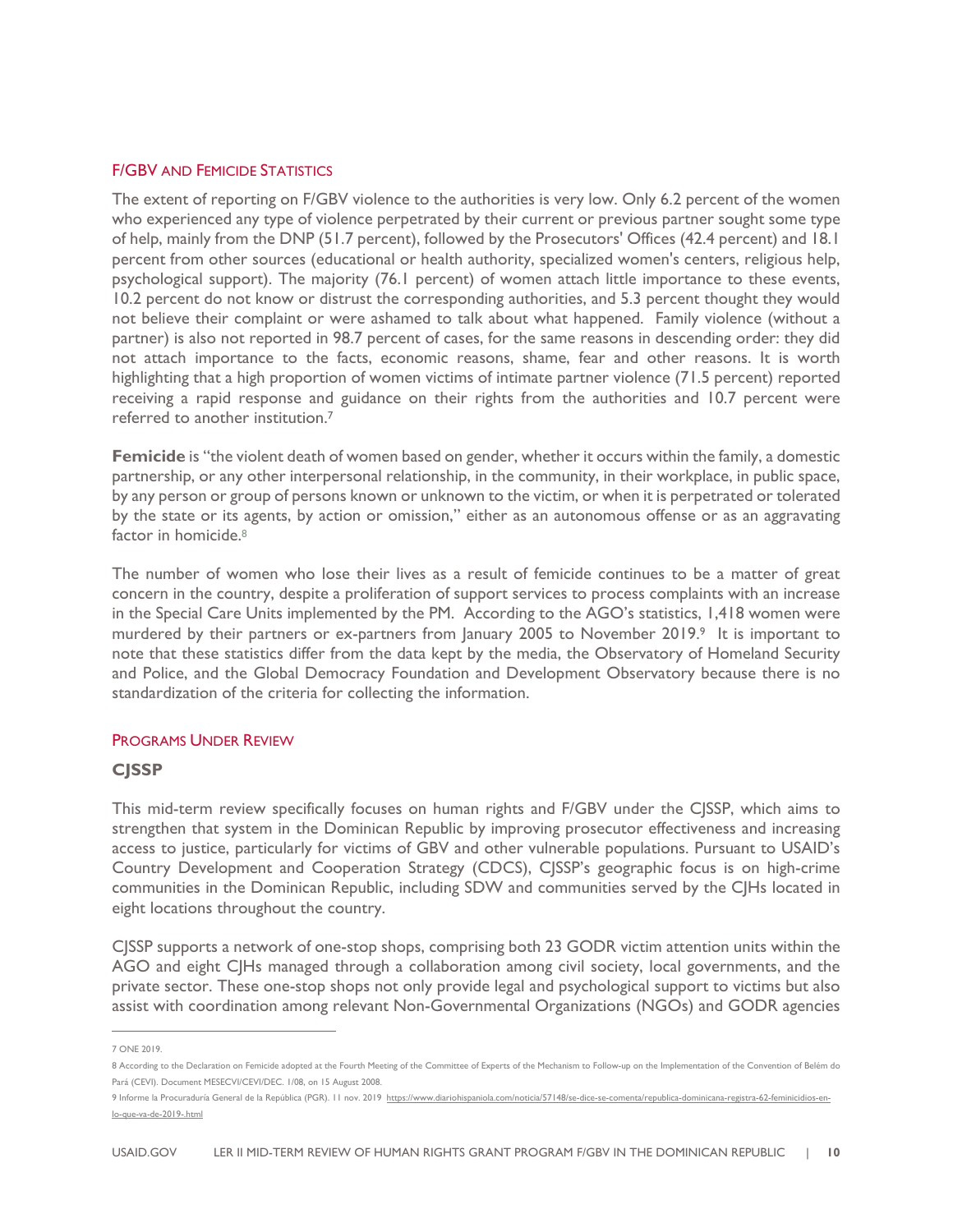## F/GBV AND FEMICIDE STATISTICS

The extent of reporting on F/GBV violence to the authorities is very low. Only 6.2 percent of the women who experienced any type of violence perpetrated by their current or previous partner sought some type of help, mainly from the DNP (51.7 percent), followed by the Prosecutors' Offices (42.4 percent) and 18.1 percent from other sources (educational or health authority, specialized women's centers, religious help, psychological support). The majority (76.1 percent) of women attach little importance to these events, 10.2 percent do not know or distrust the corresponding authorities, and 5.3 percent thought they would not believe their complaint or were ashamed to talk about what happened. Family violence (without a partner) is also not reported in 98.7 percent of cases, for the same reasons in descending order: they did not attach importance to the facts, economic reasons, shame, fear and other reasons. It is worth highlighting that a high proportion of women victims of intimate partner violence (71.5 percent) reported receiving a rapid response and guidance on their rights from the authorities and 10.7 percent were referred to another institution.[7]

**Femicide** is "the violent death of women based on gender, whether it occurs within the family, a domestic partnership, or any other interpersonal relationship, in the community, in their workplace, in public space, by any person or group of persons known or unknown to the victim, or when it is perpetrated or tolerated by the state or its agents, by action or omission," either as an autonomous offense or as an aggravating factor in homicide.[8]

The number of women who lose their lives as a result of femicide continues to be a matter of great concern in the country, despite a proliferation of support services to process complaints with an increase in the Special Care Units implemented by the PM. According to the AGO's statistics, 1,418 women were murdered by their partners or ex-partners from January 2005 to November 2019.[9] It is important to note that these statistics differ from the data kept by the media, the Observatory of Homeland Security and Police, and the Global Democracy Foundation and Development Observatory because there is no standardization of the criteria for collecting the information.

## PROGRAMS UNDER REVIEW

### CJSSP

This mid-term review specifically focuses on human rights and F/GBV under the CJSSP, which aims to strengthen that system in the Dominican Republic by improving prosecutor effectiveness and increasing access to justice, particularly for victims of GBV and other vulnerable populations. Pursuant to USAID's Country Development and Cooperation Strategy (CDCS), CJSSP's geographic focus is on high-crime communities in the Dominican Republic, including SDW and communities served by the CJHs located in eight locations throughout the country.

CJSSP supports a network of one-stop shops, comprising both 23 GODR victim attention units within the AGO and eight CJHs managed through a collaboration among civil society, local governments, and the private sector. These one-stop shops not only provide legal and psychological support to victims but also assist with coordination among relevant Non-Governmental Organizations (NGOs) and GODR agencies

---

7 ONE 2019.

8 According to the Declaration on Femicide adopted at the Fourth Meeting of the Committee of Experts of the Mechanism to Follow-up on the Implementation of the Convention of Belém do Pará (CEVI). Document MESECVI/CEVI/DEC. 1/08, on 15 August 2008.

9 Informe la Procuraduría General de la República (PGR). 11 nov. 2019 https://www.diariohispaniola.com/noticia/57148/se-dice-se-comenta/republica-dominicana-registra-62-feminicidios-en-lo-que-va-de-2019-.html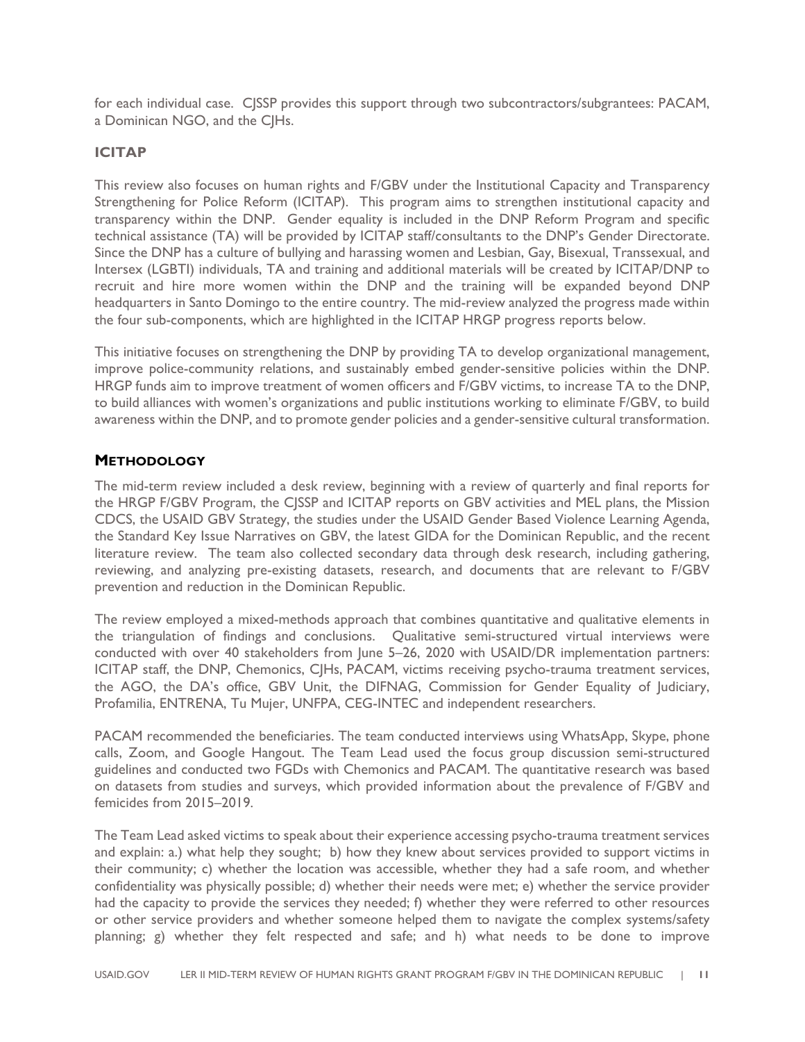for each individual case. CJSSP provides this support through two subcontractors/subgrantees: PACAM, a Dominican NGO, and the CJHs.

### ICITAP

This review also focuses on human rights and F/GBV under the Institutional Capacity and Transparency Strengthening for Police Reform (ICITAP). This program aims to strengthen institutional capacity and transparency within the DNP. Gender equality is included in the DNP Reform Program and specific technical assistance (TA) will be provided by ICITAP staff/consultants to the DNP's Gender Directorate. Since the DNP has a culture of bullying and harassing women and Lesbian, Gay, Bisexual, Transsexual, and Intersex (LGBTI) individuals, TA and training and additional materials will be created by ICITAP/DNP to recruit and hire more women within the DNP and the training will be expanded beyond DNP headquarters in Santo Domingo to the entire country. The mid-review analyzed the progress made within the four sub-components, which are highlighted in the ICITAP HRGP progress reports below.

This initiative focuses on strengthening the DNP by providing TA to develop organizational management, improve police-community relations, and sustainably embed gender-sensitive policies within the DNP. HRGP funds aim to improve treatment of women officers and F/GBV victims, to increase TA to the DNP, to build alliances with women's organizations and public institutions working to eliminate F/GBV, to build awareness within the DNP, and to promote gender policies and a gender-sensitive cultural transformation.

## METHODOLOGY

The mid-term review included a desk review, beginning with a review of quarterly and final reports for the HRGP F/GBV Program, the CJSSP and ICITAP reports on GBV activities and MEL plans, the Mission CDCS, the USAID GBV Strategy, the studies under the USAID Gender Based Violence Learning Agenda, the Standard Key Issue Narratives on GBV, the latest GIDA for the Dominican Republic, and the recent literature review. The team also collected secondary data through desk research, including gathering, reviewing, and analyzing pre-existing datasets, research, and documents that are relevant to F/GBV prevention and reduction in the Dominican Republic.

The review employed a mixed-methods approach that combines quantitative and qualitative elements in the triangulation of findings and conclusions. Qualitative semi-structured virtual interviews were conducted with over 40 stakeholders from June 5–26, 2020 with USAID/DR implementation partners: ICITAP staff, the DNP, Chemonics, CJHs, PACAM, victims receiving psycho-trauma treatment services, the AGO, the DA's office, GBV Unit, the DIFNAG, Commission for Gender Equality of Judiciary, Profamilia, ENTRENA, Tu Mujer, UNFPA, CEG-INTEC and independent researchers.

PACAM recommended the beneficiaries. The team conducted interviews using WhatsApp, Skype, phone calls, Zoom, and Google Hangout. The Team Lead used the focus group discussion semi-structured guidelines and conducted two FGDs with Chemonics and PACAM. The quantitative research was based on datasets from studies and surveys, which provided information about the prevalence of F/GBV and femicides from 2015–2019.

The Team Lead asked victims to speak about their experience accessing psycho-trauma treatment services and explain: a.) what help they sought; b) how they knew about services provided to support victims in their community; c) whether the location was accessible, whether they had a safe room, and whether confidentiality was physically possible; d) whether their needs were met; e) whether the service provider had the capacity to provide the services they needed; f) whether they were referred to other resources or other service providers and whether someone helped them to navigate the complex systems/safety planning; g) whether they felt respected and safe; and h) what needs to be done to improve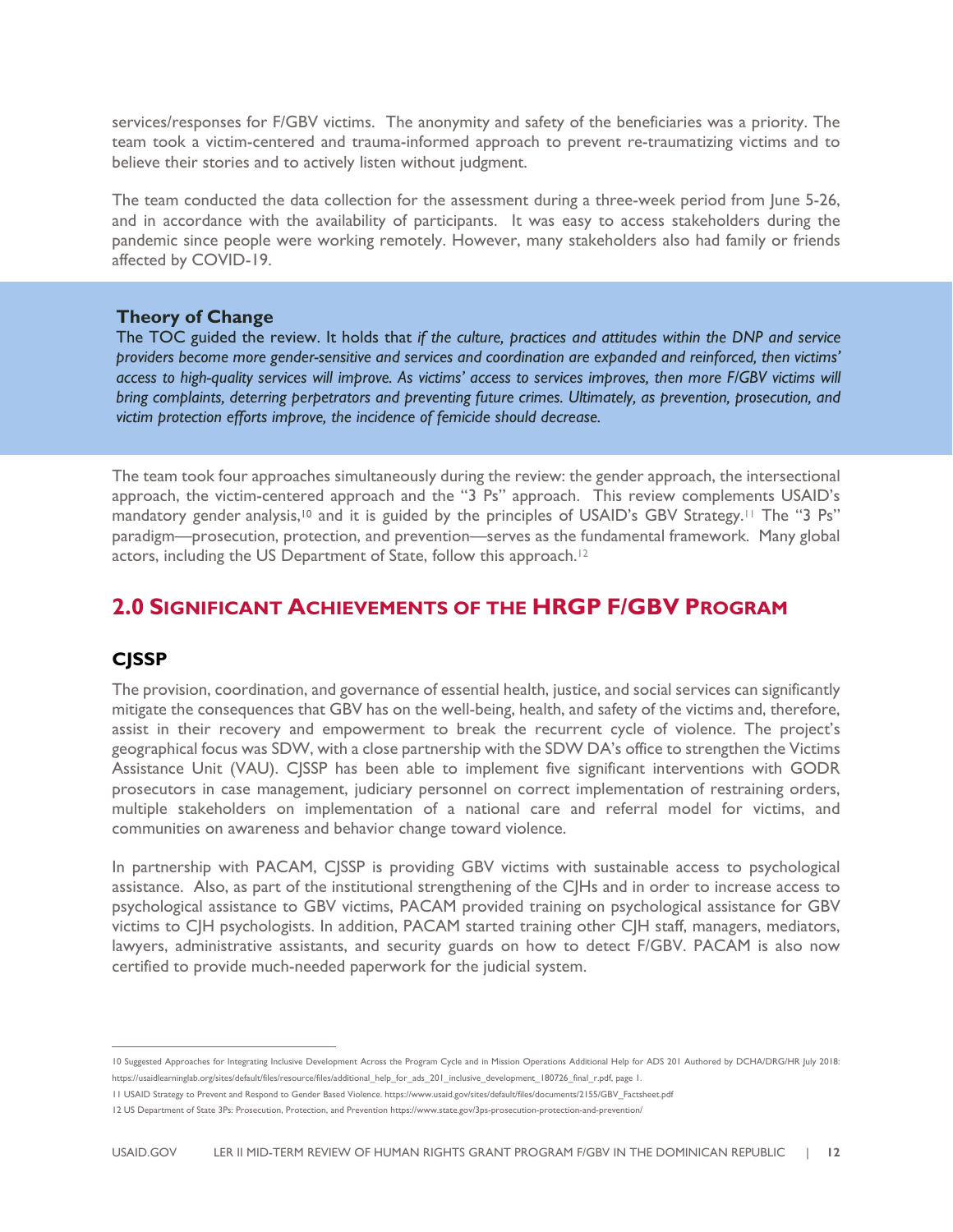services/responses for F/GBV victims. The anonymity and safety of the beneficiaries was a priority. The team took a victim-centered and trauma-informed approach to prevent re-traumatizing victims and to believe their stories and to actively listen without judgment.

The team conducted the data collection for the assessment during a three-week period from June 5-26, and in accordance with the availability of participants. It was easy to access stakeholders during the pandemic since people were working remotely. However, many stakeholders also had family or friends affected by COVID-19.

**Theory of Change**

The TOC guided the review. It holds that *if the culture, practices and attitudes within the DNP and service providers become more gender-sensitive and services and coordination are expanded and reinforced, then victims' access to high-quality services will improve. As victims' access to services improves, then more F/GBV victims will bring complaints, deterring perpetrators and preventing future crimes. Ultimately, as prevention, prosecution, and victim protection efforts improve, the incidence of femicide should decrease.*

The team took four approaches simultaneously during the review: the gender approach, the intersectional approach, the victim-centered approach and the "3 Ps" approach. This review complements USAID's mandatory gender analysis,[10] and it is guided by the principles of USAID's GBV Strategy.[11] The "3 Ps" paradigm—prosecution, protection, and prevention—serves as the fundamental framework. Many global actors, including the US Department of State, follow this approach.[12]

## 2.0 Significant Achievements of the HRGP F/GBV Program

### CJSSP

The provision, coordination, and governance of essential health, justice, and social services can significantly mitigate the consequences that GBV has on the well-being, health, and safety of the victims and, therefore, assist in their recovery and empowerment to break the recurrent cycle of violence. The project's geographical focus was SDW, with a close partnership with the SDW DA's office to strengthen the Victims Assistance Unit (VAU). CJSSP has been able to implement five significant interventions with GODR prosecutors in case management, judiciary personnel on correct implementation of restraining orders, multiple stakeholders on implementation of a national care and referral model for victims, and communities on awareness and behavior change toward violence.

In partnership with PACAM, CJSSP is providing GBV victims with sustainable access to psychological assistance. Also, as part of the institutional strengthening of the CJHs and in order to increase access to psychological assistance to GBV victims, PACAM provided training on psychological assistance for GBV victims to CJH psychologists. In addition, PACAM started training other CJH staff, managers, mediators, lawyers, administrative assistants, and security guards on how to detect F/GBV. PACAM is also now certified to provide much-needed paperwork for the judicial system.

---

10 Suggested Approaches for Integrating Inclusive Development Across the Program Cycle and in Mission Operations Additional Help for ADS 201 Authored by DCHA/DRG/HR July 2018: https://usaidlearninglab.org/sites/default/files/resource/files/additional_help_for_ads_201_inclusive_development_180726_final_r.pdf, page 1.

11 USAID Strategy to Prevent and Respond to Gender Based Violence. https://www.usaid.gov/sites/default/files/documents/2155/GBV_Factsheet.pdf

12 US Department of State 3Ps: Prosecution, Protection, and Prevention https://www.state.gov/3ps-prosecution-protection-and-prevention/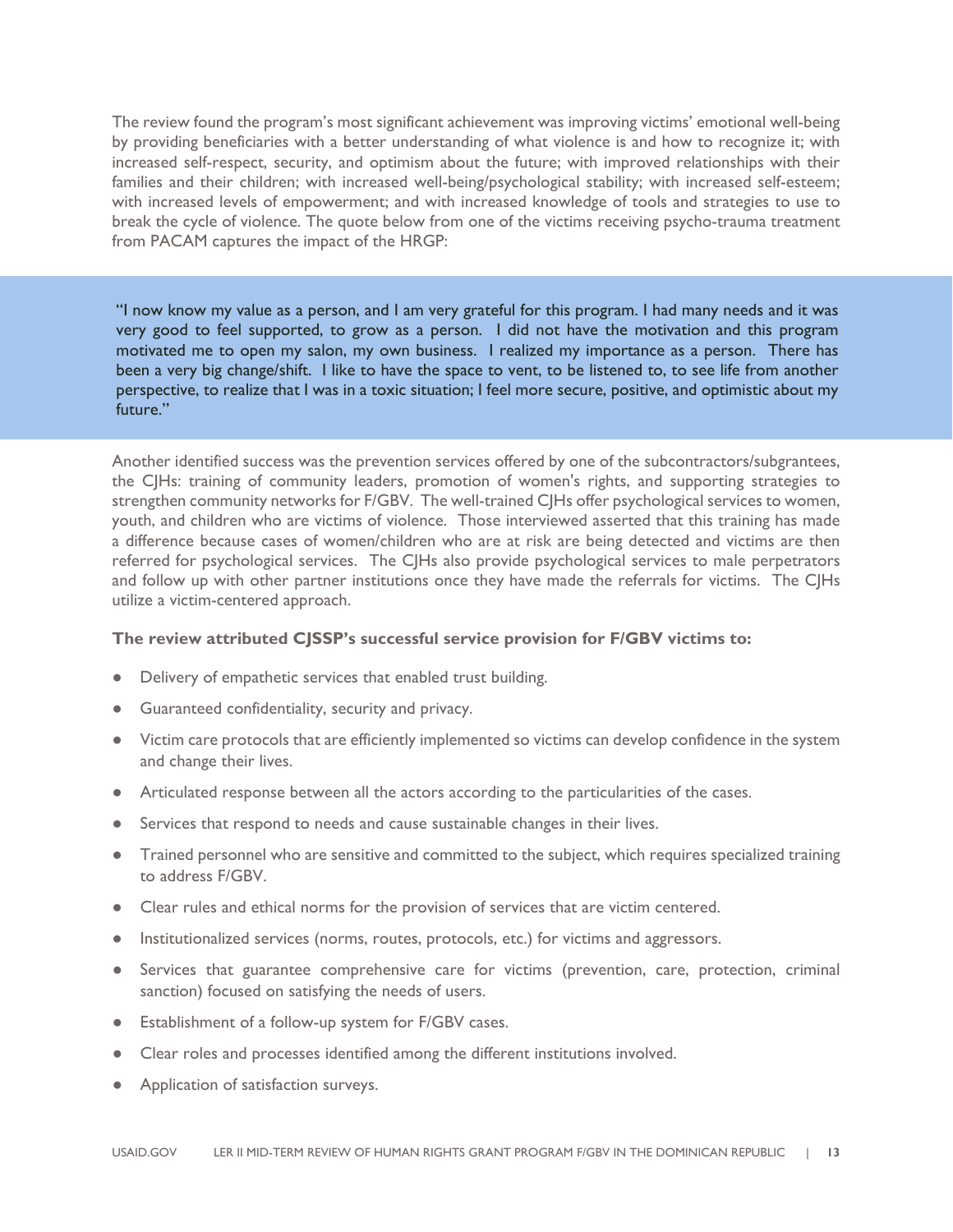The review found the program's most significant achievement was improving victims' emotional well-being by providing beneficiaries with a better understanding of what violence is and how to recognize it; with increased self-respect, security, and optimism about the future; with improved relationships with their families and their children; with increased well-being/psychological stability; with increased self-esteem; with increased levels of empowerment; and with increased knowledge of tools and strategies to use to break the cycle of violence. The quote below from one of the victims receiving psycho-trauma treatment from PACAM captures the impact of the HRGP:

> "I now know my value as a person, and I am very grateful for this program. I had many needs and it was very good to feel supported, to grow as a person. I did not have the motivation and this program motivated me to open my salon, my own business. I realized my importance as a person. There has been a very big change/shift. I like to have the space to vent, to be listened to, to see life from another perspective, to realize that I was in a toxic situation; I feel more secure, positive, and optimistic about my future."

Another identified success was the prevention services offered by one of the subcontractors/subgrantees, the CJHs: training of community leaders, promotion of women's rights, and supporting strategies to strengthen community networks for F/GBV. The well-trained CJHs offer psychological services to women, youth, and children who are victims of violence. Those interviewed asserted that this training has made a difference because cases of women/children who are at risk are being detected and victims are then referred for psychological services. The CJHs also provide psychological services to male perpetrators and follow up with other partner institutions once they have made the referrals for victims. The CJHs utilize a victim-centered approach.

**The review attributed CJSSP's successful service provision for F/GBV victims to:**

- Delivery of empathetic services that enabled trust building.
- Guaranteed confidentiality, security and privacy.
- Victim care protocols that are efficiently implemented so victims can develop confidence in the system and change their lives.
- Articulated response between all the actors according to the particularities of the cases.
- Services that respond to needs and cause sustainable changes in their lives.
- Trained personnel who are sensitive and committed to the subject, which requires specialized training to address F/GBV.
- Clear rules and ethical norms for the provision of services that are victim centered.
- Institutionalized services (norms, routes, protocols, etc.) for victims and aggressors.
- Services that guarantee comprehensive care for victims (prevention, care, protection, criminal sanction) focused on satisfying the needs of users.
- Establishment of a follow-up system for F/GBV cases.
- Clear roles and processes identified among the different institutions involved.
- Application of satisfaction surveys.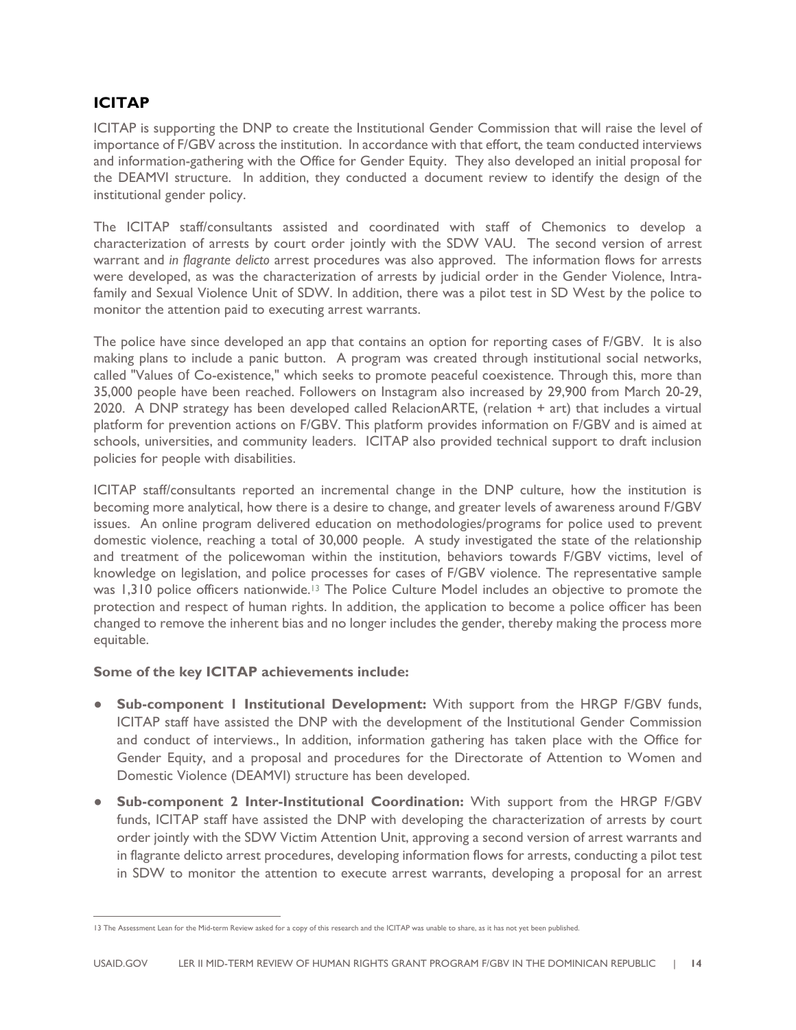## ICITAP

ICITAP is supporting the DNP to create the Institutional Gender Commission that will raise the level of importance of F/GBV across the institution. In accordance with that effort, the team conducted interviews and information-gathering with the Office for Gender Equity. They also developed an initial proposal for the DEAMVI structure. In addition, they conducted a document review to identify the design of the institutional gender policy.

The ICITAP staff/consultants assisted and coordinated with staff of Chemonics to develop a characterization of arrests by court order jointly with the SDW VAU. The second version of arrest warrant and *in flagrante delicto* arrest procedures was also approved. The information flows for arrests were developed, as was the characterization of arrests by judicial order in the Gender Violence, Intra-family and Sexual Violence Unit of SDW. In addition, there was a pilot test in SD West by the police to monitor the attention paid to executing arrest warrants.

The police have since developed an app that contains an option for reporting cases of F/GBV. It is also making plans to include a panic button. A program was created through institutional social networks, called "Values 0f Co-existence," which seeks to promote peaceful coexistence. Through this, more than 35,000 people have been reached. Followers on Instagram also increased by 29,900 from March 20-29, 2020. A DNP strategy has been developed called RelacionARTE, (relation + art) that includes a virtual platform for prevention actions on F/GBV. This platform provides information on F/GBV and is aimed at schools, universities, and community leaders. ICITAP also provided technical support to draft inclusion policies for people with disabilities.

ICITAP staff/consultants reported an incremental change in the DNP culture, how the institution is becoming more analytical, how there is a desire to change, and greater levels of awareness around F/GBV issues. An online program delivered education on methodologies/programs for police used to prevent domestic violence, reaching a total of 30,000 people. A study investigated the state of the relationship and treatment of the policewoman within the institution, behaviors towards F/GBV victims, level of knowledge on legislation, and police processes for cases of F/GBV violence. The representative sample was 1,310 police officers nationwide.[13] The Police Culture Model includes an objective to promote the protection and respect of human rights. In addition, the application to become a police officer has been changed to remove the inherent bias and no longer includes the gender, thereby making the process more equitable.

**Some of the key ICITAP achievements include:**

- **Sub-component 1 Institutional Development:** With support from the HRGP F/GBV funds, ICITAP staff have assisted the DNP with the development of the Institutional Gender Commission and conduct of interviews., In addition, information gathering has taken place with the Office for Gender Equity, and a proposal and procedures for the Directorate of Attention to Women and Domestic Violence (DEAMVI) structure has been developed.
- **Sub-component 2 Inter-Institutional Coordination:** With support from the HRGP F/GBV funds, ICITAP staff have assisted the DNP with developing the characterization of arrests by court order jointly with the SDW Victim Attention Unit, approving a second version of arrest warrants and in flagrante delicto arrest procedures, developing information flows for arrests, conducting a pilot test in SDW to monitor the attention to execute arrest warrants, developing a proposal for an arrest

[13] The Assessment Lean for the Mid-term Review asked for a copy of this research and the ICITAP was unable to share, as it has not yet been published.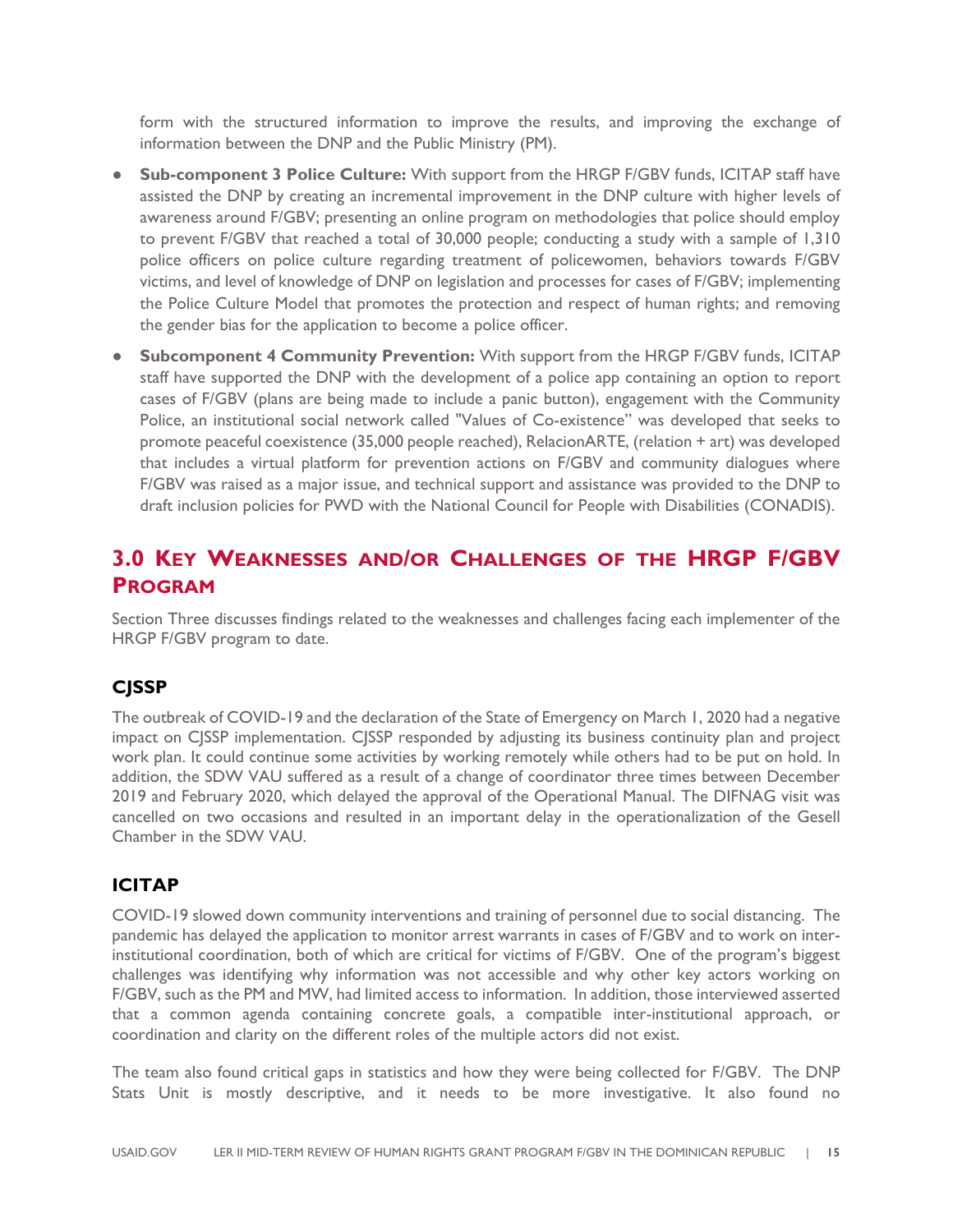form with the structured information to improve the results, and improving the exchange of information between the DNP and the Public Ministry (PM).

- **Sub-component 3 Police Culture:** With support from the HRGP F/GBV funds, ICITAP staff have assisted the DNP by creating an incremental improvement in the DNP culture with higher levels of awareness around F/GBV; presenting an online program on methodologies that police should employ to prevent F/GBV that reached a total of 30,000 people; conducting a study with a sample of 1,310 police officers on police culture regarding treatment of policewomen, behaviors towards F/GBV victims, and level of knowledge of DNP on legislation and processes for cases of F/GBV; implementing the Police Culture Model that promotes the protection and respect of human rights; and removing the gender bias for the application to become a police officer.
- **Subcomponent 4 Community Prevention:** With support from the HRGP F/GBV funds, ICITAP staff have supported the DNP with the development of a police app containing an option to report cases of F/GBV (plans are being made to include a panic button), engagement with the Community Police, an institutional social network called "Values of Co-existence" was developed that seeks to promote peaceful coexistence (35,000 people reached), RelacionARTE, (relation + art) was developed that includes a virtual platform for prevention actions on F/GBV and community dialogues where F/GBV was raised as a major issue, and technical support and assistance was provided to the DNP to draft inclusion policies for PWD with the National Council for People with Disabilities (CONADIS).

# 3.0 Key Weaknesses and/or Challenges of the HRGP F/GBV Program

Section Three discusses findings related to the weaknesses and challenges facing each implementer of the HRGP F/GBV program to date.

## CJSSP

The outbreak of COVID-19 and the declaration of the State of Emergency on March 1, 2020 had a negative impact on CJSSP implementation. CJSSP responded by adjusting its business continuity plan and project work plan. It could continue some activities by working remotely while others had to be put on hold. In addition, the SDW VAU suffered as a result of a change of coordinator three times between December 2019 and February 2020, which delayed the approval of the Operational Manual. The DIFNAG visit was cancelled on two occasions and resulted in an important delay in the operationalization of the Gesell Chamber in the SDW VAU.

## ICITAP

COVID-19 slowed down community interventions and training of personnel due to social distancing. The pandemic has delayed the application to monitor arrest warrants in cases of F/GBV and to work on inter-institutional coordination, both of which are critical for victims of F/GBV. One of the program's biggest challenges was identifying why information was not accessible and why other key actors working on F/GBV, such as the PM and MW, had limited access to information. In addition, those interviewed asserted that a common agenda containing concrete goals, a compatible inter-institutional approach, or coordination and clarity on the different roles of the multiple actors did not exist.

The team also found critical gaps in statistics and how they were being collected for F/GBV. The DNP Stats Unit is mostly descriptive, and it needs to be more investigative. It also found no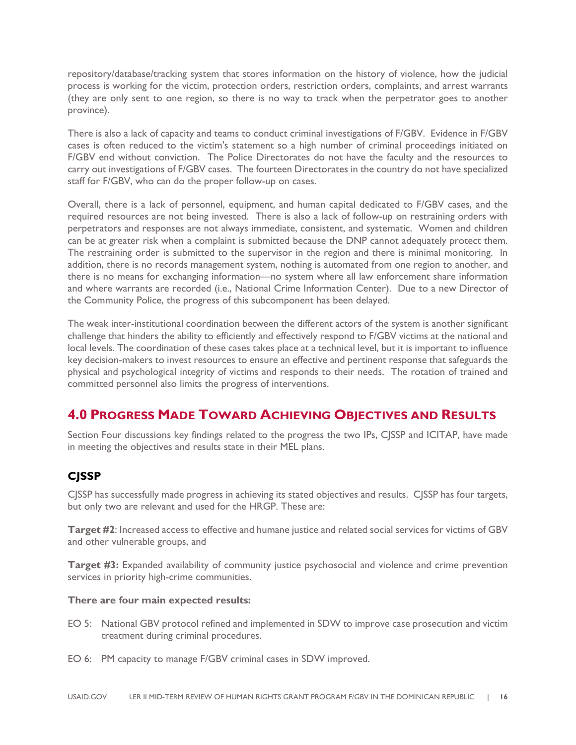repository/database/tracking system that stores information on the history of violence, how the judicial process is working for the victim, protection orders, restriction orders, complaints, and arrest warrants (they are only sent to one region, so there is no way to track when the perpetrator goes to another province).

There is also a lack of capacity and teams to conduct criminal investigations of F/GBV. Evidence in F/GBV cases is often reduced to the victim's statement so a high number of criminal proceedings initiated on F/GBV end without conviction. The Police Directorates do not have the faculty and the resources to carry out investigations of F/GBV cases. The fourteen Directorates in the country do not have specialized staff for F/GBV, who can do the proper follow-up on cases.

Overall, there is a lack of personnel, equipment, and human capital dedicated to F/GBV cases, and the required resources are not being invested. There is also a lack of follow-up on restraining orders with perpetrators and responses are not always immediate, consistent, and systematic. Women and children can be at greater risk when a complaint is submitted because the DNP cannot adequately protect them. The restraining order is submitted to the supervisor in the region and there is minimal monitoring. In addition, there is no records management system, nothing is automated from one region to another, and there is no means for exchanging information—no system where all law enforcement share information and where warrants are recorded (i.e., National Crime Information Center). Due to a new Director of the Community Police, the progress of this subcomponent has been delayed.

The weak inter-institutional coordination between the different actors of the system is another significant challenge that hinders the ability to efficiently and effectively respond to F/GBV victims at the national and local levels. The coordination of these cases takes place at a technical level, but it is important to influence key decision-makers to invest resources to ensure an effective and pertinent response that safeguards the physical and psychological integrity of victims and responds to their needs. The rotation of trained and committed personnel also limits the progress of interventions.

## 4.0 Progress Made Toward Achieving Objectives and Results

Section Four discussions key findings related to the progress the two IPs, CJSSP and ICITAP, have made in meeting the objectives and results state in their MEL plans.

### CJSSP

CJSSP has successfully made progress in achieving its stated objectives and results. CJSSP has four targets, but only two are relevant and used for the HRGP. These are:

**Target #2**: Increased access to effective and humane justice and related social services for victims of GBV and other vulnerable groups, and

**Target #3:** Expanded availability of community justice psychosocial and violence and crime prevention services in priority high-crime communities.

**There are four main expected results:**

EO 5: National GBV protocol refined and implemented in SDW to improve case prosecution and victim treatment during criminal procedures.

EO 6: PM capacity to manage F/GBV criminal cases in SDW improved.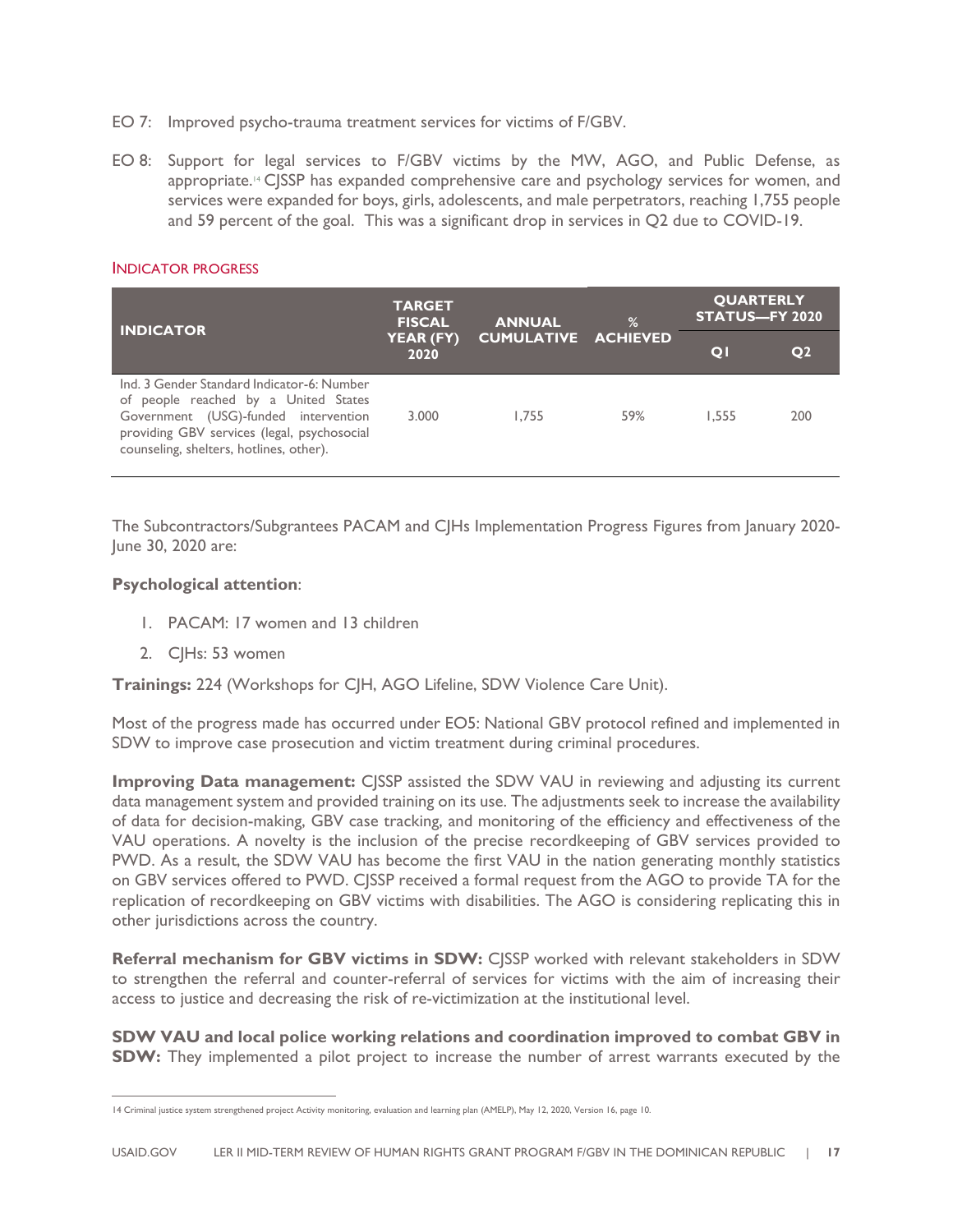EO 7: Improved psycho-trauma treatment services for victims of F/GBV.

EO 8: Support for legal services to F/GBV victims by the MW, AGO, and Public Defense, as appropriate.[14] CJSSP has expanded comprehensive care and psychology services for women, and services were expanded for boys, girls, adolescents, and male perpetrators, reaching 1,755 people and 59 percent of the goal. This was a significant drop in services in Q2 due to COVID-19.

INDICATOR PROGRESS

| INDICATOR | TARGET FISCAL YEAR (FY) 2020 | ANNUAL CUMULATIVE | % ACHIEVED | QUARTERLY STATUS—FY 2020 | |
|---|---|---|---|---|---|
| | | | | QI | Q2 |
| Ind. 3 Gender Standard Indicator-6: Number of people reached by a United States Government (USG)-funded intervention providing GBV services (legal, psychosocial counseling, shelters, hotlines, other). | 3.000 | 1,755 | 59% | 1,555 | 200 |

The Subcontractors/Subgrantees PACAM and CJHs Implementation Progress Figures from January 2020-June 30, 2020 are:

**Psychological attention**:

1. PACAM: 17 women and 13 children
2. CJHs: 53 women

**Trainings:** 224 (Workshops for CJH, AGO Lifeline, SDW Violence Care Unit).

Most of the progress made has occurred under EO5: National GBV protocol refined and implemented in SDW to improve case prosecution and victim treatment during criminal procedures.

**Improving Data management:** CJSSP assisted the SDW VAU in reviewing and adjusting its current data management system and provided training on its use. The adjustments seek to increase the availability of data for decision-making, GBV case tracking, and monitoring of the efficiency and effectiveness of the VAU operations. A novelty is the inclusion of the precise recordkeeping of GBV services provided to PWD. As a result, the SDW VAU has become the first VAU in the nation generating monthly statistics on GBV services offered to PWD. CJSSP received a formal request from the AGO to provide TA for the replication of recordkeeping on GBV victims with disabilities. The AGO is considering replicating this in other jurisdictions across the country.

**Referral mechanism for GBV victims in SDW:** CJSSP worked with relevant stakeholders in SDW to strengthen the referral and counter-referral of services for victims with the aim of increasing their access to justice and decreasing the risk of re-victimization at the institutional level.

**SDW VAU and local police working relations and coordination improved to combat GBV in SDW:** They implemented a pilot project to increase the number of arrest warrants executed by the

14 Criminal justice system strengthened project Activity monitoring, evaluation and learning plan (AMELP), May 12, 2020, Version 16, page 10.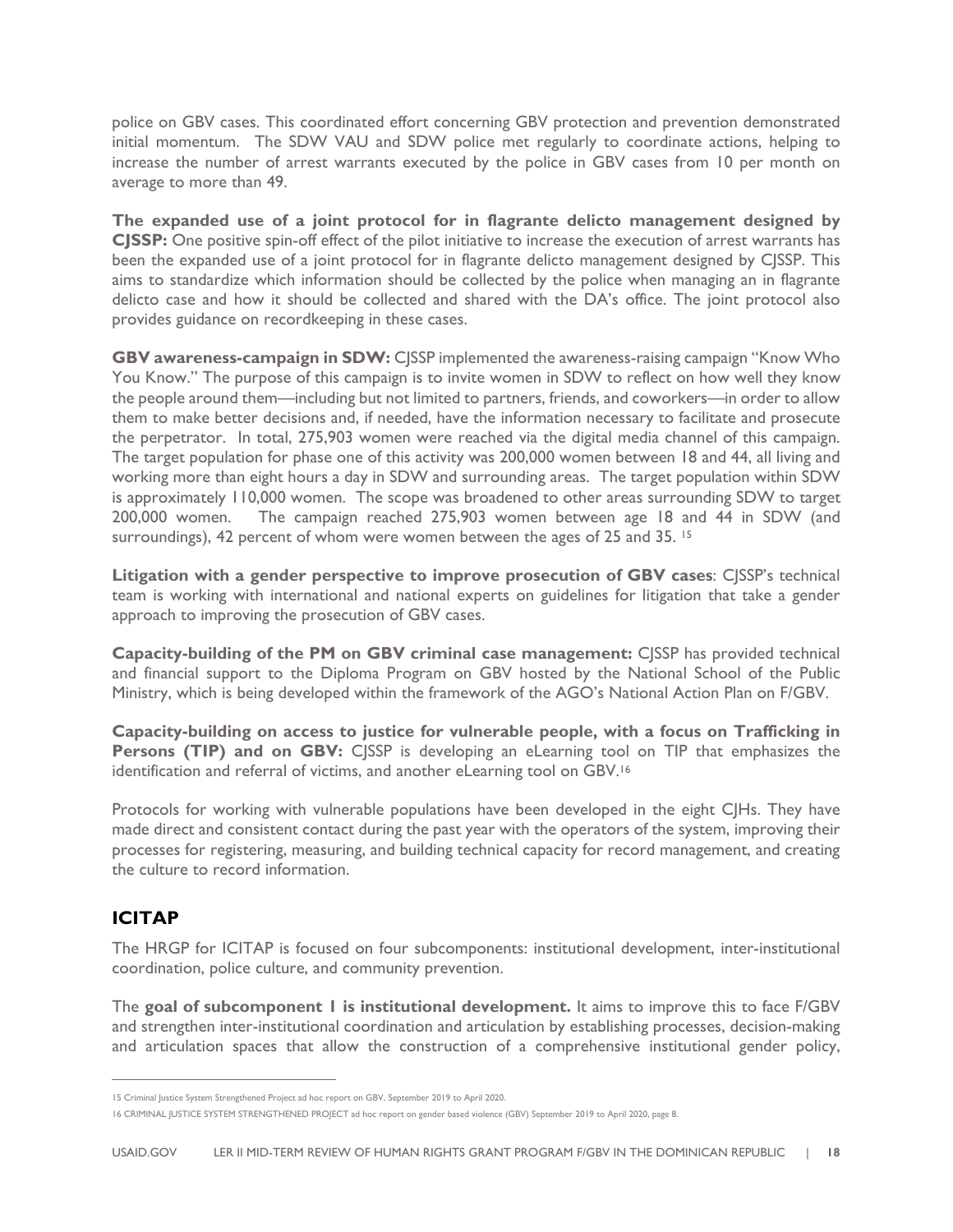police on GBV cases. This coordinated effort concerning GBV protection and prevention demonstrated initial momentum. The SDW VAU and SDW police met regularly to coordinate actions, helping to increase the number of arrest warrants executed by the police in GBV cases from 10 per month on average to more than 49.

**The expanded use of a joint protocol for in flagrante delicto management designed by CJSSP:** One positive spin-off effect of the pilot initiative to increase the execution of arrest warrants has been the expanded use of a joint protocol for in flagrante delicto management designed by CJSSP. This aims to standardize which information should be collected by the police when managing an in flagrante delicto case and how it should be collected and shared with the DA's office. The joint protocol also provides guidance on recordkeeping in these cases.

**GBV awareness-campaign in SDW:** CJSSP implemented the awareness-raising campaign "Know Who You Know." The purpose of this campaign is to invite women in SDW to reflect on how well they know the people around them—including but not limited to partners, friends, and coworkers—in order to allow them to make better decisions and, if needed, have the information necessary to facilitate and prosecute the perpetrator. In total, 275,903 women were reached via the digital media channel of this campaign. The target population for phase one of this activity was 200,000 women between 18 and 44, all living and working more than eight hours a day in SDW and surrounding areas. The target population within SDW is approximately 110,000 women. The scope was broadened to other areas surrounding SDW to target 200,000 women. The campaign reached 275,903 women between age 18 and 44 in SDW (and surroundings), 42 percent of whom were women between the ages of 25 and 35. [15]

**Litigation with a gender perspective to improve prosecution of GBV cases**: CJSSP's technical team is working with international and national experts on guidelines for litigation that take a gender approach to improving the prosecution of GBV cases.

**Capacity-building of the PM on GBV criminal case management:** CJSSP has provided technical and financial support to the Diploma Program on GBV hosted by the National School of the Public Ministry, which is being developed within the framework of the AGO's National Action Plan on F/GBV.

**Capacity-building on access to justice for vulnerable people, with a focus on Trafficking in Persons (TIP) and on GBV:** CJSSP is developing an eLearning tool on TIP that emphasizes the identification and referral of victims, and another eLearning tool on GBV.[16]

Protocols for working with vulnerable populations have been developed in the eight CJHs. They have made direct and consistent contact during the past year with the operators of the system, improving their processes for registering, measuring, and building technical capacity for record management, and creating the culture to record information.

## ICITAP

The HRGP for ICITAP is focused on four subcomponents: institutional development, inter-institutional coordination, police culture, and community prevention.

The **goal of subcomponent 1 is institutional development.** It aims to improve this to face F/GBV and strengthen inter-institutional coordination and articulation by establishing processes, decision-making and articulation spaces that allow the construction of a comprehensive institutional gender policy,

---

15 Criminal Justice System Strengthened Project ad hoc report on GBV, September 2019 to April 2020.

16 CRIMINAL JUSTICE SYSTEM STRENGTHENED PROJECT ad hoc report on gender based violence (GBV) September 2019 to April 2020, page 8.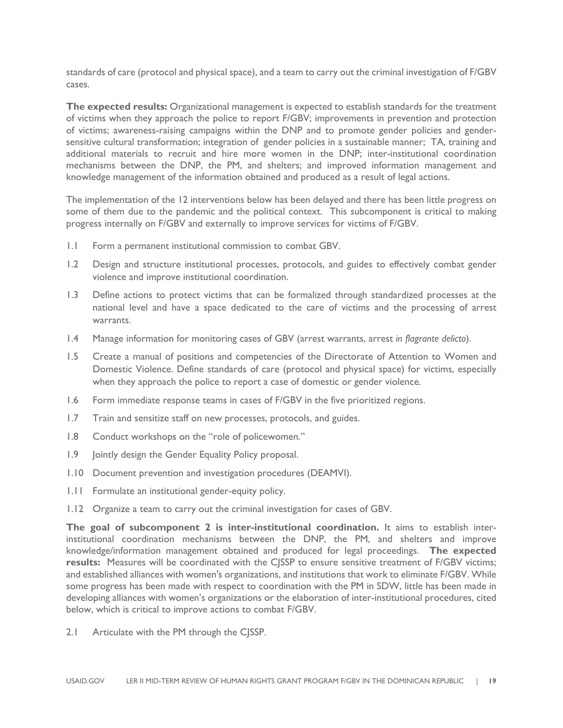standards of care (protocol and physical space), and a team to carry out the criminal investigation of F/GBV cases.

**The expected results:** Organizational management is expected to establish standards for the treatment of victims when they approach the police to report F/GBV; improvements in prevention and protection of victims; awareness-raising campaigns within the DNP and to promote gender policies and gender-sensitive cultural transformation; integration of gender policies in a sustainable manner; TA, training and additional materials to recruit and hire more women in the DNP; inter-institutional coordination mechanisms between the DNP, the PM, and shelters; and improved information management and knowledge management of the information obtained and produced as a result of legal actions.

The implementation of the 12 interventions below has been delayed and there has been little progress on some of them due to the pandemic and the political context. This subcomponent is critical to making progress internally on F/GBV and externally to improve services for victims of F/GBV.

1.1 Form a permanent institutional commission to combat GBV.

1.2 Design and structure institutional processes, protocols, and guides to effectively combat gender violence and improve institutional coordination.

1.3 Define actions to protect victims that can be formalized through standardized processes at the national level and have a space dedicated to the care of victims and the processing of arrest warrants.

1.4 Manage information for monitoring cases of GBV (arrest warrants, arrest *in flagrante delicto*).

1.5 Create a manual of positions and competencies of the Directorate of Attention to Women and Domestic Violence. Define standards of care (protocol and physical space) for victims, especially when they approach the police to report a case of domestic or gender violence.

1.6 Form immediate response teams in cases of F/GBV in the five prioritized regions.

1.7 Train and sensitize staff on new processes, protocols, and guides.

1.8 Conduct workshops on the "role of policewomen."

1.9 Jointly design the Gender Equality Policy proposal.

1.10 Document prevention and investigation procedures (DEAMVI).

1.11 Formulate an institutional gender-equity policy.

1.12 Organize a team to carry out the criminal investigation for cases of GBV.

**The goal of subcomponent 2 is inter-institutional coordination.** It aims to establish inter-institutional coordination mechanisms between the DNP, the PM, and shelters and improve knowledge/information management obtained and produced for legal proceedings. **The expected results:** Measures will be coordinated with the CJSSP to ensure sensitive treatment of F/GBV victims; and established alliances with women's organizations, and institutions that work to eliminate F/GBV. While some progress has been made with respect to coordination with the PM in SDW, little has been made in developing alliances with women's organizations or the elaboration of inter-institutional procedures, cited below, which is critical to improve actions to combat F/GBV.

2.1 Articulate with the PM through the CJSSP.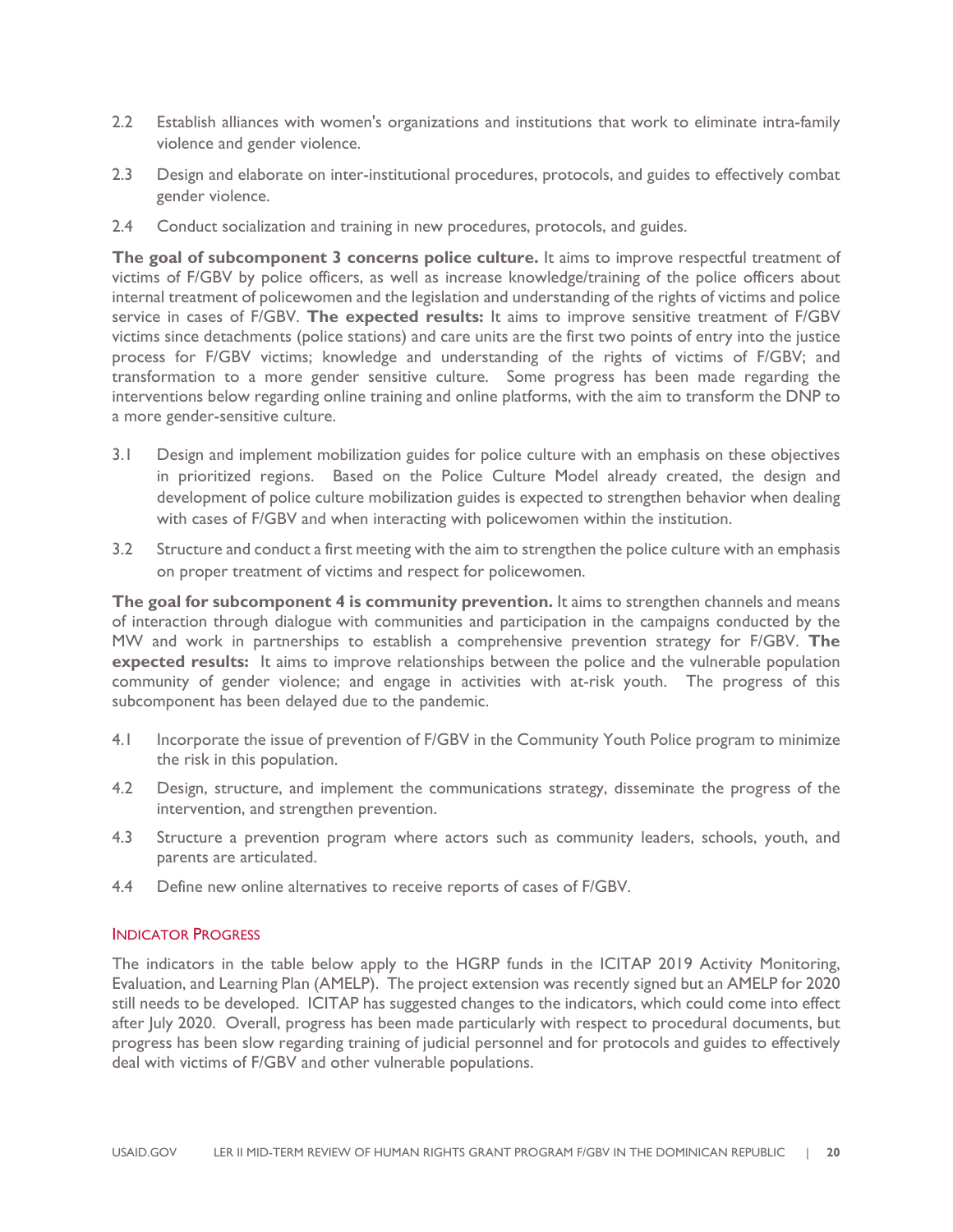2.2 Establish alliances with women's organizations and institutions that work to eliminate intra-family violence and gender violence.

2.3 Design and elaborate on inter-institutional procedures, protocols, and guides to effectively combat gender violence.

2.4 Conduct socialization and training in new procedures, protocols, and guides.

**The goal of subcomponent 3 concerns police culture.** It aims to improve respectful treatment of victims of F/GBV by police officers, as well as increase knowledge/training of the police officers about internal treatment of policewomen and the legislation and understanding of the rights of victims and police service in cases of F/GBV. **The expected results:** It aims to improve sensitive treatment of F/GBV victims since detachments (police stations) and care units are the first two points of entry into the justice process for F/GBV victims; knowledge and understanding of the rights of victims of F/GBV; and transformation to a more gender sensitive culture. Some progress has been made regarding the interventions below regarding online training and online platforms, with the aim to transform the DNP to a more gender-sensitive culture.

3.1 Design and implement mobilization guides for police culture with an emphasis on these objectives in prioritized regions. Based on the Police Culture Model already created, the design and development of police culture mobilization guides is expected to strengthen behavior when dealing with cases of F/GBV and when interacting with policewomen within the institution.

3.2 Structure and conduct a first meeting with the aim to strengthen the police culture with an emphasis on proper treatment of victims and respect for policewomen.

**The goal for subcomponent 4 is community prevention.** It aims to strengthen channels and means of interaction through dialogue with communities and participation in the campaigns conducted by the MW and work in partnerships to establish a comprehensive prevention strategy for F/GBV. **The expected results:** It aims to improve relationships between the police and the vulnerable population community of gender violence; and engage in activities with at-risk youth. The progress of this subcomponent has been delayed due to the pandemic.

4.1 Incorporate the issue of prevention of F/GBV in the Community Youth Police program to minimize the risk in this population.

4.2 Design, structure, and implement the communications strategy, disseminate the progress of the intervention, and strengthen prevention.

4.3 Structure a prevention program where actors such as community leaders, schools, youth, and parents are articulated.

4.4 Define new online alternatives to receive reports of cases of F/GBV.

### INDICATOR PROGRESS

The indicators in the table below apply to the HGRP funds in the ICITAP 2019 Activity Monitoring, Evaluation, and Learning Plan (AMELP). The project extension was recently signed but an AMELP for 2020 still needs to be developed. ICITAP has suggested changes to the indicators, which could come into effect after July 2020. Overall, progress has been made particularly with respect to procedural documents, but progress has been slow regarding training of judicial personnel and for protocols and guides to effectively deal with victims of F/GBV and other vulnerable populations.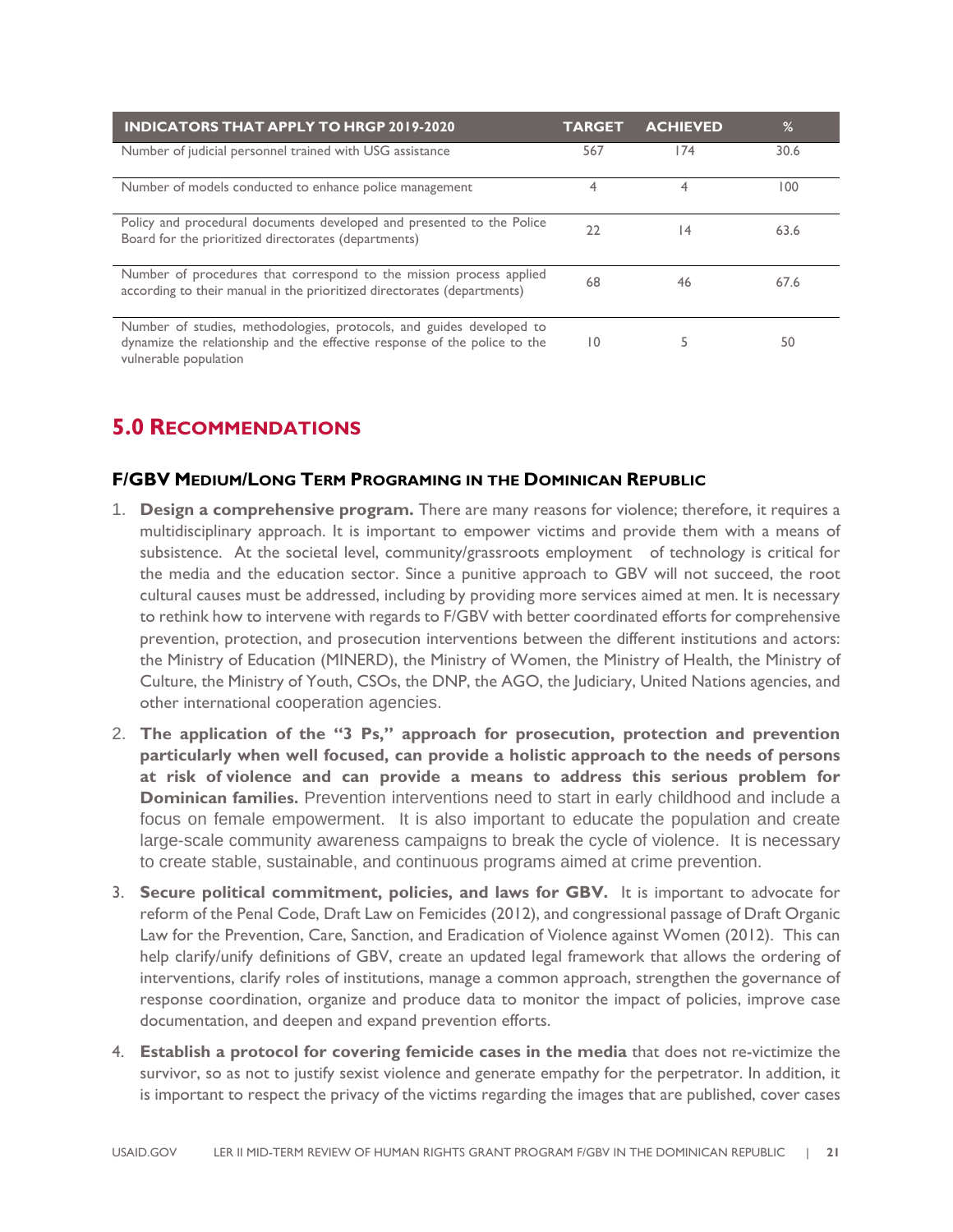| INDICATORS THAT APPLY TO HRGP 2019-2020 | TARGET | ACHIEVED | % |
|---|---|---|---|
| Number of judicial personnel trained with USG assistance | 567 | 174 | 30.6 |
| Number of models conducted to enhance police management | 4 | 4 | 100 |
| Policy and procedural documents developed and presented to the Police Board for the prioritized directorates (departments) | 22 | 14 | 63.6 |
| Number of procedures that correspond to the mission process applied according to their manual in the prioritized directorates (departments) | 68 | 46 | 67.6 |
| Number of studies, methodologies, protocols, and guides developed to dynamize the relationship and the effective response of the police to the vulnerable population | 10 | 5 | 50 |

# 5.0 RECOMMENDATIONS

### F/GBV MEDIUM/LONG TERM PROGRAMING IN THE DOMINICAN REPUBLIC

1. **Design a comprehensive program.** There are many reasons for violence; therefore, it requires a multidisciplinary approach. It is important to empower victims and provide them with a means of subsistence. At the societal level, community/grassroots employment of technology is critical for the media and the education sector. Since a punitive approach to GBV will not succeed, the root cultural causes must be addressed, including by providing more services aimed at men. It is necessary to rethink how to intervene with regards to F/GBV with better coordinated efforts for comprehensive prevention, protection, and prosecution interventions between the different institutions and actors: the Ministry of Education (MINERD), the Ministry of Women, the Ministry of Health, the Ministry of Culture, the Ministry of Youth, CSOs, the DNP, the AGO, the Judiciary, United Nations agencies, and other international cooperation agencies.
2. **The application of the "3 Ps," approach for prosecution, protection and prevention particularly when well focused, can provide a holistic approach to the needs of persons at risk of violence and can provide a means to address this serious problem for Dominican families.** Prevention interventions need to start in early childhood and include a focus on female empowerment. It is also important to educate the population and create large-scale community awareness campaigns to break the cycle of violence. It is necessary to create stable, sustainable, and continuous programs aimed at crime prevention.
3. **Secure political commitment, policies, and laws for GBV.** It is important to advocate for reform of the Penal Code, Draft Law on Femicides (2012), and congressional passage of Draft Organic Law for the Prevention, Care, Sanction, and Eradication of Violence against Women (2012). This can help clarify/unify definitions of GBV, create an updated legal framework that allows the ordering of interventions, clarify roles of institutions, manage a common approach, strengthen the governance of response coordination, organize and produce data to monitor the impact of policies, improve case documentation, and deepen and expand prevention efforts.
4. **Establish a protocol for covering femicide cases in the media** that does not re-victimize the survivor, so as not to justify sexist violence and generate empathy for the perpetrator. In addition, it is important to respect the privacy of the victims regarding the images that are published, cover cases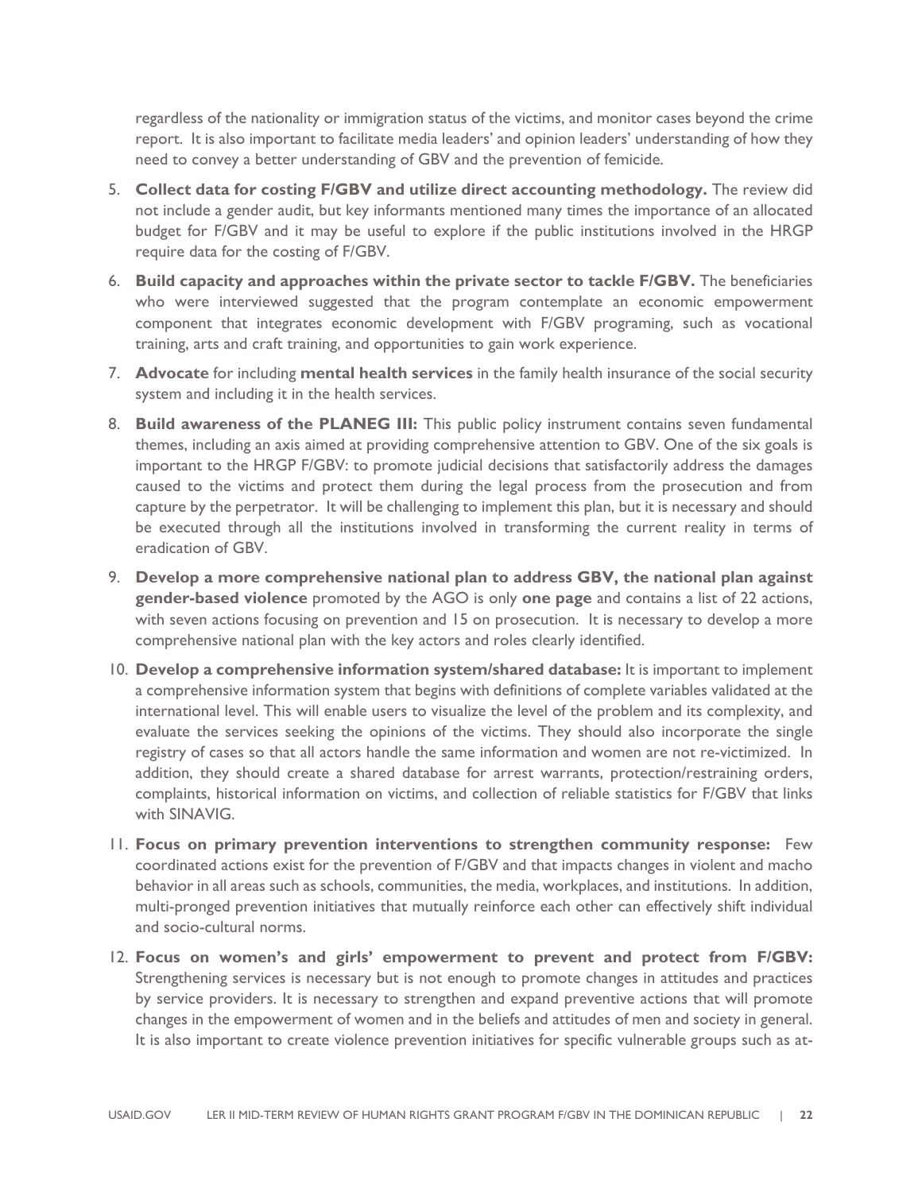regardless of the nationality or immigration status of the victims, and monitor cases beyond the crime report. It is also important to facilitate media leaders' and opinion leaders' understanding of how they need to convey a better understanding of GBV and the prevention of femicide.

5. **Collect data for costing F/GBV and utilize direct accounting methodology.** The review did not include a gender audit, but key informants mentioned many times the importance of an allocated budget for F/GBV and it may be useful to explore if the public institutions involved in the HRGP require data for the costing of F/GBV.
6. **Build capacity and approaches within the private sector to tackle F/GBV.** The beneficiaries who were interviewed suggested that the program contemplate an economic empowerment component that integrates economic development with F/GBV programing, such as vocational training, arts and craft training, and opportunities to gain work experience.
7. **Advocate** for including **mental health services** in the family health insurance of the social security system and including it in the health services.
8. **Build awareness of the PLANEG III:** This public policy instrument contains seven fundamental themes, including an axis aimed at providing comprehensive attention to GBV. One of the six goals is important to the HRGP F/GBV: to promote judicial decisions that satisfactorily address the damages caused to the victims and protect them during the legal process from the prosecution and from capture by the perpetrator. It will be challenging to implement this plan, but it is necessary and should be executed through all the institutions involved in transforming the current reality in terms of eradication of GBV.
9. **Develop a more comprehensive national plan to address GBV, the national plan against gender-based violence** promoted by the AGO is only **one page** and contains a list of 22 actions, with seven actions focusing on prevention and 15 on prosecution. It is necessary to develop a more comprehensive national plan with the key actors and roles clearly identified.
10. **Develop a comprehensive information system/shared database:** It is important to implement a comprehensive information system that begins with definitions of complete variables validated at the international level. This will enable users to visualize the level of the problem and its complexity, and evaluate the services seeking the opinions of the victims. They should also incorporate the single registry of cases so that all actors handle the same information and women are not re-victimized. In addition, they should create a shared database for arrest warrants, protection/restraining orders, complaints, historical information on victims, and collection of reliable statistics for F/GBV that links with SINAVIG.
11. **Focus on primary prevention interventions to strengthen community response:** Few coordinated actions exist for the prevention of F/GBV and that impacts changes in violent and macho behavior in all areas such as schools, communities, the media, workplaces, and institutions. In addition, multi-pronged prevention initiatives that mutually reinforce each other can effectively shift individual and socio-cultural norms.
12. **Focus on women's and girls' empowerment to prevent and protect from F/GBV:** Strengthening services is necessary but is not enough to promote changes in attitudes and practices by service providers. It is necessary to strengthen and expand preventive actions that will promote changes in the empowerment of women and in the beliefs and attitudes of men and society in general. It is also important to create violence prevention initiatives for specific vulnerable groups such as at-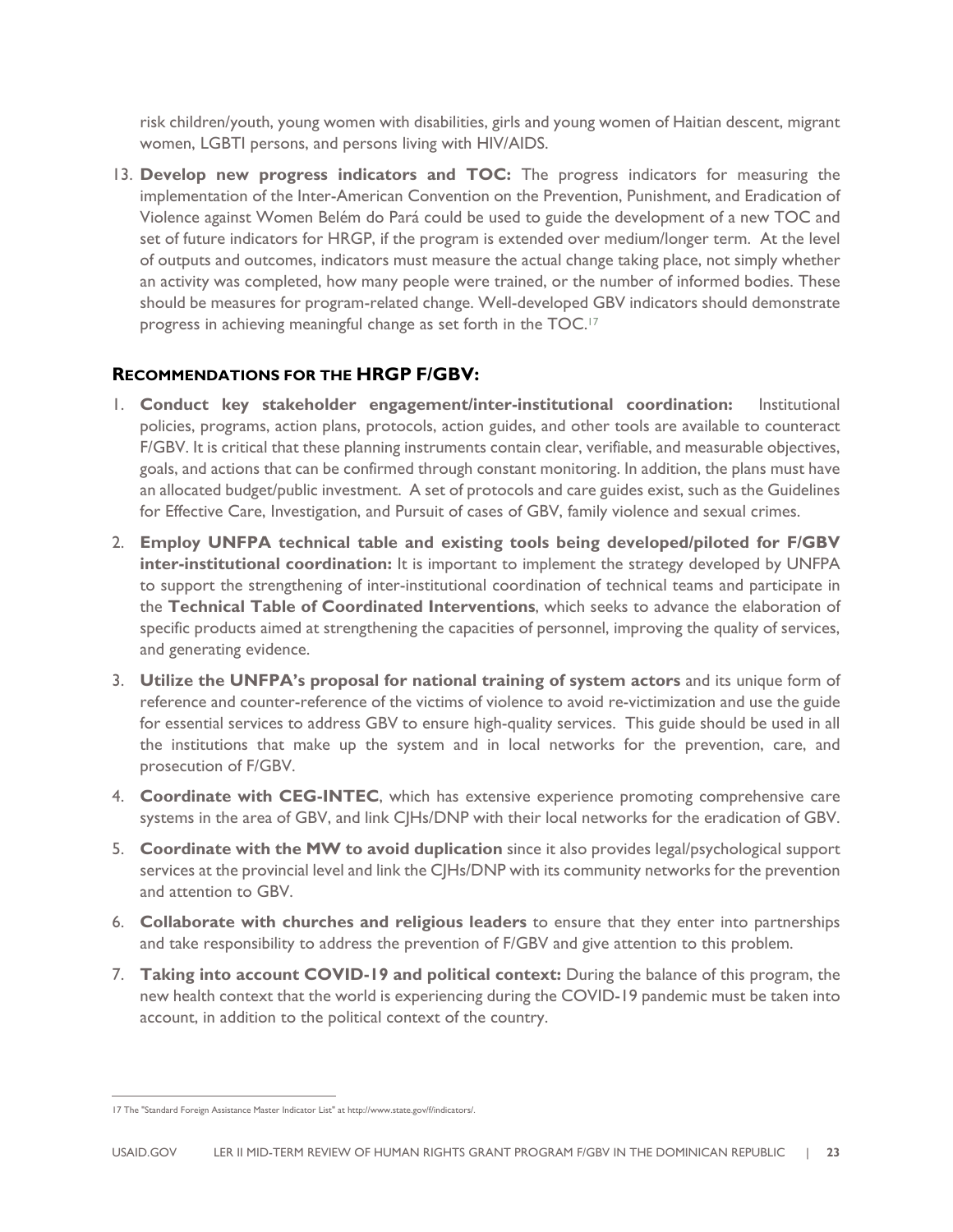risk children/youth, young women with disabilities, girls and young women of Haitian descent, migrant women, LGBTI persons, and persons living with HIV/AIDS.

13. **Develop new progress indicators and TOC:** The progress indicators for measuring the implementation of the Inter-American Convention on the Prevention, Punishment, and Eradication of Violence against Women Belém do Pará could be used to guide the development of a new TOC and set of future indicators for HRGP, if the program is extended over medium/longer term. At the level of outputs and outcomes, indicators must measure the actual change taking place, not simply whether an activity was completed, how many people were trained, or the number of informed bodies. These should be measures for program-related change. Well-developed GBV indicators should demonstrate progress in achieving meaningful change as set forth in the TOC.[17]

### RECOMMENDATIONS FOR THE HRGP F/GBV:

1. **Conduct key stakeholder engagement/inter-institutional coordination:** Institutional policies, programs, action plans, protocols, action guides, and other tools are available to counteract F/GBV. It is critical that these planning instruments contain clear, verifiable, and measurable objectives, goals, and actions that can be confirmed through constant monitoring. In addition, the plans must have an allocated budget/public investment. A set of protocols and care guides exist, such as the Guidelines for Effective Care, Investigation, and Pursuit of cases of GBV, family violence and sexual crimes.
2. **Employ UNFPA technical table and existing tools being developed/piloted for F/GBV inter-institutional coordination:** It is important to implement the strategy developed by UNFPA to support the strengthening of inter-institutional coordination of technical teams and participate in the **Technical Table of Coordinated Interventions**, which seeks to advance the elaboration of specific products aimed at strengthening the capacities of personnel, improving the quality of services, and generating evidence.
3. **Utilize the UNFPA's proposal for national training of system actors** and its unique form of reference and counter-reference of the victims of violence to avoid re-victimization and use the guide for essential services to address GBV to ensure high-quality services. This guide should be used in all the institutions that make up the system and in local networks for the prevention, care, and prosecution of F/GBV.
4. **Coordinate with CEG-INTEC**, which has extensive experience promoting comprehensive care systems in the area of GBV, and link CJHs/DNP with their local networks for the eradication of GBV.
5. **Coordinate with the MW to avoid duplication** since it also provides legal/psychological support services at the provincial level and link the CJHs/DNP with its community networks for the prevention and attention to GBV.
6. **Collaborate with churches and religious leaders** to ensure that they enter into partnerships and take responsibility to address the prevention of F/GBV and give attention to this problem.
7. **Taking into account COVID-19 and political context:** During the balance of this program, the new health context that the world is experiencing during the COVID-19 pandemic must be taken into account, in addition to the political context of the country.

---

17 The "Standard Foreign Assistance Master Indicator List" at http://www.state.gov/f/indicators/.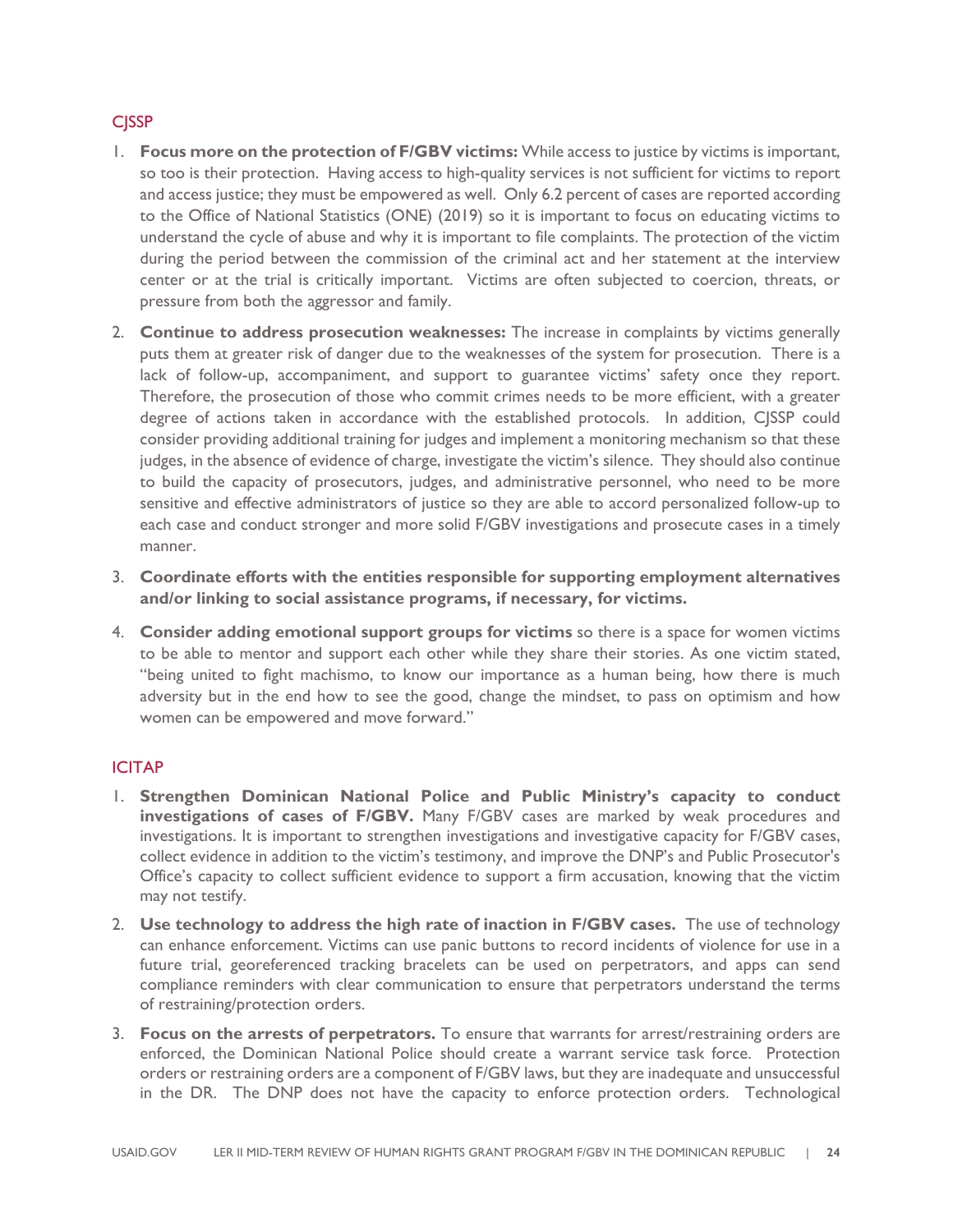### CJSSP

1. **Focus more on the protection of F/GBV victims:** While access to justice by victims is important, so too is their protection. Having access to high-quality services is not sufficient for victims to report and access justice; they must be empowered as well. Only 6.2 percent of cases are reported according to the Office of National Statistics (ONE) (2019) so it is important to focus on educating victims to understand the cycle of abuse and why it is important to file complaints. The protection of the victim during the period between the commission of the criminal act and her statement at the interview center or at the trial is critically important. Victims are often subjected to coercion, threats, or pressure from both the aggressor and family.
2. **Continue to address prosecution weaknesses:** The increase in complaints by victims generally puts them at greater risk of danger due to the weaknesses of the system for prosecution. There is a lack of follow-up, accompaniment, and support to guarantee victims' safety once they report. Therefore, the prosecution of those who commit crimes needs to be more efficient, with a greater degree of actions taken in accordance with the established protocols. In addition, CJSSP could consider providing additional training for judges and implement a monitoring mechanism so that these judges, in the absence of evidence of charge, investigate the victim's silence. They should also continue to build the capacity of prosecutors, judges, and administrative personnel, who need to be more sensitive and effective administrators of justice so they are able to accord personalized follow-up to each case and conduct stronger and more solid F/GBV investigations and prosecute cases in a timely manner.
3. **Coordinate efforts with the entities responsible for supporting employment alternatives and/or linking to social assistance programs, if necessary, for victims.**
4. **Consider adding emotional support groups for victims** so there is a space for women victims to be able to mentor and support each other while they share their stories. As one victim stated, "being united to fight machismo, to know our importance as a human being, how there is much adversity but in the end how to see the good, change the mindset, to pass on optimism and how women can be empowered and move forward."

### ICITAP

1. **Strengthen Dominican National Police and Public Ministry's capacity to conduct investigations of cases of F/GBV.** Many F/GBV cases are marked by weak procedures and investigations. It is important to strengthen investigations and investigative capacity for F/GBV cases, collect evidence in addition to the victim's testimony, and improve the DNP's and Public Prosecutor's Office's capacity to collect sufficient evidence to support a firm accusation, knowing that the victim may not testify.
2. **Use technology to address the high rate of inaction in F/GBV cases.** The use of technology can enhance enforcement. Victims can use panic buttons to record incidents of violence for use in a future trial, georeferenced tracking bracelets can be used on perpetrators, and apps can send compliance reminders with clear communication to ensure that perpetrators understand the terms of restraining/protection orders.
3. **Focus on the arrests of perpetrators.** To ensure that warrants for arrest/restraining orders are enforced, the Dominican National Police should create a warrant service task force. Protection orders or restraining orders are a component of F/GBV laws, but they are inadequate and unsuccessful in the DR. The DNP does not have the capacity to enforce protection orders. Technological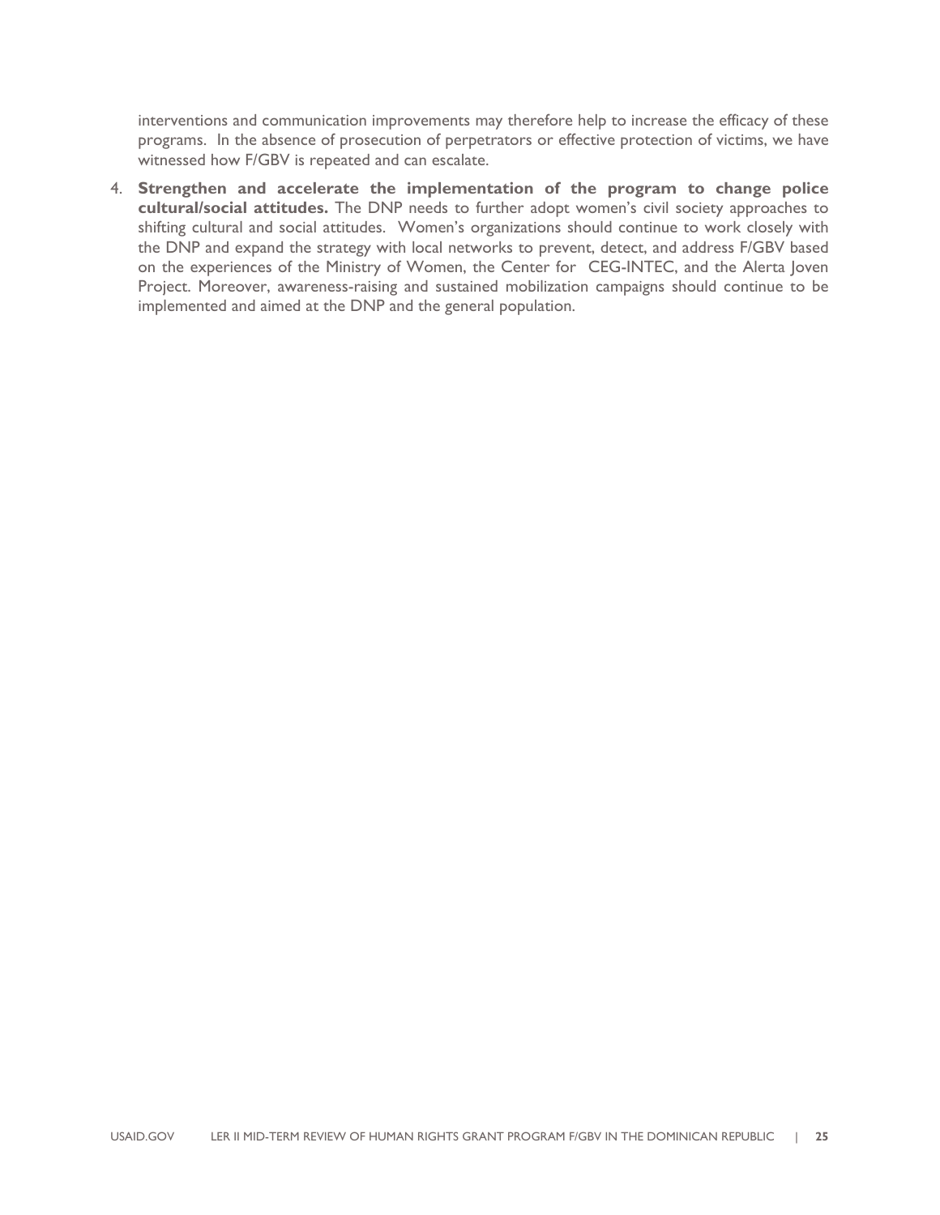interventions and communication improvements may therefore help to increase the efficacy of these programs. In the absence of prosecution of perpetrators or effective protection of victims, we have witnessed how F/GBV is repeated and can escalate.

4. **Strengthen and accelerate the implementation of the program to change police cultural/social attitudes.** The DNP needs to further adopt women's civil society approaches to shifting cultural and social attitudes. Women's organizations should continue to work closely with the DNP and expand the strategy with local networks to prevent, detect, and address F/GBV based on the experiences of the Ministry of Women, the Center for CEG-INTEC, and the Alerta Joven Project. Moreover, awareness-raising and sustained mobilization campaigns should continue to be implemented and aimed at the DNP and the general population.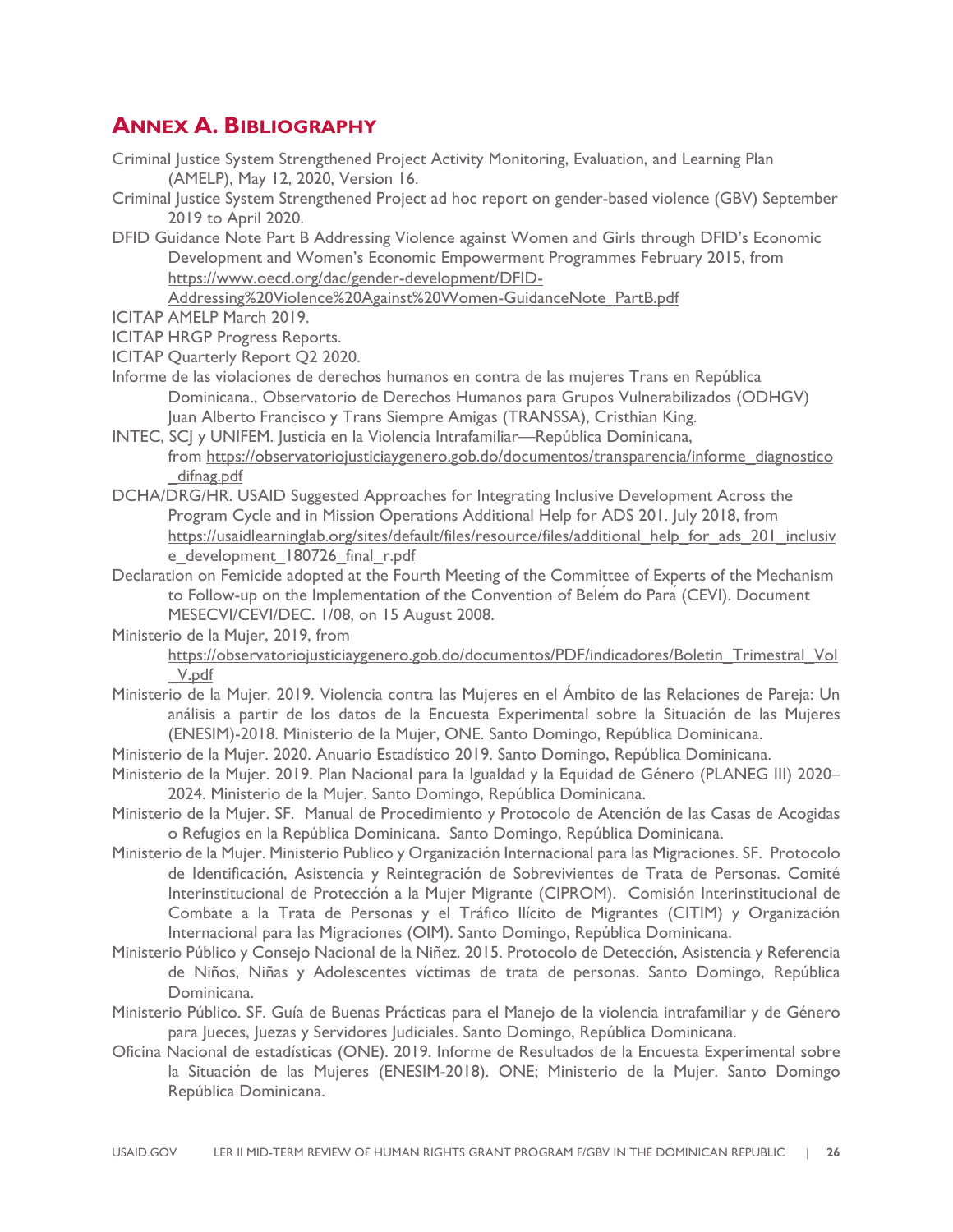## ANNEX A. BIBLIOGRAPHY

Criminal Justice System Strengthened Project Activity Monitoring, Evaluation, and Learning Plan (AMELP), May 12, 2020, Version 16.

Criminal Justice System Strengthened Project ad hoc report on gender-based violence (GBV) September 2019 to April 2020.

DFID Guidance Note Part B Addressing Violence against Women and Girls through DFID's Economic Development and Women's Economic Empowerment Programmes February 2015, from https://www.oecd.org/dac/gender-development/DFID-Addressing%20Violence%20Against%20Women-GuidanceNote_PartB.pdf

ICITAP AMELP March 2019.

ICITAP HRGP Progress Reports.

ICITAP Quarterly Report Q2 2020.

Informe de las violaciones de derechos humanos en contra de las mujeres Trans en República Dominicana., Observatorio de Derechos Humanos para Grupos Vulnerabilizados (ODHGV) Juan Alberto Francisco y Trans Siempre Amigas (TRANSSA), Cristhian King.

INTEC, SCJ y UNIFEM. Justicia en la Violencia Intrafamiliar—República Dominicana, from https://observatoriojusticiaygenero.gob.do/documentos/transparencia/informe_diagnostico_difnag.pdf

DCHA/DRG/HR. USAID Suggested Approaches for Integrating Inclusive Development Across the Program Cycle and in Mission Operations Additional Help for ADS 201. July 2018, from https://usaidlearninglab.org/sites/default/files/resource/files/additional_help_for_ads_201_inclusive_development_180726_final_r.pdf

Declaration on Femicide adopted at the Fourth Meeting of the Committee of Experts of the Mechanism to Follow-up on the Implementation of the Convention of Belém do Pará (CEVI). Document MESECVI/CEVI/DEC. 1/08, on 15 August 2008.

Ministerio de la Mujer, 2019, from https://observatoriojusticiaygenero.gob.do/documentos/PDF/indicadores/Boletin_Trimestral_Vol_V.pdf

Ministerio de la Mujer. 2019. Violencia contra las Mujeres en el Ámbito de las Relaciones de Pareja: Un análisis a partir de los datos de la Encuesta Experimental sobre la Situación de las Mujeres (ENESIM)-2018. Ministerio de la Mujer, ONE. Santo Domingo, República Dominicana.

Ministerio de la Mujer. 2020. Anuario Estadístico 2019. Santo Domingo, República Dominicana.

Ministerio de la Mujer. 2019. Plan Nacional para la Igualdad y la Equidad de Género (PLANEG III) 2020–2024. Ministerio de la Mujer. Santo Domingo, República Dominicana.

Ministerio de la Mujer. SF. Manual de Procedimiento y Protocolo de Atención de las Casas de Acogidas o Refugios en la República Dominicana. Santo Domingo, República Dominicana.

Ministerio de la Mujer. Ministerio Publico y Organización Internacional para las Migraciones. SF. Protocolo de Identificación, Asistencia y Reintegración de Sobrevivientes de Trata de Personas. Comité Interinstitucional de Protección a la Mujer Migrante (CIPROM). Comisión Interinstitucional de Combate a la Trata de Personas y el Tráfico Ilícito de Migrantes (CITIM) y Organización Internacional para las Migraciones (OIM). Santo Domingo, República Dominicana.

Ministerio Público y Consejo Nacional de la Niñez. 2015. Protocolo de Detección, Asistencia y Referencia de Niños, Niñas y Adolescentes víctimas de trata de personas. Santo Domingo, República Dominicana.

Ministerio Público. SF. Guía de Buenas Prácticas para el Manejo de la violencia intrafamiliar y de Género para Jueces, Juezas y Servidores Judiciales. Santo Domingo, República Dominicana.

Oficina Nacional de estadísticas (ONE). 2019. Informe de Resultados de la Encuesta Experimental sobre la Situación de las Mujeres (ENESIM-2018). ONE; Ministerio de la Mujer. Santo Domingo República Dominicana.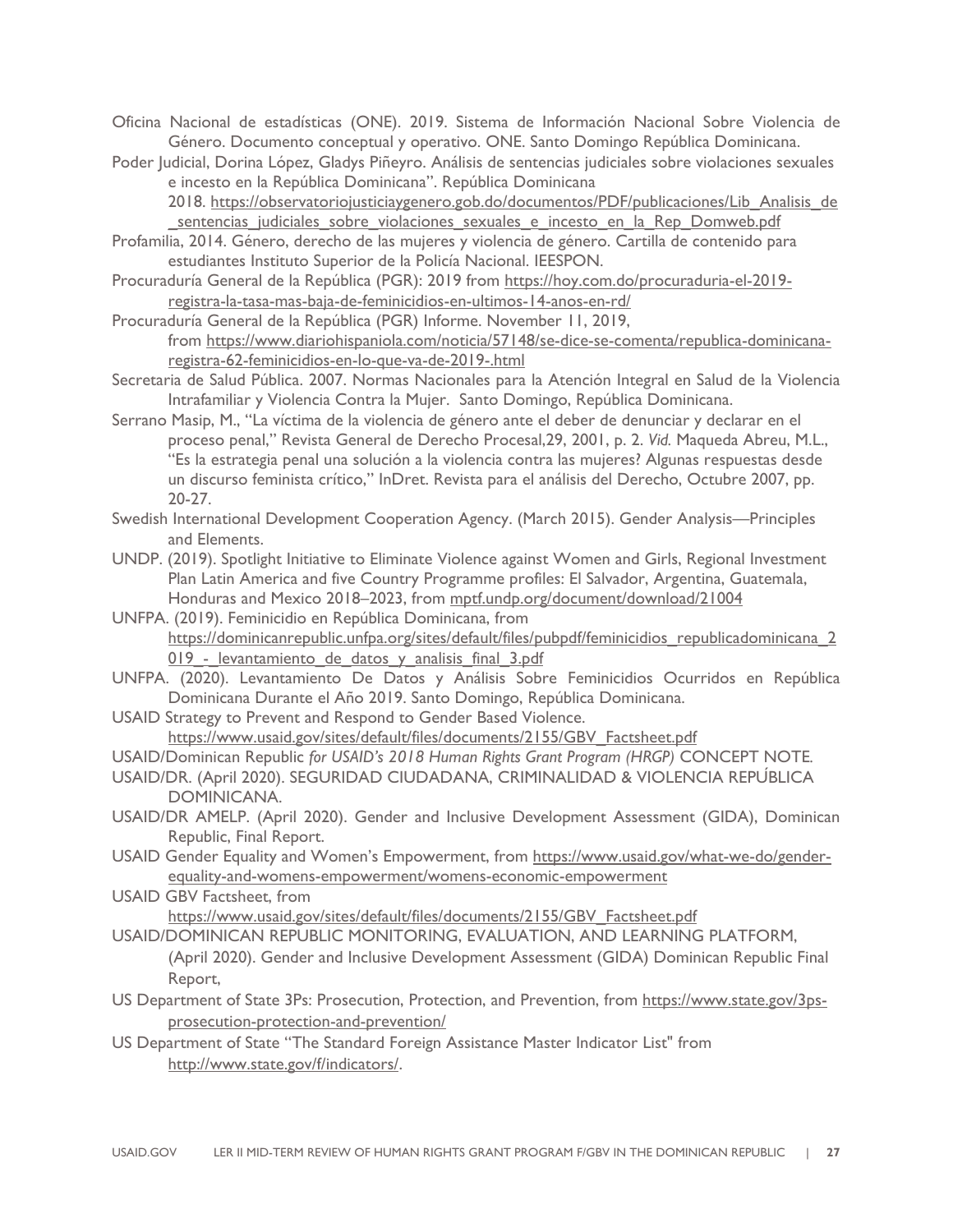Oficina Nacional de estadísticas (ONE). 2019. Sistema de Información Nacional Sobre Violencia de Género. Documento conceptual y operativo. ONE. Santo Domingo República Dominicana.

Poder Judicial, Dorina López, Gladys Piñeyro. Análisis de sentencias judiciales sobre violaciones sexuales e incesto en la República Dominicana". República Dominicana 2018. https://observatoriojusticiaygenero.gob.do/documentos/PDF/publicaciones/Lib_Analisis_de_sentencias_judiciales_sobre_violaciones_sexuales_e_incesto_en_la_Rep_Domweb.pdf

Profamilia, 2014. Género, derecho de las mujeres y violencia de género. Cartilla de contenido para estudiantes Instituto Superior de la Policía Nacional. IEESPON.

Procuraduría General de la República (PGR): 2019 from https://hoy.com.do/procuraduria-el-2019-registra-la-tasa-mas-baja-de-feminicidios-en-ultimos-14-anos-en-rd/

Procuraduría General de la República (PGR) Informe. November 11, 2019, from https://www.diariohispaniola.com/noticia/57148/se-dice-se-comenta/republica-dominicana-registra-62-feminicidios-en-lo-que-va-de-2019-.html

Secretaria de Salud Pública. 2007. Normas Nacionales para la Atención Integral en Salud de la Violencia Intrafamiliar y Violencia Contra la Mujer. Santo Domingo, República Dominicana.

Serrano Masip, M., "La víctima de la violencia de género ante el deber de denunciar y declarar en el proceso penal," Revista General de Derecho Procesal,29, 2001, p. 2. *Vid.* Maqueda Abreu, M.L., "Es la estrategia penal una solución a la violencia contra las mujeres? Algunas respuestas desde un discurso feminista crítico," InDret. Revista para el análisis del Derecho, Octubre 2007, pp. 20-27.

Swedish International Development Cooperation Agency. (March 2015). Gender Analysis—Principles and Elements.

UNDP. (2019). Spotlight Initiative to Eliminate Violence against Women and Girls, Regional Investment Plan Latin America and five Country Programme profiles: El Salvador, Argentina, Guatemala, Honduras and Mexico 2018–2023, from mptf.undp.org/document/download/21004

UNFPA. (2019). Feminicidio en República Dominicana, from https://dominicanrepublic.unfpa.org/sites/default/files/pubpdf/feminicidios_republicadominicana_2019_-_levantamiento_de_datos_y_analisis_final_3.pdf

UNFPA. (2020). Levantamiento De Datos y Análisis Sobre Feminicidios Ocurridos en República Dominicana Durante el Año 2019. Santo Domingo, República Dominicana.

USAID Strategy to Prevent and Respond to Gender Based Violence. https://www.usaid.gov/sites/default/files/documents/2155/GBV_Factsheet.pdf

USAID/Dominican Republic *for USAID's 2018 Human Rights Grant Program (HRGP)* CONCEPT NOTE.

USAID/DR. (April 2020). SEGURIDAD CIUDADANA, CRIMINALIDAD & VIOLENCIA REPÚBLICA DOMINICANA.

USAID/DR AMELP. (April 2020). Gender and Inclusive Development Assessment (GIDA), Dominican Republic, Final Report.

USAID Gender Equality and Women's Empowerment, from https://www.usaid.gov/what-we-do/gender-equality-and-womens-empowerment/womens-economic-empowerment

USAID GBV Factsheet, from https://www.usaid.gov/sites/default/files/documents/2155/GBV_Factsheet.pdf

USAID/DOMINICAN REPUBLIC MONITORING, EVALUATION, AND LEARNING PLATFORM, (April 2020). Gender and Inclusive Development Assessment (GIDA) Dominican Republic Final Report,

US Department of State 3Ps: Prosecution, Protection, and Prevention, from https://www.state.gov/3ps-prosecution-protection-and-prevention/

US Department of State "The Standard Foreign Assistance Master Indicator List" from http://www.state.gov/f/indicators/.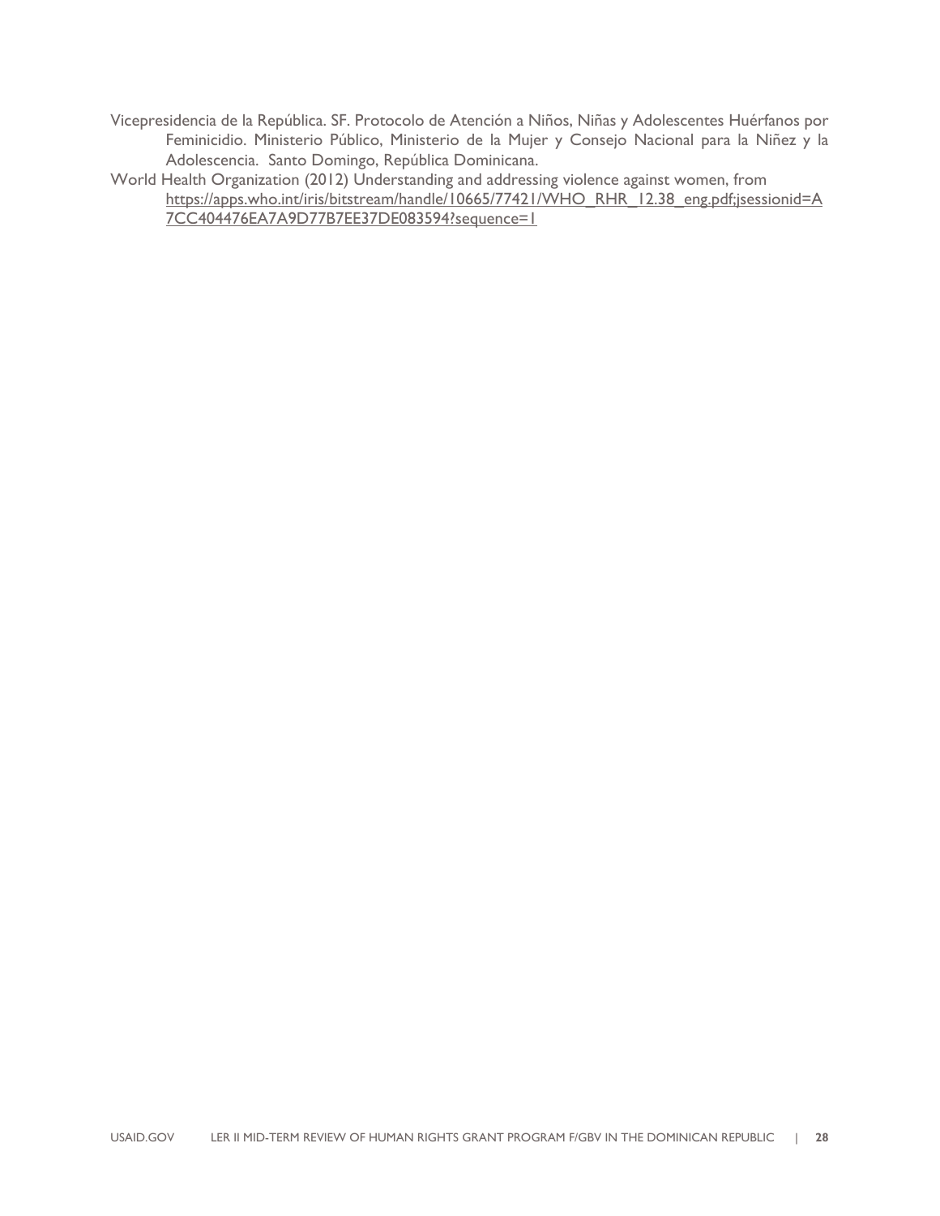Vicepresidencia de la República. SF. Protocolo de Atención a Niños, Niñas y Adolescentes Huérfanos por Feminicidio. Ministerio Público, Ministerio de la Mujer y Consejo Nacional para la Niñez y la Adolescencia. Santo Domingo, República Dominicana.

World Health Organization (2012) Understanding and addressing violence against women, from https://apps.who.int/iris/bitstream/handle/10665/77421/WHO_RHR_12.38_eng.pdf;jsessionid=A7CC404476EA7A9D77B7EE37DE083594?sequence=1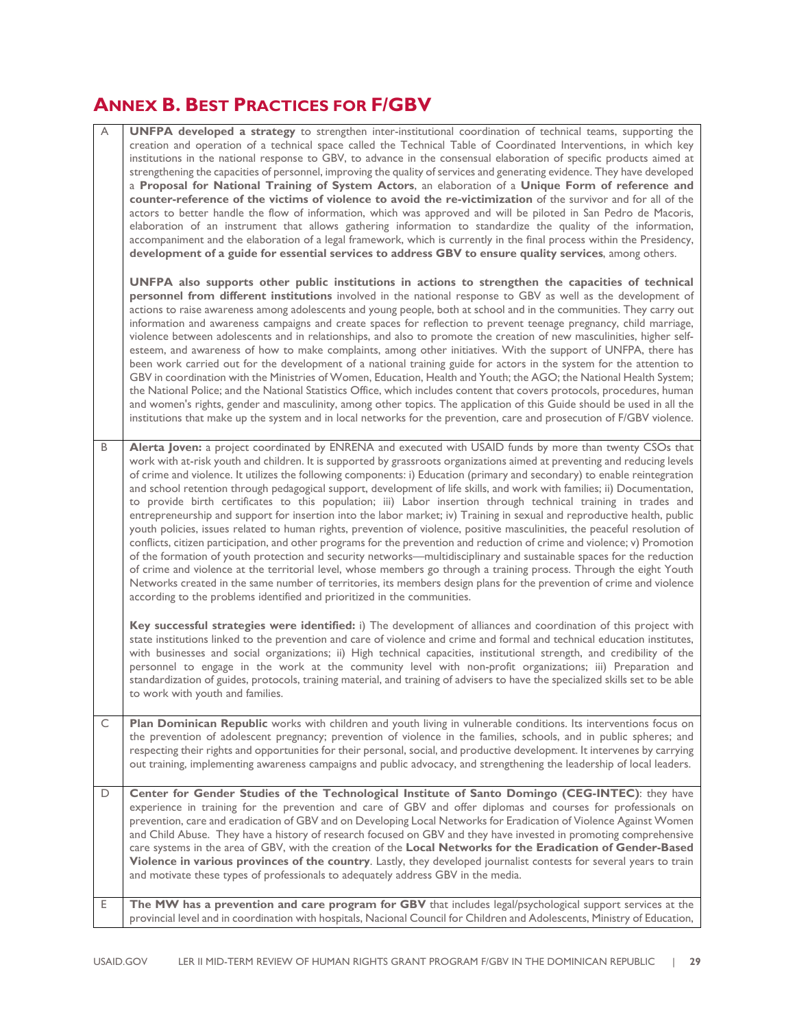# Annex B. Best Practices for F/GBV

| | |
|---|---|
| A | **UNFPA developed a strategy** to strengthen inter-institutional coordination of technical teams, supporting the creation and operation of a technical space called the Technical Table of Coordinated Interventions, in which key institutions in the national response to GBV, to advance in the consensual elaboration of specific products aimed at strengthening the capacities of personnel, improving the quality of services and generating evidence. They have developed a **Proposal for National Training of System Actors**, an elaboration of a **Unique Form of reference and counter-reference of the victims of violence to avoid the re-victimization** of the survivor and for all of the actors to better handle the flow of information, which was approved and will be piloted in San Pedro de Macoris, elaboration of an instrument that allows gathering information to standardize the quality of the information, accompaniment and the elaboration of a legal framework, which is currently in the final process within the Presidency, **development of a guide for essential services to address GBV to ensure quality services**, among others.<br><br>**UNFPA also supports other public institutions in actions to strengthen the capacities of technical personnel from different institutions** involved in the national response to GBV as well as the development of actions to raise awareness among adolescents and young people, both at school and in the communities. They carry out information and awareness campaigns and create spaces for reflection to prevent teenage pregnancy, child marriage, violence between adolescents and in relationships, and also to promote the creation of new masculinities, higher self-esteem, and awareness of how to make complaints, among other initiatives. With the support of UNFPA, there has been work carried out for the development of a national training guide for actors in the system for the attention to GBV in coordination with the Ministries of Women, Education, Health and Youth; the AGO; the National Health System; the National Police; and the National Statistics Office, which includes content that covers protocols, procedures, human and women's rights, gender and masculinity, among other topics. The application of this Guide should be used in all the institutions that make up the system and in local networks for the prevention, care and prosecution of F/GBV violence. |
| B | **Alerta Joven:** a project coordinated by ENRENA and executed with USAID funds by more than twenty CSOs that work with at-risk youth and children. It is supported by grassroots organizations aimed at preventing and reducing levels of crime and violence. It utilizes the following components: i) Education (primary and secondary) to enable reintegration and school retention through pedagogical support, development of life skills, and work with families; ii) Documentation, to provide birth certificates to this population; iii) Labor insertion through technical training in trades and entrepreneurship and support for insertion into the labor market; iv) Training in sexual and reproductive health, public youth policies, issues related to human rights, prevention of violence, positive masculinities, the peaceful resolution of conflicts, citizen participation, and other programs for the prevention and reduction of crime and violence; v) Promotion of the formation of youth protection and security networks—multidisciplinary and sustainable spaces for the reduction of crime and violence at the territorial level, whose members go through a training process. Through the eight Youth Networks created in the same number of territories, its members design plans for the prevention of crime and violence according to the problems identified and prioritized in the communities.<br><br>**Key successful strategies were identified:** i) The development of alliances and coordination of this project with state institutions linked to the prevention and care of violence and crime and formal and technical education institutes, with businesses and social organizations; ii) High technical capacities, institutional strength, and credibility of the personnel to engage in the work at the community level with non-profit organizations; iii) Preparation and standardization of guides, protocols, training material, and training of advisers to have the specialized skills set to be able to work with youth and families. |
| C | **Plan Dominican Republic** works with children and youth living in vulnerable conditions. Its interventions focus on the prevention of adolescent pregnancy; prevention of violence in the families, schools, and in public spheres; and respecting their rights and opportunities for their personal, social, and productive development. It intervenes by carrying out training, implementing awareness campaigns and public advocacy, and strengthening the leadership of local leaders. |
| D | **Center for Gender Studies of the Technological Institute of Santo Domingo (CEG-INTEC)**: they have experience in training for the prevention and care of GBV and offer diplomas and courses for professionals on prevention, care and eradication of GBV and on Developing Local Networks for Eradication of Violence Against Women and Child Abuse. They have a history of research focused on GBV and they have invested in promoting comprehensive care systems in the area of GBV, with the creation of the **Local Networks for the Eradication of Gender-Based Violence in various provinces of the country**. Lastly, they developed journalist contests for several years to train and motivate these types of professionals to adequately address GBV in the media. |
| E | **The MW has a prevention and care program for GBV** that includes legal/psychological support services at the provincial level and in coordination with hospitals, Nacional Council for Children and Adolescents, Ministry of Education, |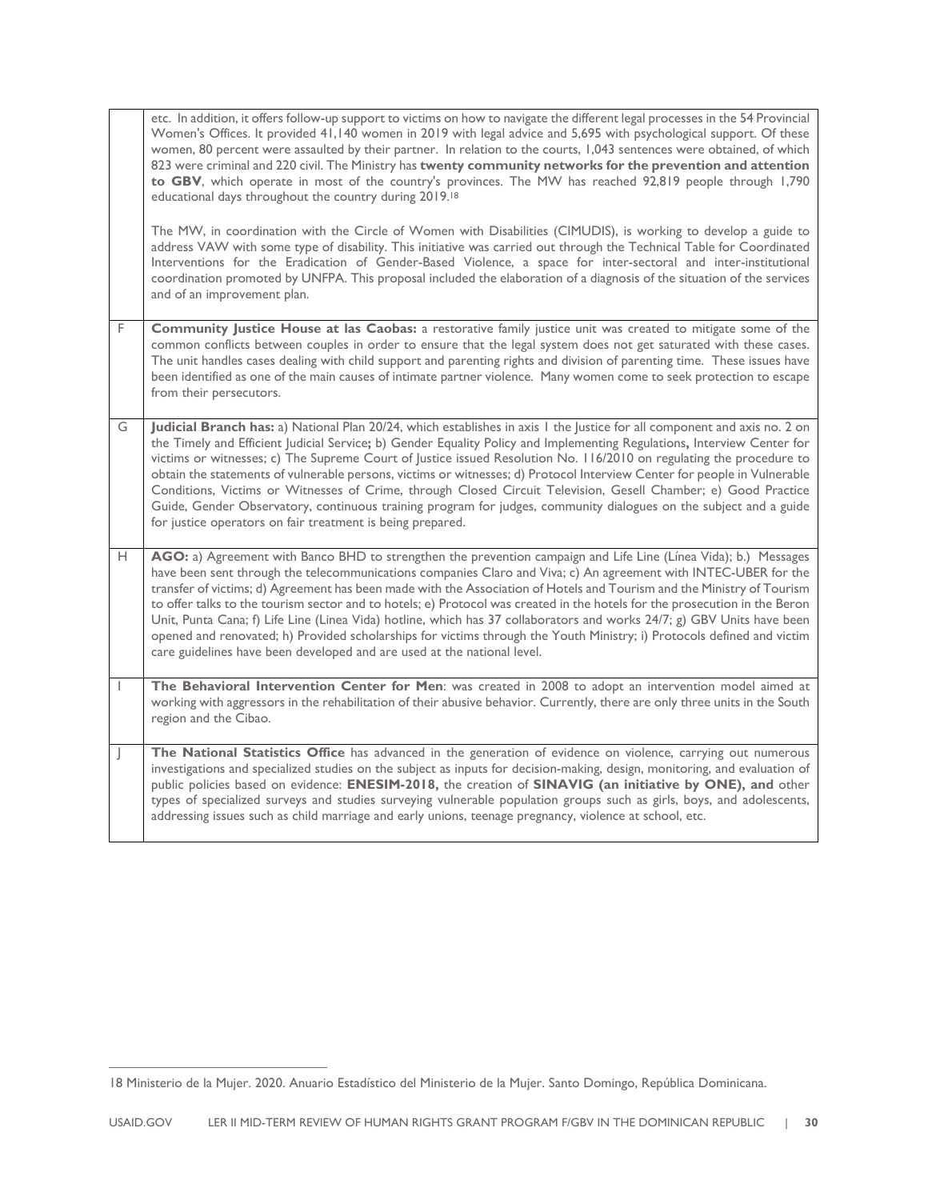|   |   |
|---|---|
|   | etc. In addition, it offers follow-up support to victims on how to navigate the different legal processes in the 54 Provincial Women's Offices. It provided 41,140 women in 2019 with legal advice and 5,695 with psychological support. Of these women, 80 percent were assaulted by their partner. In relation to the courts, 1,043 sentences were obtained, of which 823 were criminal and 220 civil. The Ministry has **twenty community networks for the prevention and attention to GBV**, which operate in most of the country's provinces. The MW has reached 92,819 people through 1,790 educational days throughout the country during 2019.[18]<br><br>The MW, in coordination with the Circle of Women with Disabilities (CIMUDIS), is working to develop a guide to address VAW with some type of disability. This initiative was carried out through the Technical Table for Coordinated Interventions for the Eradication of Gender-Based Violence, a space for inter-sectoral and inter-institutional coordination promoted by UNFPA. This proposal included the elaboration of a diagnosis of the situation of the services and of an improvement plan. |
| F | **Community Justice House at las Caobas:** a restorative family justice unit was created to mitigate some of the common conflicts between couples in order to ensure that the legal system does not get saturated with these cases. The unit handles cases dealing with child support and parenting rights and division of parenting time. These issues have been identified as one of the main causes of intimate partner violence. Many women come to seek protection to escape from their persecutors. |
| G | **Judicial Branch has:** a) National Plan 20/24, which establishes in axis 1 the Justice for all component and axis no. 2 on the Timely and Efficient Judicial Service**;** b) Gender Equality Policy and Implementing Regulations**,** Interview Center for victims or witnesses; c) The Supreme Court of Justice issued Resolution No. 116/2010 on regulating the procedure to obtain the statements of vulnerable persons, victims or witnesses; d) Protocol Interview Center for people in Vulnerable Conditions, Victims or Witnesses of Crime, through Closed Circuit Television, Gesell Chamber; e) Good Practice Guide, Gender Observatory, continuous training program for judges, community dialogues on the subject and a guide for justice operators on fair treatment is being prepared. |
| H | **AGO:** a) Agreement with Banco BHD to strengthen the prevention campaign and Life Line (Línea Vida); b.) Messages have been sent through the telecommunications companies Claro and Viva; c) An agreement with INTEC-UBER for the transfer of victims; d) Agreement has been made with the Association of Hotels and Tourism and the Ministry of Tourism to offer talks to the tourism sector and to hotels; e) Protocol was created in the hotels for the prosecution in the Beron Unit, Punta Cana; f) Life Line (Linea Vida) hotline, which has 37 collaborators and works 24/7; g) GBV Units have been opened and renovated; h) Provided scholarships for victims through the Youth Ministry; i) Protocols defined and victim care guidelines have been developed and are used at the national level. |
| I | **The Behavioral Intervention Center for Men**: was created in 2008 to adopt an intervention model aimed at working with aggressors in the rehabilitation of their abusive behavior. Currently, there are only three units in the South region and the Cibao. |
| J | **The National Statistics Office** has advanced in the generation of evidence on violence, carrying out numerous investigations and specialized studies on the subject as inputs for decision-making, design, monitoring, and evaluation of public policies based on evidence: **ENESIM-2018,** the creation of **SINAVIG (an initiative by ONE), and** other types of specialized surveys and studies surveying vulnerable population groups such as girls, boys, and adolescents, addressing issues such as child marriage and early unions, teenage pregnancy, violence at school, etc. |

[18] Ministerio de la Mujer. 2020. Anuario Estadístico del Ministerio de la Mujer. Santo Domingo, República Dominicana.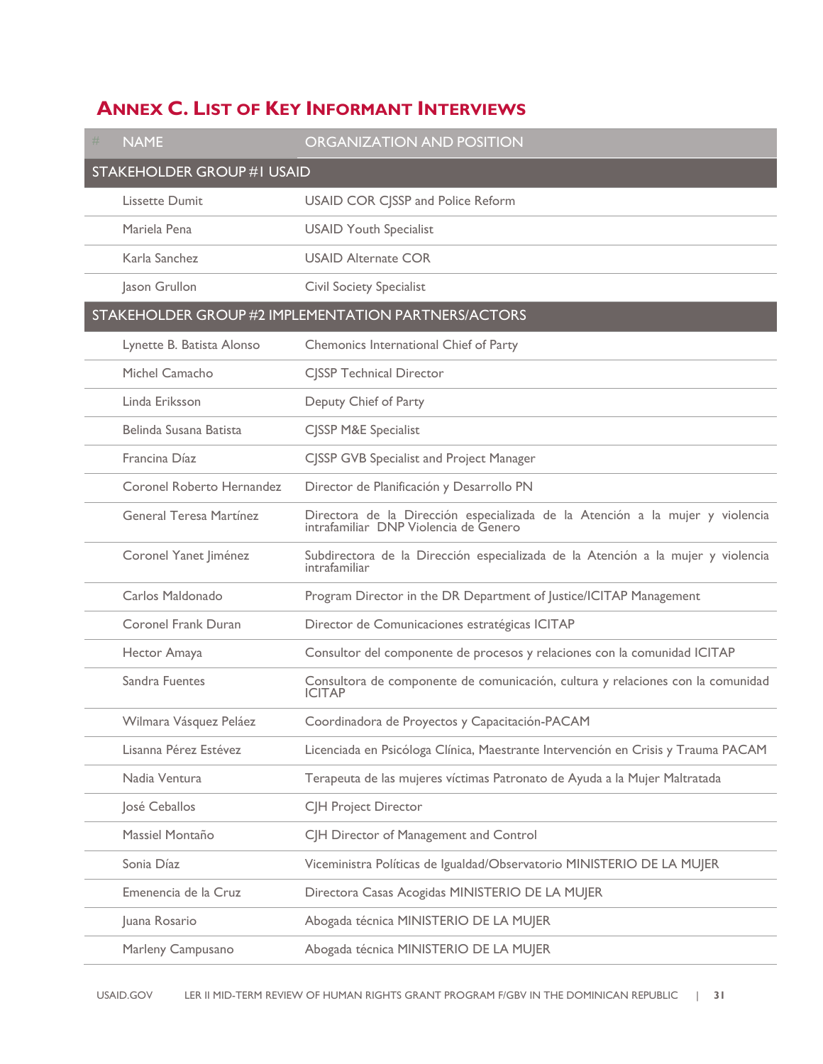## Annex C. List of Key Informant Interviews

| # | NAME | ORGANIZATION AND POSITION |
|---|---|---|
| STAKEHOLDER GROUP #1 USAID | | |
| | Lissette Dumit | USAID COR CJSSP and Police Reform |
| | Mariela Pena | USAID Youth Specialist |
| | Karla Sanchez | USAID Alternate COR |
| | Jason Grullon | Civil Society Specialist |
| STAKEHOLDER GROUP #2 IMPLEMENTATION PARTNERS/ACTORS | | |
| | Lynette B. Batista Alonso | Chemonics International Chief of Party |
| | Michel Camacho | CJSSP Technical Director |
| | Linda Eriksson | Deputy Chief of Party |
| | Belinda Susana Batista | CJSSP M&E Specialist |
| | Francina Díaz | CJSSP GVB Specialist and Project Manager |
| | Coronel Roberto Hernandez | Director de Planificación y Desarrollo PN |
| | General Teresa Martínez | Directora de la Dirección especializada de la Atención a la mujer y violencia intrafamiliar DNP Violencia de Genero |
| | Coronel Yanet Jiménez | Subdirectora de la Dirección especializada de la Atención a la mujer y violencia intrafamiliar |
| | Carlos Maldonado | Program Director in the DR Department of Justice/ICITAP Management |
| | Coronel Frank Duran | Director de Comunicaciones estratégicas ICITAP |
| | Hector Amaya | Consultor del componente de procesos y relaciones con la comunidad ICITAP |
| | Sandra Fuentes | Consultora de componente de comunicación, cultura y relaciones con la comunidad ICITAP |
| | Wilmara Vásquez Peláez | Coordinadora de Proyectos y Capacitación-PACAM |
| | Lisanna Pérez Estévez | Licenciada en Psicóloga Clínica, Maestrante Intervención en Crisis y Trauma PACAM |
| | Nadia Ventura | Terapeuta de las mujeres víctimas Patronato de Ayuda a la Mujer Maltratada |
| | José Ceballos | CJH Project Director |
| | Massiel Montaño | CJH Director of Management and Control |
| | Sonia Díaz | Viceministra Políticas de Igualdad/Observatorio MINISTERIO DE LA MUJER |
| | Emenencia de la Cruz | Directora Casas Acogidas MINISTERIO DE LA MUJER |
| | Juana Rosario | Abogada técnica MINISTERIO DE LA MUJER |
| | Marleny Campusano | Abogada técnica MINISTERIO DE LA MUJER |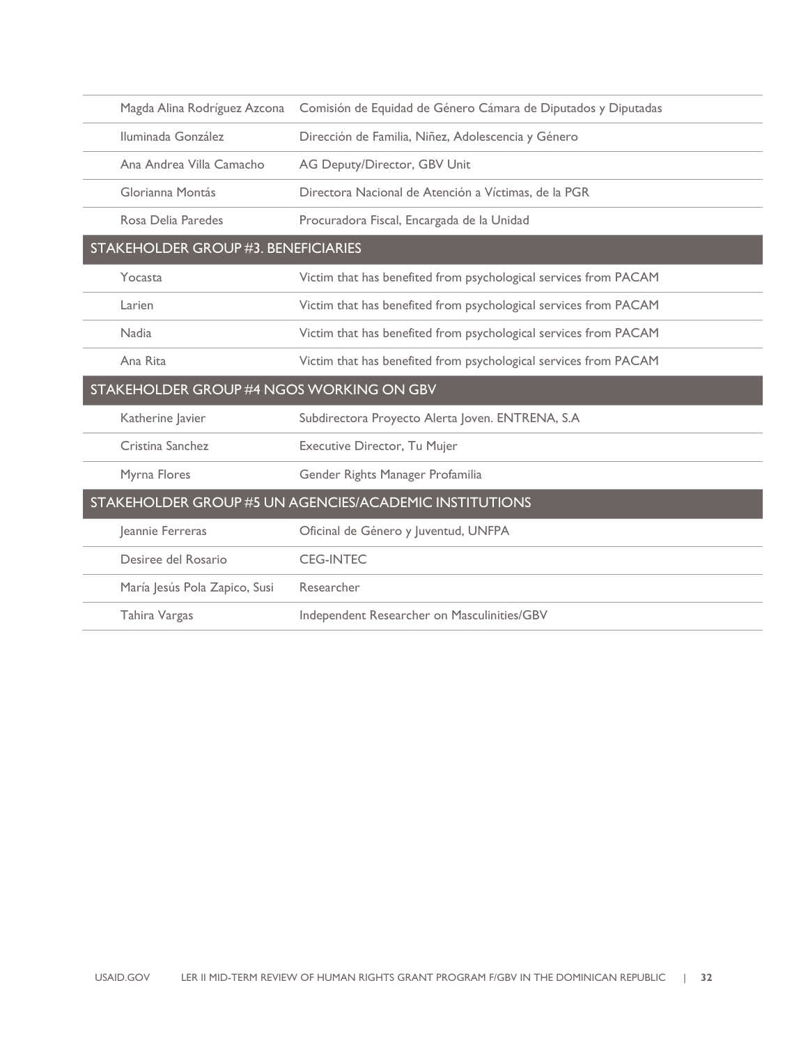| | |
|---|---|
| Magda Alina Rodríguez Azcona | Comisión de Equidad de Género Cámara de Diputados y Diputadas |
| Iluminada González | Dirección de Familia, Niñez, Adolescencia y Género |
| Ana Andrea Villa Camacho | AG Deputy/Director, GBV Unit |
| Glorianna Montás | Directora Nacional de Atención a Víctimas, de la PGR |
| Rosa Delia Paredes | Procuradora Fiscal, Encargada de la Unidad |
| **STAKEHOLDER GROUP #3. BENEFICIARIES** | |
| Yocasta | Victim that has benefited from psychological services from PACAM |
| Larien | Victim that has benefited from psychological services from PACAM |
| Nadia | Victim that has benefited from psychological services from PACAM |
| Ana Rita | Victim that has benefited from psychological services from PACAM |
| **STAKEHOLDER GROUP #4 NGOS WORKING ON GBV** | |
| Katherine Javier | Subdirectora Proyecto Alerta Joven. ENTRENA, S.A |
| Cristina Sanchez | Executive Director, Tu Mujer |
| Myrna Flores | Gender Rights Manager Profamilia |
| **STAKEHOLDER GROUP #5 UN AGENCIES/ACADEMIC INSTITUTIONS** | |
| Jeannie Ferreras | Oficinal de Género y Juventud, UNFPA |
| Desiree del Rosario | CEG-INTEC |
| María Jesús Pola Zapico, Susi | Researcher |
| Tahira Vargas | Independent Researcher on Masculinities/GBV |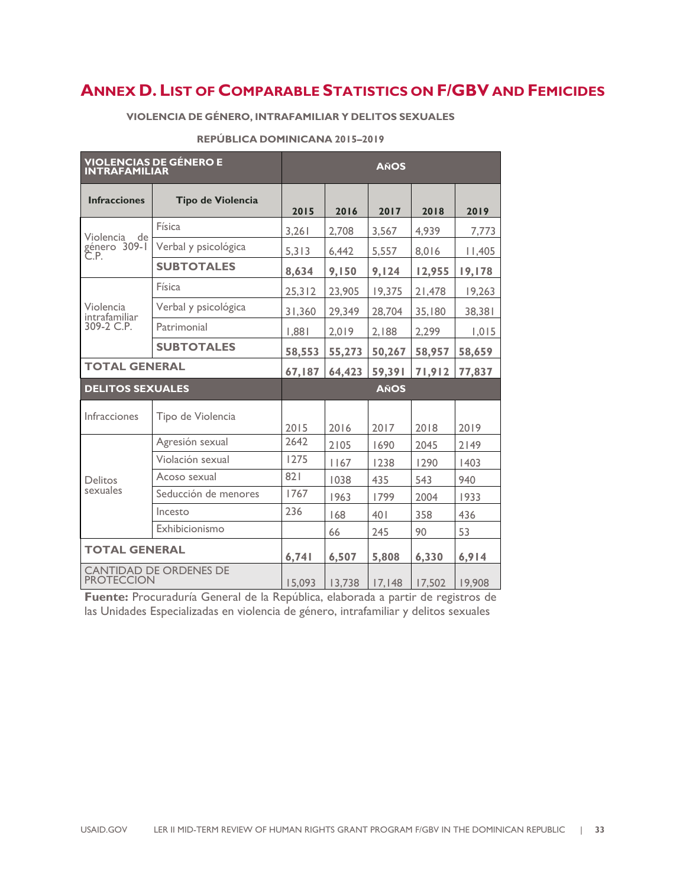## ANNEX D. LIST OF COMPARABLE STATISTICS ON F/GBV AND FEMICIDES

**VIOLENCIA DE GÉNERO, INTRAFAMILIAR Y DELITOS SEXUALES**

**REPÚBLICA DOMINICANA 2015–2019**

| VIOLENCIAS DE GÉNERO E INTRAFAMILIAR | | AÑOS | | | | |
|---|---|---|---|---|---|---|
| **Infracciones** | **Tipo de Violencia** | **2015** | **2016** | **2017** | **2018** | **2019** |
| Violencia de género 309-1 C.P. | Física | 3,261 | 2,708 | 3,567 | 4,939 | 7,773 |
| | Verbal y psicológica | 5,313 | 6,442 | 5,557 | 8,016 | 11,405 |
| | **SUBTOTALES** | **8,634** | **9,150** | **9,124** | **12,955** | **19,178** |
| Violencia intrafamiliar 309-2 C.P. | Física | 25,312 | 23,905 | 19,375 | 21,478 | 19,263 |
| | Verbal y psicológica | 31,360 | 29,349 | 28,704 | 35,180 | 38,381 |
| | Patrimonial | 1,881 | 2,019 | 2,188 | 2,299 | 1,015 |
| | **SUBTOTALES** | **58,553** | **55,273** | **50,267** | **58,957** | **58,659** |
| **TOTAL GENERAL** | | **67,187** | **64,423** | **59,391** | **71,912** | **77,837** |
| **DELITOS SEXUALES** | | **AÑOS** | | | | |
| Infracciones | Tipo de Violencia | 2015 | 2016 | 2017 | 2018 | 2019 |
| Delitos sexuales | Agresión sexual | 2642 | 2105 | 1690 | 2045 | 2149 |
| | Violación sexual | 1275 | 1167 | 1238 | 1290 | 1403 |
| | Acoso sexual | 821 | 1038 | 435 | 543 | 940 |
| | Seducción de menores | 1767 | 1963 | 1799 | 2004 | 1933 |
| | Incesto | 236 | 168 | 401 | 358 | 436 |
| | Exhibicionismo | | 66 | 245 | 90 | 53 |
| **TOTAL GENERAL** | | **6,741** | **6,507** | **5,808** | **6,330** | **6,914** |
| CANTIDAD DE ORDENES DE PROTECCION | | 15,093 | 13,738 | 17,148 | 17,502 | 19,908 |

**Fuente:** Procuraduría General de la República, elaborada a partir de registros de las Unidades Especializadas en violencia de género, intrafamiliar y delitos sexuales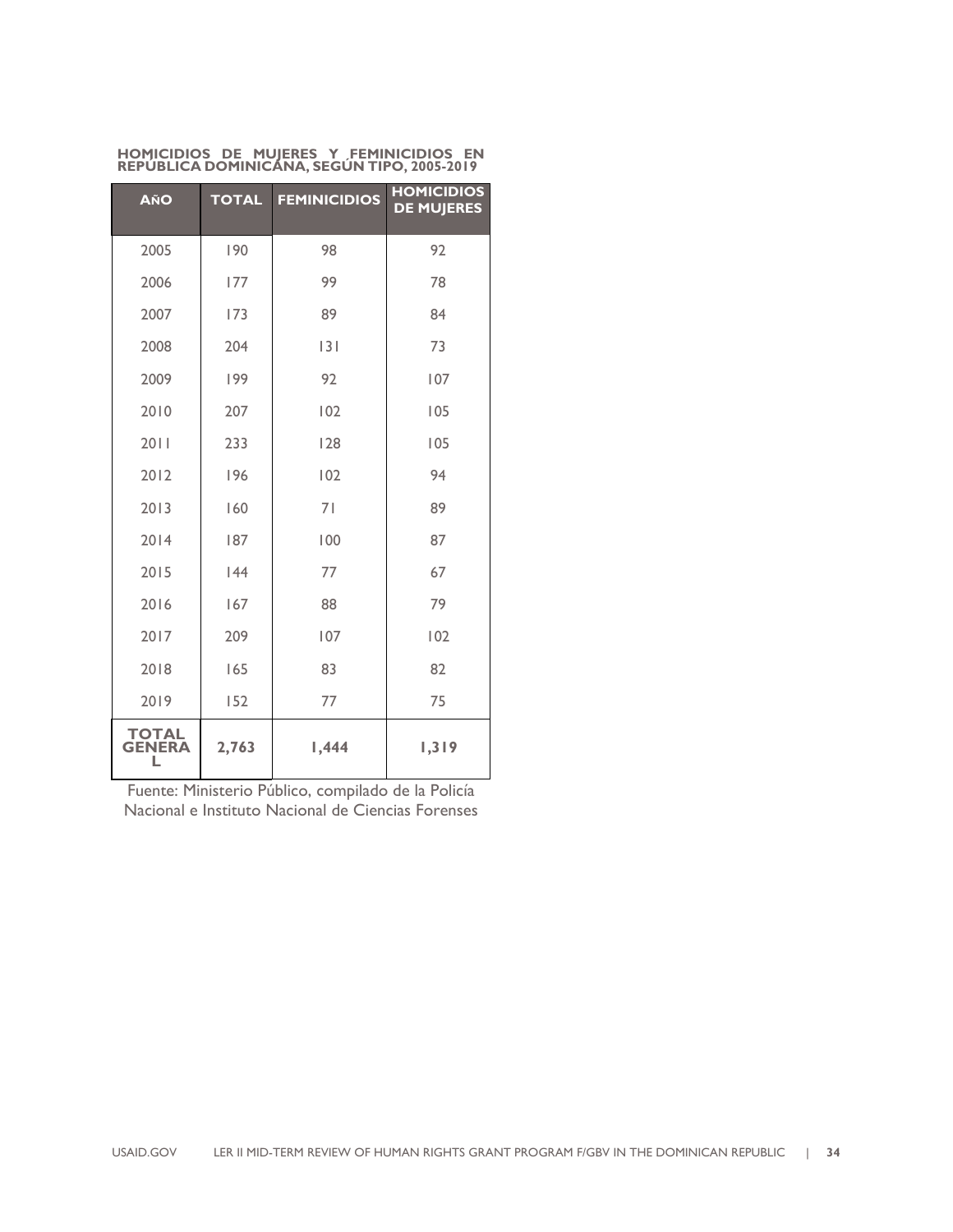**HOMICIDIOS DE MUJERES Y FEMINICIDIOS EN REPÚBLICA DOMINICANA, SEGÚN TIPO, 2005-2019**

| AÑO | TOTAL | FEMINICIDIOS | HOMICIDIOS DE MUJERES |
|---|---|---|---|
| 2005 | 190 | 98 | 92 |
| 2006 | 177 | 99 | 78 |
| 2007 | 173 | 89 | 84 |
| 2008 | 204 | 131 | 73 |
| 2009 | 199 | 92 | 107 |
| 2010 | 207 | 102 | 105 |
| 2011 | 233 | 128 | 105 |
| 2012 | 196 | 102 | 94 |
| 2013 | 160 | 71 | 89 |
| 2014 | 187 | 100 | 87 |
| 2015 | 144 | 77 | 67 |
| 2016 | 167 | 88 | 79 |
| 2017 | 209 | 107 | 102 |
| 2018 | 165 | 83 | 82 |
| 2019 | 152 | 77 | 75 |
| **TOTAL GENERAL** | **2,763** | **1,444** | **1,319** |

Fuente: Ministerio Público, compilado de la Policía Nacional e Instituto Nacional de Ciencias Forenses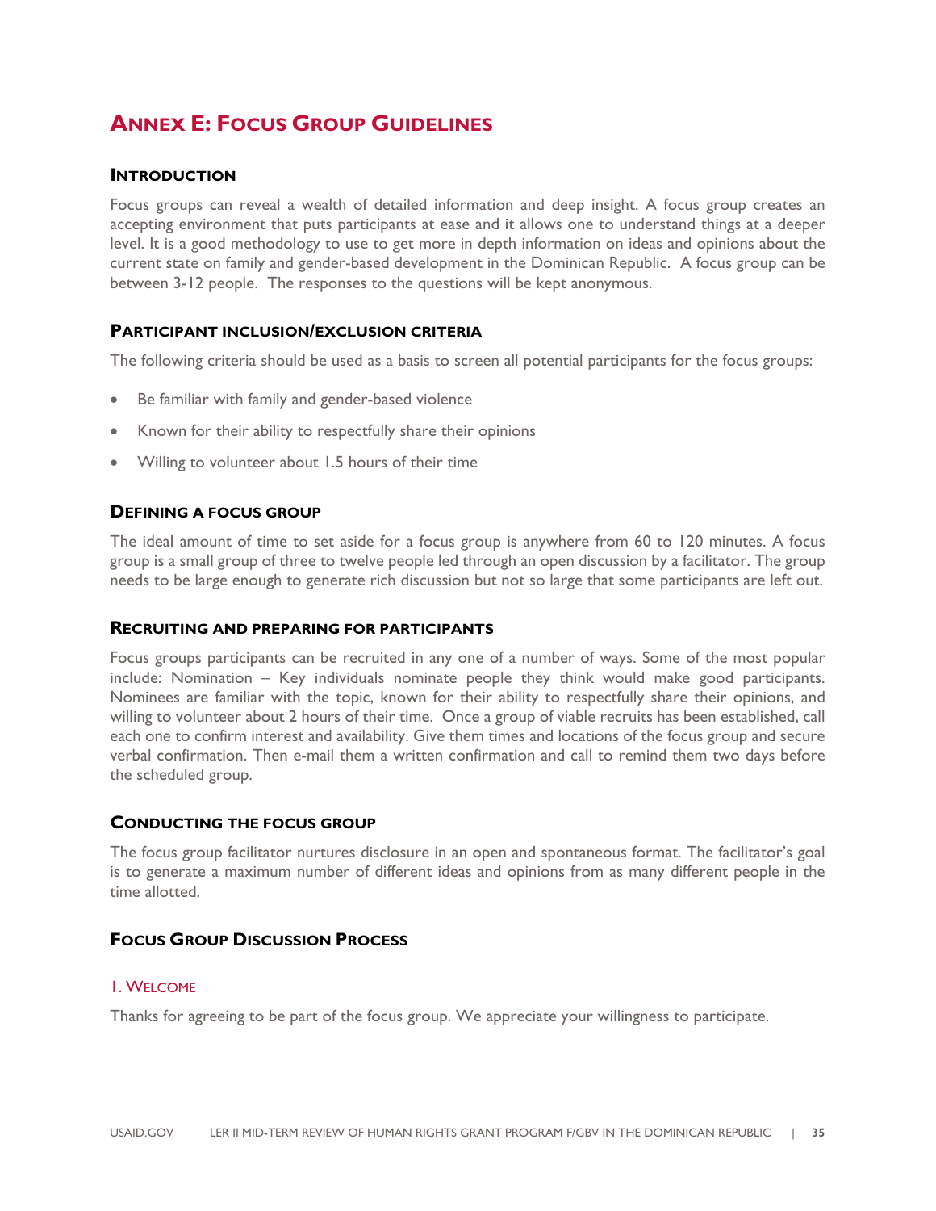# ANNEX E: FOCUS GROUP GUIDELINES

### INTRODUCTION

Focus groups can reveal a wealth of detailed information and deep insight. A focus group creates an accepting environment that puts participants at ease and it allows one to understand things at a deeper level. It is a good methodology to use to get more in depth information on ideas and opinions about the current state on family and gender-based development in the Dominican Republic. A focus group can be between 3-12 people. The responses to the questions will be kept anonymous.

### PARTICIPANT INCLUSION/EXCLUSION CRITERIA

The following criteria should be used as a basis to screen all potential participants for the focus groups:

- Be familiar with family and gender-based violence
- Known for their ability to respectfully share their opinions
- Willing to volunteer about 1.5 hours of their time

### DEFINING A FOCUS GROUP

The ideal amount of time to set aside for a focus group is anywhere from 60 to 120 minutes. A focus group is a small group of three to twelve people led through an open discussion by a facilitator. The group needs to be large enough to generate rich discussion but not so large that some participants are left out.

### RECRUITING AND PREPARING FOR PARTICIPANTS

Focus groups participants can be recruited in any one of a number of ways. Some of the most popular include: Nomination – Key individuals nominate people they think would make good participants. Nominees are familiar with the topic, known for their ability to respectfully share their opinions, and willing to volunteer about 2 hours of their time. Once a group of viable recruits has been established, call each one to confirm interest and availability. Give them times and locations of the focus group and secure verbal confirmation. Then e-mail them a written confirmation and call to remind them two days before the scheduled group.

### CONDUCTING THE FOCUS GROUP

The focus group facilitator nurtures disclosure in an open and spontaneous format. The facilitator's goal is to generate a maximum number of different ideas and opinions from as many different people in the time allotted.

### FOCUS GROUP DISCUSSION PROCESS

#### 1. WELCOME

Thanks for agreeing to be part of the focus group. We appreciate your willingness to participate.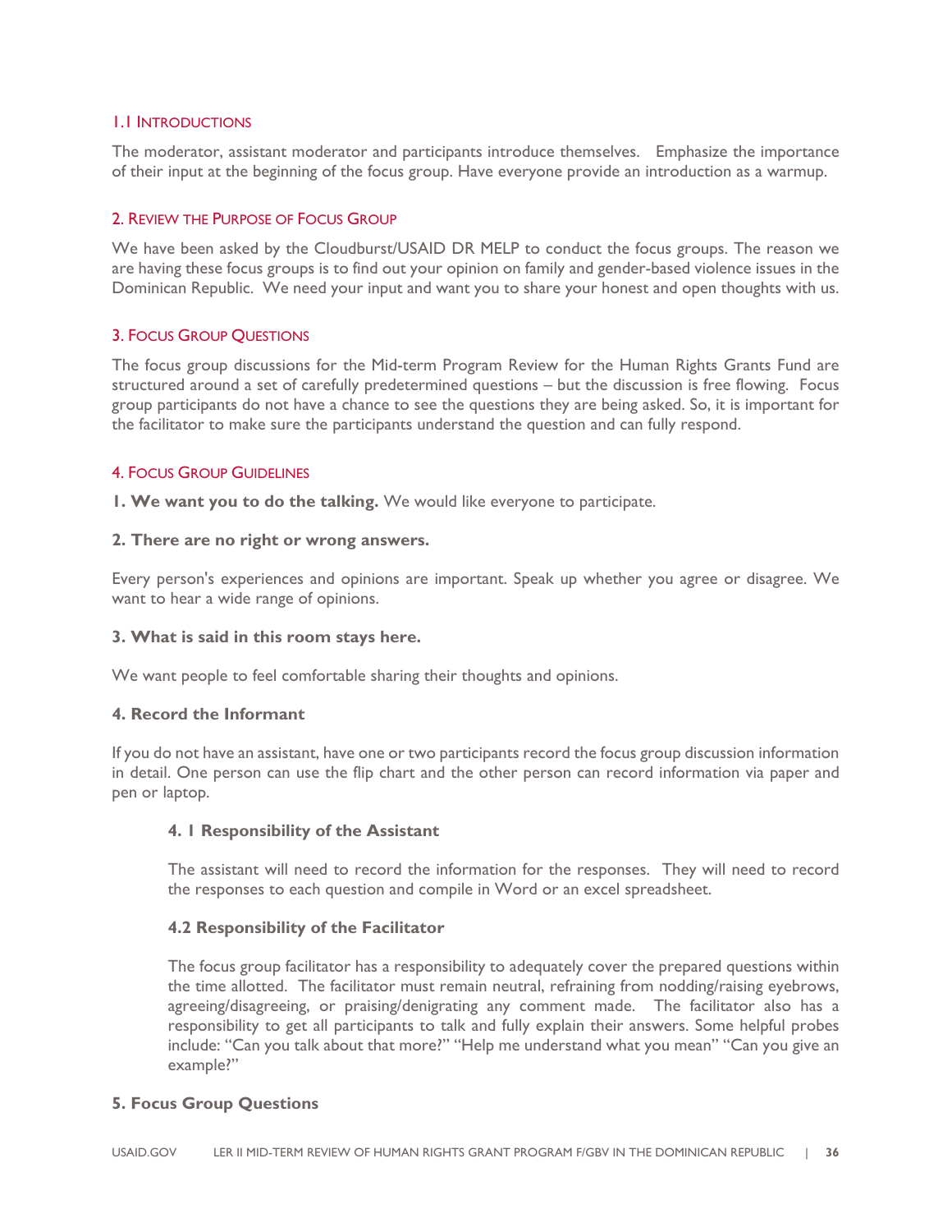## 1.1 Introductions

The moderator, assistant moderator and participants introduce themselves. Emphasize the importance of their input at the beginning of the focus group. Have everyone provide an introduction as a warmup.

## 2. Review the Purpose of Focus Group

We have been asked by the Cloudburst/USAID DR MELP to conduct the focus groups. The reason we are having these focus groups is to find out your opinion on family and gender-based violence issues in the Dominican Republic. We need your input and want you to share your honest and open thoughts with us.

## 3. Focus Group Questions

The focus group discussions for the Mid-term Program Review for the Human Rights Grants Fund are structured around a set of carefully predetermined questions – but the discussion is free flowing. Focus group participants do not have a chance to see the questions they are being asked. So, it is important for the facilitator to make sure the participants understand the question and can fully respond.

## 4. Focus Group Guidelines

**1. We want you to do the talking.** We would like everyone to participate.

**2. There are no right or wrong answers.**

Every person's experiences and opinions are important. Speak up whether you agree or disagree. We want to hear a wide range of opinions.

**3. What is said in this room stays here.**

We want people to feel comfortable sharing their thoughts and opinions.

**4. Record the Informant**

If you do not have an assistant, have one or two participants record the focus group discussion information in detail. One person can use the flip chart and the other person can record information via paper and pen or laptop.

**4. 1 Responsibility of the Assistant**

The assistant will need to record the information for the responses. They will need to record the responses to each question and compile in Word or an excel spreadsheet.

**4.2 Responsibility of the Facilitator**

The focus group facilitator has a responsibility to adequately cover the prepared questions within the time allotted. The facilitator must remain neutral, refraining from nodding/raising eyebrows, agreeing/disagreeing, or praising/denigrating any comment made. The facilitator also has a responsibility to get all participants to talk and fully explain their answers. Some helpful probes include: "Can you talk about that more?" "Help me understand what you mean" "Can you give an example?"

**5. Focus Group Questions**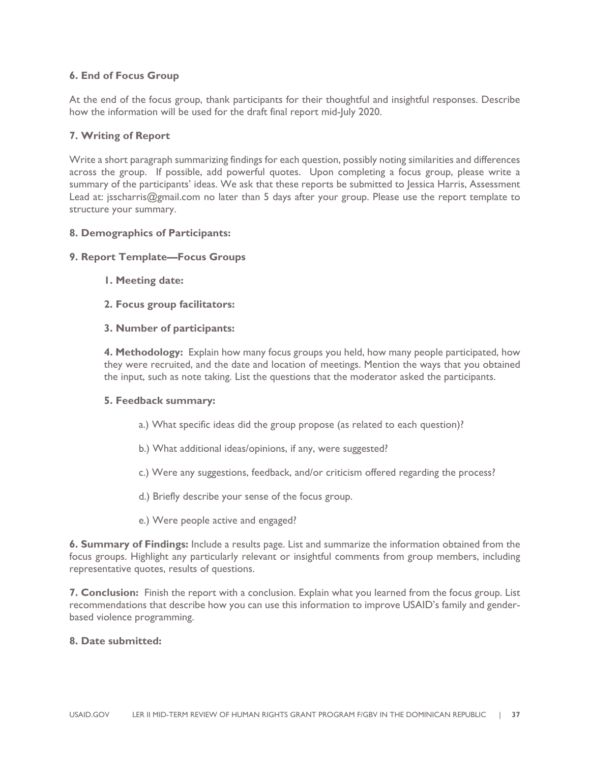**6. End of Focus Group**

At the end of the focus group, thank participants for their thoughtful and insightful responses. Describe how the information will be used for the draft final report mid-July 2020.

**7. Writing of Report**

Write a short paragraph summarizing findings for each question, possibly noting similarities and differences across the group. If possible, add powerful quotes. Upon completing a focus group, please write a summary of the participants' ideas. We ask that these reports be submitted to Jessica Harris, Assessment Lead at: jsscharris@gmail.com no later than 5 days after your group. Please use the report template to structure your summary.

**8. Demographics of Participants:**

**9. Report Template—Focus Groups**

> **1. Meeting date:**
>
> **2. Focus group facilitators:**
>
> **3. Number of participants:**
>
> **4. Methodology:** Explain how many focus groups you held, how many people participated, how they were recruited, and the date and location of meetings. Mention the ways that you obtained the input, such as note taking. List the questions that the moderator asked the participants.
>
> **5. Feedback summary:**
>
> > a.) What specific ideas did the group propose (as related to each question)?
> >
> > b.) What additional ideas/opinions, if any, were suggested?
> >
> > c.) Were any suggestions, feedback, and/or criticism offered regarding the process?
> >
> > d.) Briefly describe your sense of the focus group.
> >
> > e.) Were people active and engaged?

**6. Summary of Findings:** Include a results page. List and summarize the information obtained from the focus groups. Highlight any particularly relevant or insightful comments from group members, including representative quotes, results of questions.

**7. Conclusion:** Finish the report with a conclusion. Explain what you learned from the focus group. List recommendations that describe how you can use this information to improve USAID's family and gender-based violence programming.

**8. Date submitted:**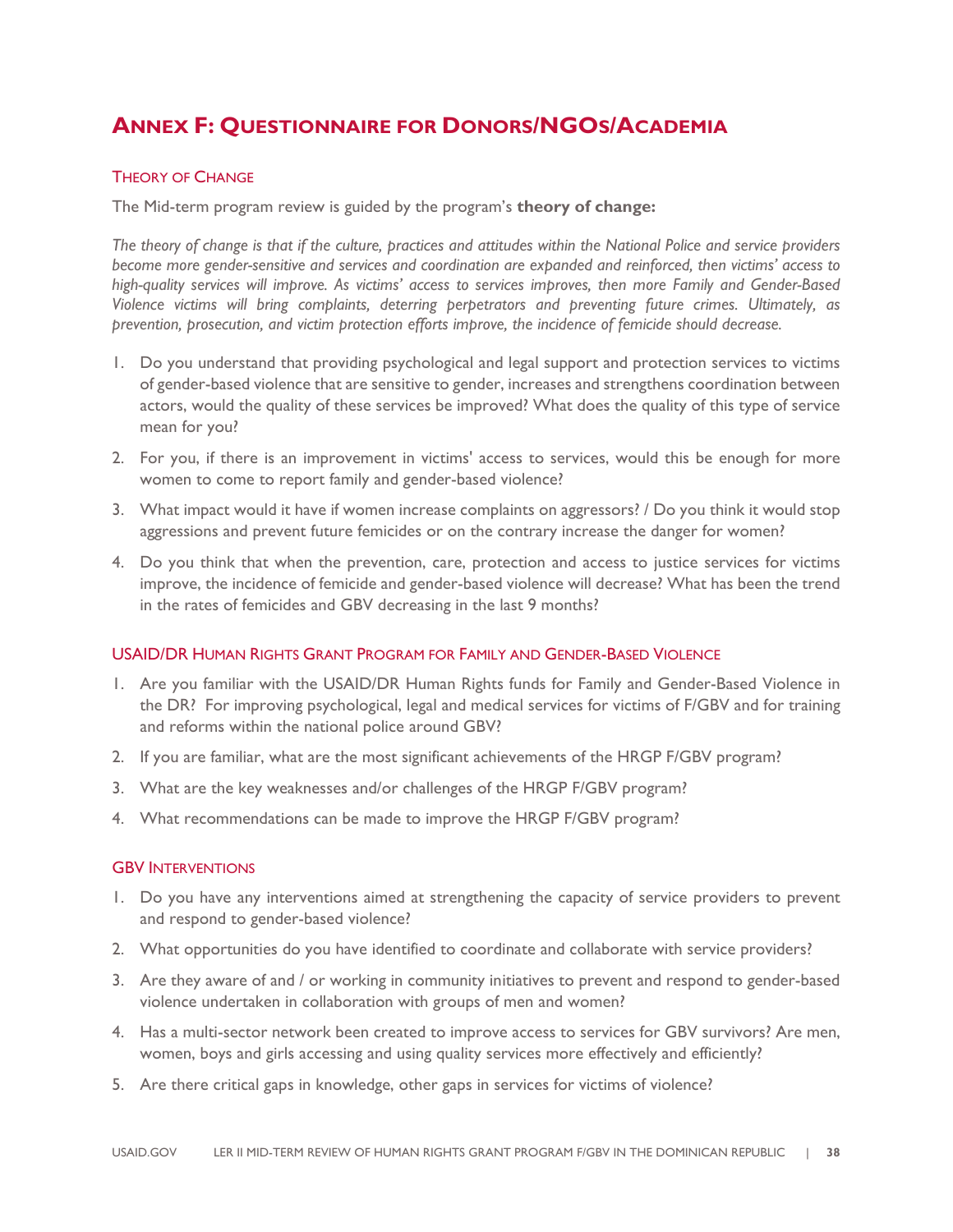# Annex F: Questionnaire for Donors/NGOs/Academia

## Theory of Change

The Mid-term program review is guided by the program's **theory of change:**

*The theory of change is that if the culture, practices and attitudes within the National Police and service providers become more gender-sensitive and services and coordination are expanded and reinforced, then victims' access to high-quality services will improve. As victims' access to services improves, then more Family and Gender-Based Violence victims will bring complaints, deterring perpetrators and preventing future crimes. Ultimately, as prevention, prosecution, and victim protection efforts improve, the incidence of femicide should decrease.*

1. Do you understand that providing psychological and legal support and protection services to victims of gender-based violence that are sensitive to gender, increases and strengthens coordination between actors, would the quality of these services be improved? What does the quality of this type of service mean for you?
2. For you, if there is an improvement in victims' access to services, would this be enough for more women to come to report family and gender-based violence?
3. What impact would it have if women increase complaints on aggressors? / Do you think it would stop aggressions and prevent future femicides or on the contrary increase the danger for women?
4. Do you think that when the prevention, care, protection and access to justice services for victims improve, the incidence of femicide and gender-based violence will decrease? What has been the trend in the rates of femicides and GBV decreasing in the last 9 months?

## USAID/DR Human Rights Grant Program for Family and Gender-Based Violence

1. Are you familiar with the USAID/DR Human Rights funds for Family and Gender-Based Violence in the DR? For improving psychological, legal and medical services for victims of F/GBV and for training and reforms within the national police around GBV?
2. If you are familiar, what are the most significant achievements of the HRGP F/GBV program?
3. What are the key weaknesses and/or challenges of the HRGP F/GBV program?
4. What recommendations can be made to improve the HRGP F/GBV program?

## GBV Interventions

1. Do you have any interventions aimed at strengthening the capacity of service providers to prevent and respond to gender-based violence?
2. What opportunities do you have identified to coordinate and collaborate with service providers?
3. Are they aware of and / or working in community initiatives to prevent and respond to gender-based violence undertaken in collaboration with groups of men and women?
4. Has a multi-sector network been created to improve access to services for GBV survivors? Are men, women, boys and girls accessing and using quality services more effectively and efficiently?
5. Are there critical gaps in knowledge, other gaps in services for victims of violence?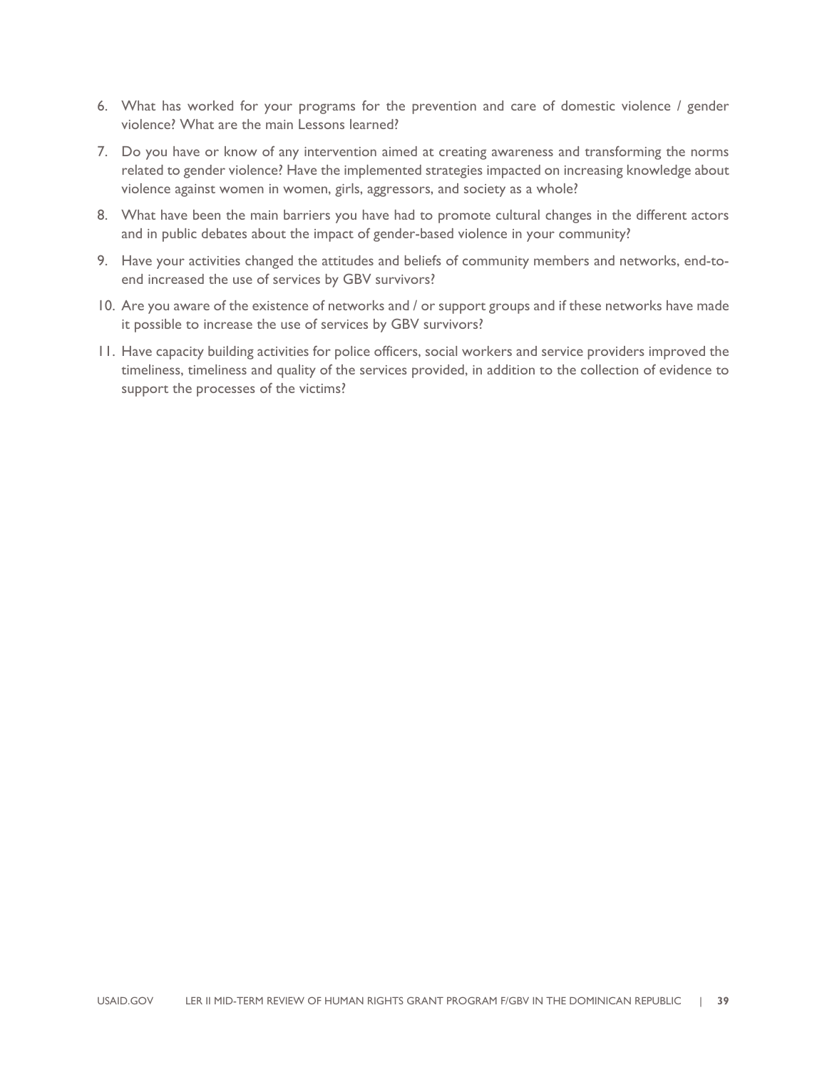6. What has worked for your programs for the prevention and care of domestic violence / gender violence? What are the main Lessons learned?
7. Do you have or know of any intervention aimed at creating awareness and transforming the norms related to gender violence? Have the implemented strategies impacted on increasing knowledge about violence against women in women, girls, aggressors, and society as a whole?
8. What have been the main barriers you have had to promote cultural changes in the different actors and in public debates about the impact of gender-based violence in your community?
9. Have your activities changed the attitudes and beliefs of community members and networks, end-to-end increased the use of services by GBV survivors?
10. Are you aware of the existence of networks and / or support groups and if these networks have made it possible to increase the use of services by GBV survivors?
11. Have capacity building activities for police officers, social workers and service providers improved the timeliness, timeliness and quality of the services provided, in addition to the collection of evidence to support the processes of the victims?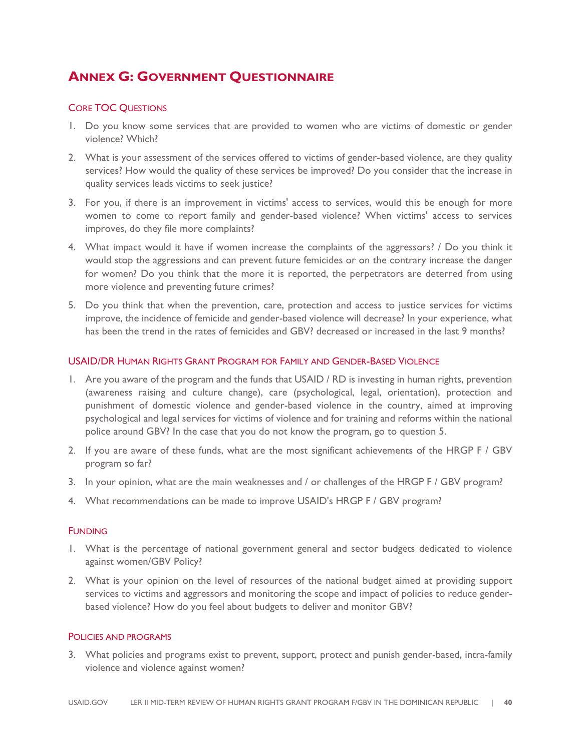# Annex G: Government Questionnaire

## Core TOC Questions

1. Do you know some services that are provided to women who are victims of domestic or gender violence? Which?
2. What is your assessment of the services offered to victims of gender-based violence, are they quality services? How would the quality of these services be improved? Do you consider that the increase in quality services leads victims to seek justice?
3. For you, if there is an improvement in victims' access to services, would this be enough for more women to come to report family and gender-based violence? When victims' access to services improves, do they file more complaints?
4. What impact would it have if women increase the complaints of the aggressors? / Do you think it would stop the aggressions and can prevent future femicides or on the contrary increase the danger for women? Do you think that the more it is reported, the perpetrators are deterred from using more violence and preventing future crimes?
5. Do you think that when the prevention, care, protection and access to justice services for victims improve, the incidence of femicide and gender-based violence will decrease? In your experience, what has been the trend in the rates of femicides and GBV? decreased or increased in the last 9 months?

## USAID/DR Human Rights Grant Program for Family and Gender-Based Violence

1. Are you aware of the program and the funds that USAID / RD is investing in human rights, prevention (awareness raising and culture change), care (psychological, legal, orientation), protection and punishment of domestic violence and gender-based violence in the country, aimed at improving psychological and legal services for victims of violence and for training and reforms within the national police around GBV? In the case that you do not know the program, go to question 5.
2. If you are aware of these funds, what are the most significant achievements of the HRGP F / GBV program so far?
3. In your opinion, what are the main weaknesses and / or challenges of the HRGP F / GBV program?
4. What recommendations can be made to improve USAID's HRGP F / GBV program?

## Funding

1. What is the percentage of national government general and sector budgets dedicated to violence against women/GBV Policy?
2. What is your opinion on the level of resources of the national budget aimed at providing support services to victims and aggressors and monitoring the scope and impact of policies to reduce gender-based violence? How do you feel about budgets to deliver and monitor GBV?

## Policies and programs

3. What policies and programs exist to prevent, support, protect and punish gender-based, intra-family violence and violence against women?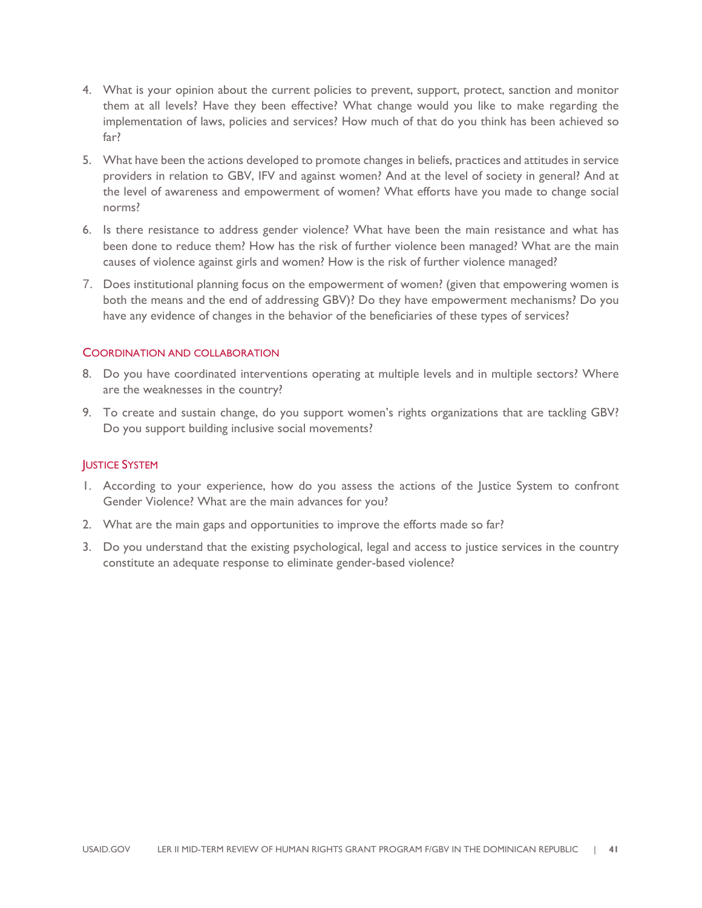4. What is your opinion about the current policies to prevent, support, protect, sanction and monitor them at all levels? Have they been effective? What change would you like to make regarding the implementation of laws, policies and services? How much of that do you think has been achieved so far?
5. What have been the actions developed to promote changes in beliefs, practices and attitudes in service providers in relation to GBV, IFV and against women? And at the level of society in general? And at the level of awareness and empowerment of women? What efforts have you made to change social norms?
6. Is there resistance to address gender violence? What have been the main resistance and what has been done to reduce them? How has the risk of further violence been managed? What are the main causes of violence against girls and women? How is the risk of further violence managed?
7. Does institutional planning focus on the empowerment of women? (given that empowering women is both the means and the end of addressing GBV)? Do they have empowerment mechanisms? Do you have any evidence of changes in the behavior of the beneficiaries of these types of services?

### Coordination and collaboration

8. Do you have coordinated interventions operating at multiple levels and in multiple sectors? Where are the weaknesses in the country?
9. To create and sustain change, do you support women's rights organizations that are tackling GBV? Do you support building inclusive social movements?

### Justice System

1. According to your experience, how do you assess the actions of the Justice System to confront Gender Violence? What are the main advances for you?
2. What are the main gaps and opportunities to improve the efforts made so far?
3. Do you understand that the existing psychological, legal and access to justice services in the country constitute an adequate response to eliminate gender-based violence?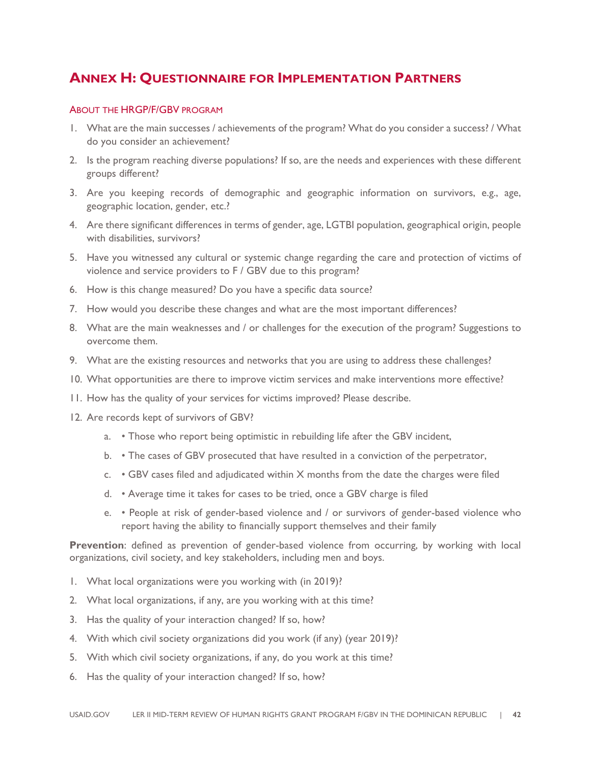# Annex H: Questionnaire for Implementation Partners

## About the HRGP/F/GBV program

1. What are the main successes / achievements of the program? What do you consider a success? / What do you consider an achievement?
2. Is the program reaching diverse populations? If so, are the needs and experiences with these different groups different?
3. Are you keeping records of demographic and geographic information on survivors, e.g., age, geographic location, gender, etc.?
4. Are there significant differences in terms of gender, age, LGTBI population, geographical origin, people with disabilities, survivors?
5. Have you witnessed any cultural or systemic change regarding the care and protection of victims of violence and service providers to F / GBV due to this program?
6. How is this change measured? Do you have a specific data source?
7. How would you describe these changes and what are the most important differences?
8. What are the main weaknesses and / or challenges for the execution of the program? Suggestions to overcome them.
9. What are the existing resources and networks that you are using to address these challenges?
10. What opportunities are there to improve victim services and make interventions more effective?
11. How has the quality of your services for victims improved? Please describe.
12. Are records kept of survivors of GBV?
    a. • Those who report being optimistic in rebuilding life after the GBV incident,
    b. • The cases of GBV prosecuted that have resulted in a conviction of the perpetrator,
    c. • GBV cases filed and adjudicated within X months from the date the charges were filed
    d. • Average time it takes for cases to be tried, once a GBV charge is filed
    e. • People at risk of gender-based violence and / or survivors of gender-based violence who report having the ability to financially support themselves and their family

**Prevention**: defined as prevention of gender-based violence from occurring, by working with local organizations, civil society, and key stakeholders, including men and boys.

1. What local organizations were you working with (in 2019)?
2. What local organizations, if any, are you working with at this time?
3. Has the quality of your interaction changed? If so, how?
4. With which civil society organizations did you work (if any) (year 2019)?
5. With which civil society organizations, if any, do you work at this time?
6. Has the quality of your interaction changed? If so, how?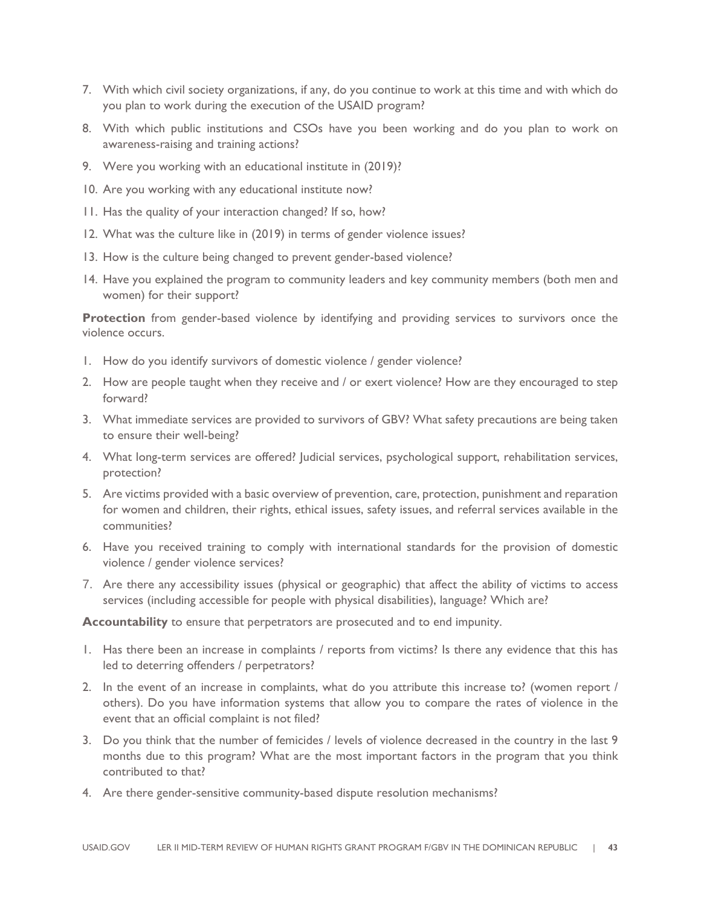7. With which civil society organizations, if any, do you continue to work at this time and with which do you plan to work during the execution of the USAID program?
8. With which public institutions and CSOs have you been working and do you plan to work on awareness-raising and training actions?
9. Were you working with an educational institute in (2019)?
10. Are you working with any educational institute now?
11. Has the quality of your interaction changed? If so, how?
12. What was the culture like in (2019) in terms of gender violence issues?
13. How is the culture being changed to prevent gender-based violence?
14. Have you explained the program to community leaders and key community members (both men and women) for their support?

**Protection** from gender-based violence by identifying and providing services to survivors once the violence occurs.

1. How do you identify survivors of domestic violence / gender violence?
2. How are people taught when they receive and / or exert violence? How are they encouraged to step forward?
3. What immediate services are provided to survivors of GBV? What safety precautions are being taken to ensure their well-being?
4. What long-term services are offered? Judicial services, psychological support, rehabilitation services, protection?
5. Are victims provided with a basic overview of prevention, care, protection, punishment and reparation for women and children, their rights, ethical issues, safety issues, and referral services available in the communities?
6. Have you received training to comply with international standards for the provision of domestic violence / gender violence services?
7. Are there any accessibility issues (physical or geographic) that affect the ability of victims to access services (including accessible for people with physical disabilities), language? Which are?

**Accountability** to ensure that perpetrators are prosecuted and to end impunity.

1. Has there been an increase in complaints / reports from victims? Is there any evidence that this has led to deterring offenders / perpetrators?
2. In the event of an increase in complaints, what do you attribute this increase to? (women report / others). Do you have information systems that allow you to compare the rates of violence in the event that an official complaint is not filed?
3. Do you think that the number of femicides / levels of violence decreased in the country in the last 9 months due to this program? What are the most important factors in the program that you think contributed to that?
4. Are there gender-sensitive community-based dispute resolution mechanisms?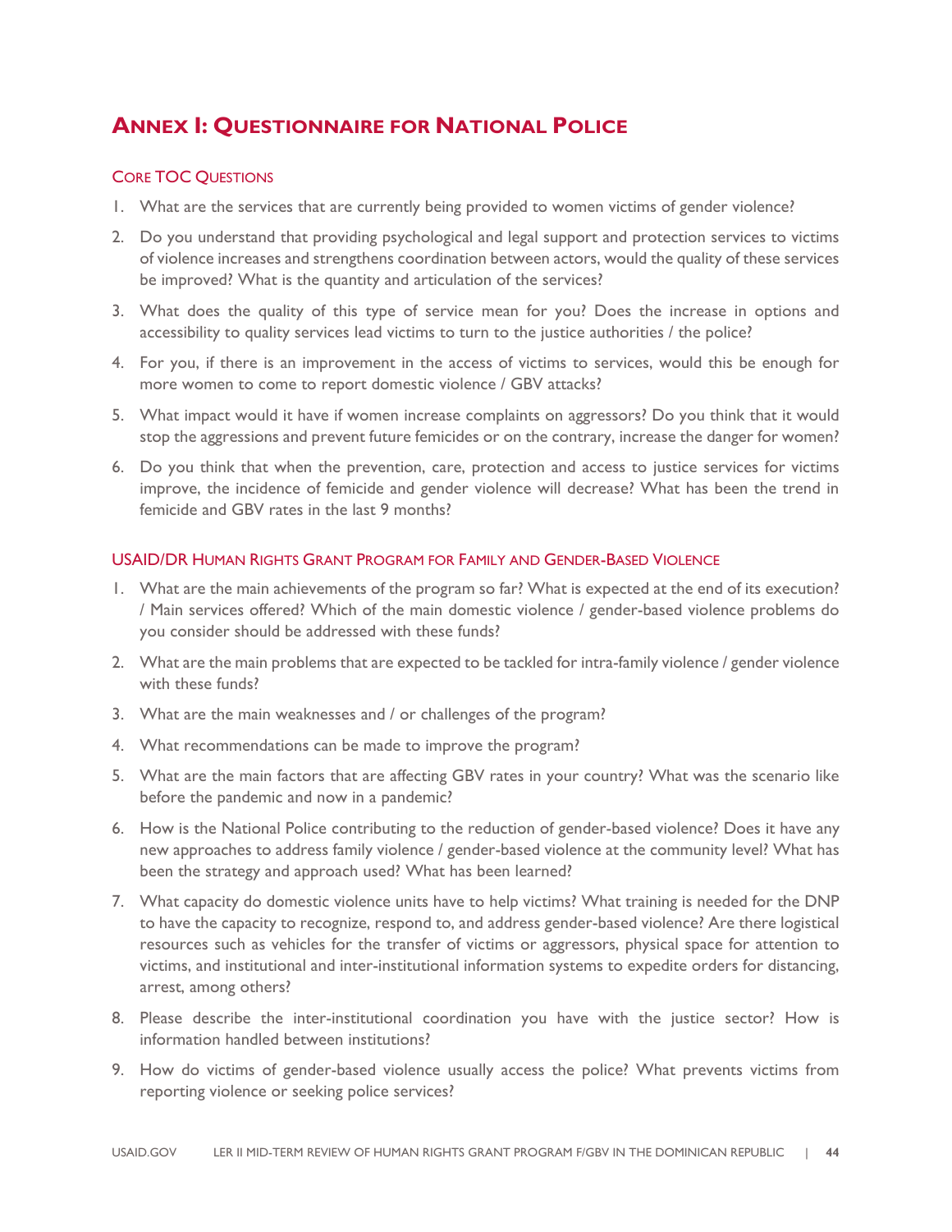# Annex I: Questionnaire for National Police

## Core TOC Questions

1. What are the services that are currently being provided to women victims of gender violence?
2. Do you understand that providing psychological and legal support and protection services to victims of violence increases and strengthens coordination between actors, would the quality of these services be improved? What is the quantity and articulation of the services?
3. What does the quality of this type of service mean for you? Does the increase in options and accessibility to quality services lead victims to turn to the justice authorities / the police?
4. For you, if there is an improvement in the access of victims to services, would this be enough for more women to come to report domestic violence / GBV attacks?
5. What impact would it have if women increase complaints on aggressors? Do you think that it would stop the aggressions and prevent future femicides or on the contrary, increase the danger for women?
6. Do you think that when the prevention, care, protection and access to justice services for victims improve, the incidence of femicide and gender violence will decrease? What has been the trend in femicide and GBV rates in the last 9 months?

## USAID/DR Human Rights Grant Program for Family and Gender-Based Violence

1. What are the main achievements of the program so far? What is expected at the end of its execution? / Main services offered? Which of the main domestic violence / gender-based violence problems do you consider should be addressed with these funds?
2. What are the main problems that are expected to be tackled for intra-family violence / gender violence with these funds?
3. What are the main weaknesses and / or challenges of the program?
4. What recommendations can be made to improve the program?
5. What are the main factors that are affecting GBV rates in your country? What was the scenario like before the pandemic and now in a pandemic?
6. How is the National Police contributing to the reduction of gender-based violence? Does it have any new approaches to address family violence / gender-based violence at the community level? What has been the strategy and approach used? What has been learned?
7. What capacity do domestic violence units have to help victims? What training is needed for the DNP to have the capacity to recognize, respond to, and address gender-based violence? Are there logistical resources such as vehicles for the transfer of victims or aggressors, physical space for attention to victims, and institutional and inter-institutional information systems to expedite orders for distancing, arrest, among others?
8. Please describe the inter-institutional coordination you have with the justice sector? How is information handled between institutions?
9. How do victims of gender-based violence usually access the police? What prevents victims from reporting violence or seeking police services?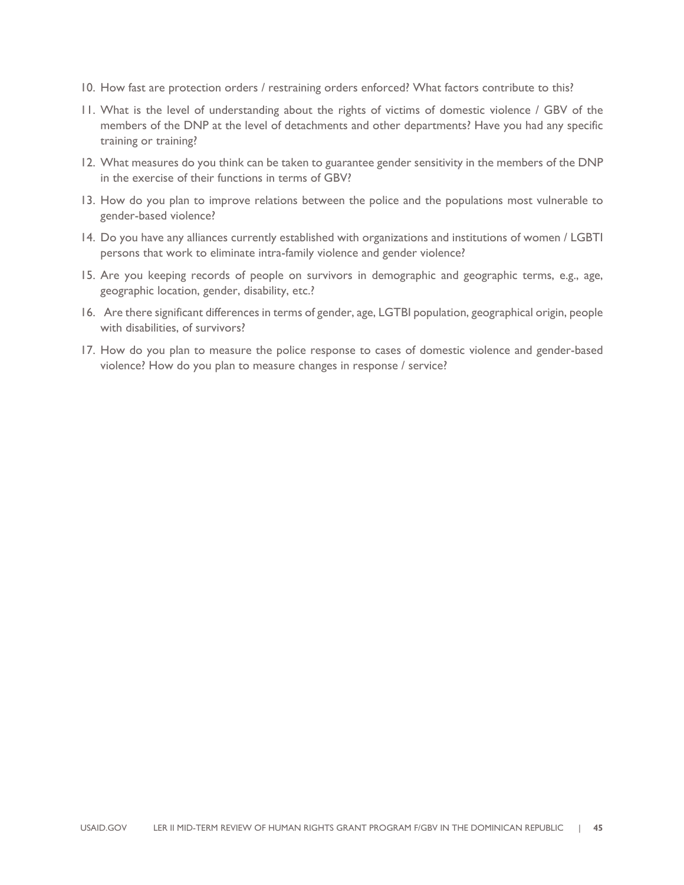10. How fast are protection orders / restraining orders enforced? What factors contribute to this?
11. What is the level of understanding about the rights of victims of domestic violence / GBV of the members of the DNP at the level of detachments and other departments? Have you had any specific training or training?
12. What measures do you think can be taken to guarantee gender sensitivity in the members of the DNP in the exercise of their functions in terms of GBV?
13. How do you plan to improve relations between the police and the populations most vulnerable to gender-based violence?
14. Do you have any alliances currently established with organizations and institutions of women / LGBTI persons that work to eliminate intra-family violence and gender violence?
15. Are you keeping records of people on survivors in demographic and geographic terms, e.g., age, geographic location, gender, disability, etc.?
16. Are there significant differences in terms of gender, age, LGTBI population, geographical origin, people with disabilities, of survivors?
17. How do you plan to measure the police response to cases of domestic violence and gender-based violence? How do you plan to measure changes in response / service?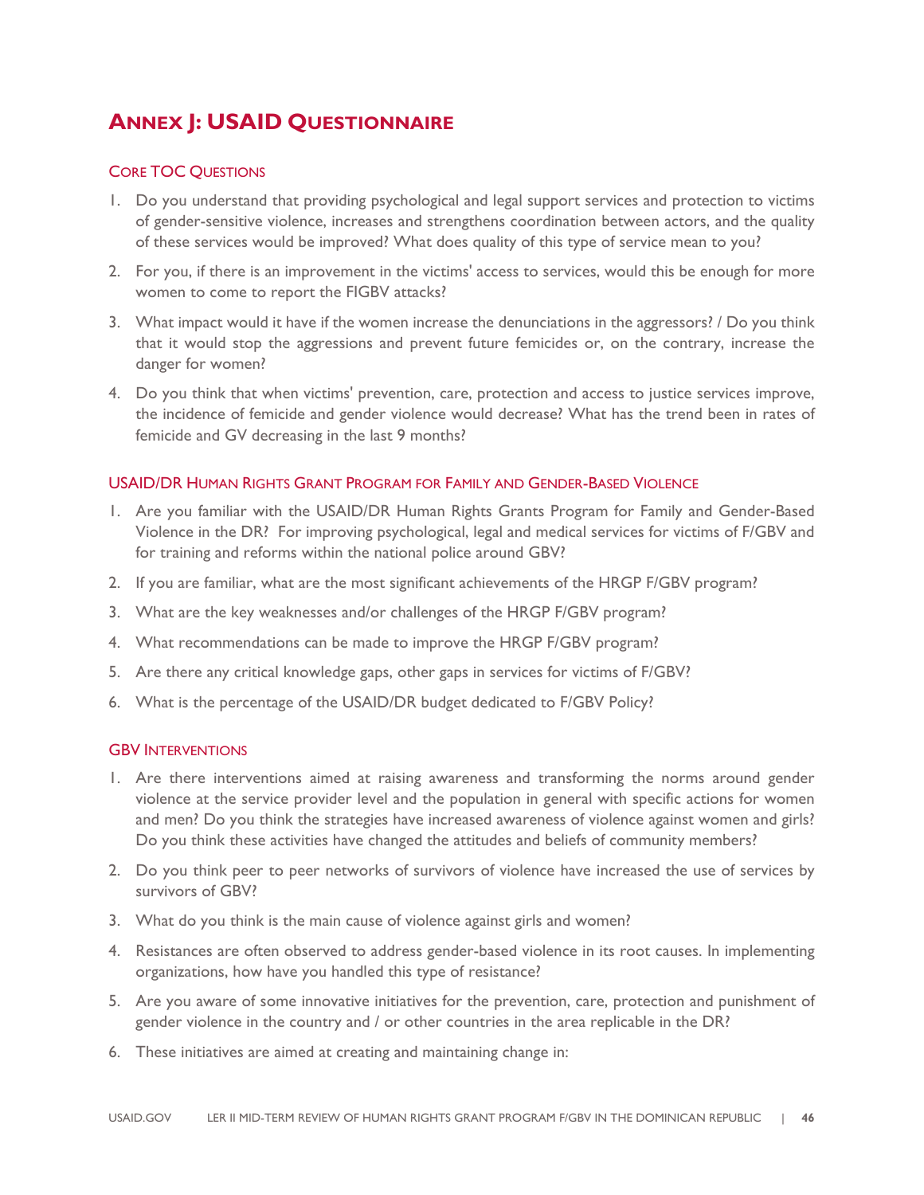# ANNEX J: USAID QUESTIONNAIRE

## CORE TOC QUESTIONS

1. Do you understand that providing psychological and legal support services and protection to victims of gender-sensitive violence, increases and strengthens coordination between actors, and the quality of these services would be improved? What does quality of this type of service mean to you?
2. For you, if there is an improvement in the victims' access to services, would this be enough for more women to come to report the FIGBV attacks?
3. What impact would it have if the women increase the denunciations in the aggressors? / Do you think that it would stop the aggressions and prevent future femicides or, on the contrary, increase the danger for women?
4. Do you think that when victims' prevention, care, protection and access to justice services improve, the incidence of femicide and gender violence would decrease? What has the trend been in rates of femicide and GV decreasing in the last 9 months?

## USAID/DR HUMAN RIGHTS GRANT PROGRAM FOR FAMILY AND GENDER-BASED VIOLENCE

1. Are you familiar with the USAID/DR Human Rights Grants Program for Family and Gender-Based Violence in the DR? For improving psychological, legal and medical services for victims of F/GBV and for training and reforms within the national police around GBV?
2. If you are familiar, what are the most significant achievements of the HRGP F/GBV program?
3. What are the key weaknesses and/or challenges of the HRGP F/GBV program?
4. What recommendations can be made to improve the HRGP F/GBV program?
5. Are there any critical knowledge gaps, other gaps in services for victims of F/GBV?
6. What is the percentage of the USAID/DR budget dedicated to F/GBV Policy?

## GBV INTERVENTIONS

1. Are there interventions aimed at raising awareness and transforming the norms around gender violence at the service provider level and the population in general with specific actions for women and men? Do you think the strategies have increased awareness of violence against women and girls? Do you think these activities have changed the attitudes and beliefs of community members?
2. Do you think peer to peer networks of survivors of violence have increased the use of services by survivors of GBV?
3. What do you think is the main cause of violence against girls and women?
4. Resistances are often observed to address gender-based violence in its root causes. In implementing organizations, how have you handled this type of resistance?
5. Are you aware of some innovative initiatives for the prevention, care, protection and punishment of gender violence in the country and / or other countries in the area replicable in the DR?
6. These initiatives are aimed at creating and maintaining change in: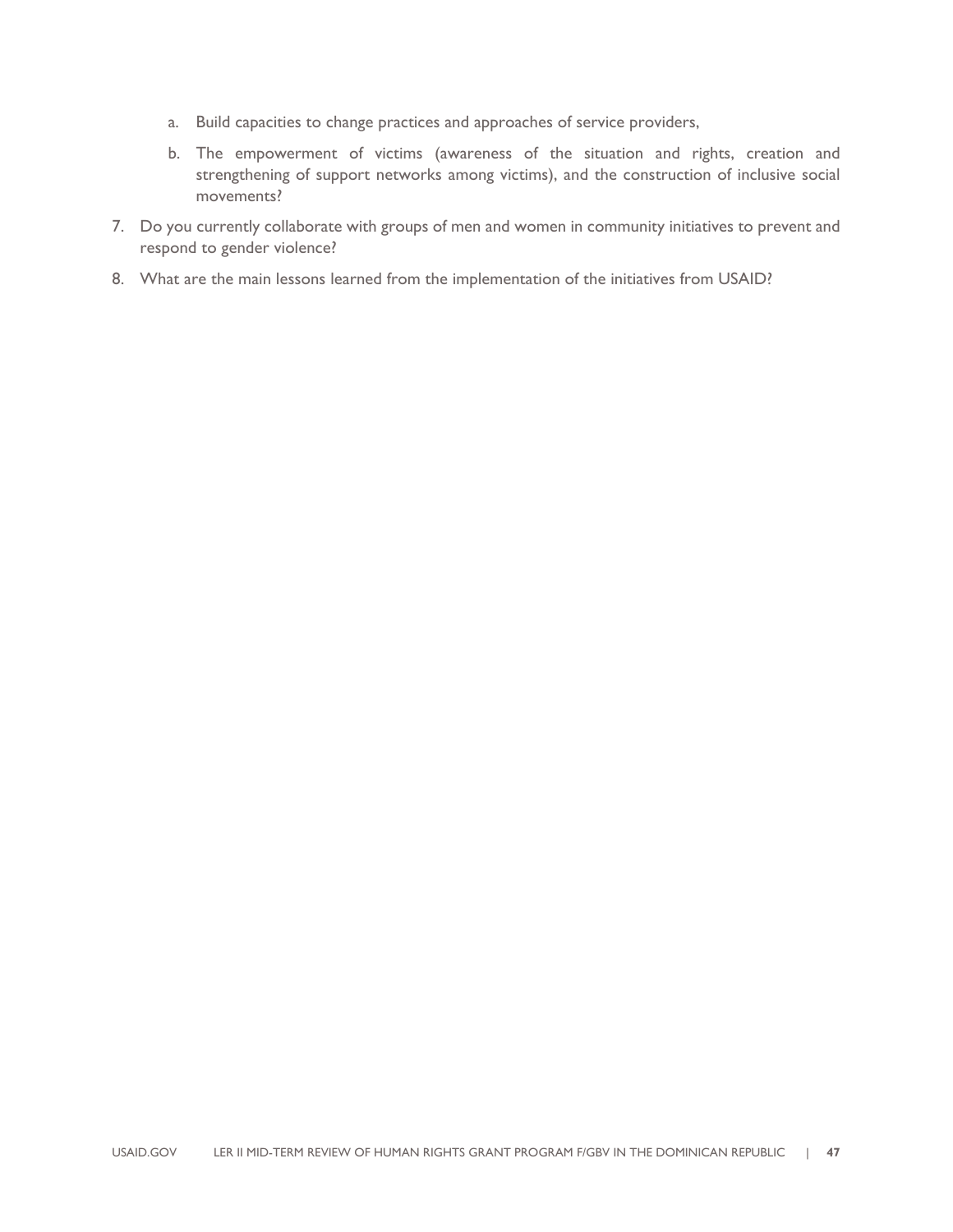a. Build capacities to change practices and approaches of service providers,

   b. The empowerment of victims (awareness of the situation and rights, creation and strengthening of support networks among victims), and the construction of inclusive social movements?

7. Do you currently collaborate with groups of men and women in community initiatives to prevent and respond to gender violence?

8. What are the main lessons learned from the implementation of the initiatives from USAID?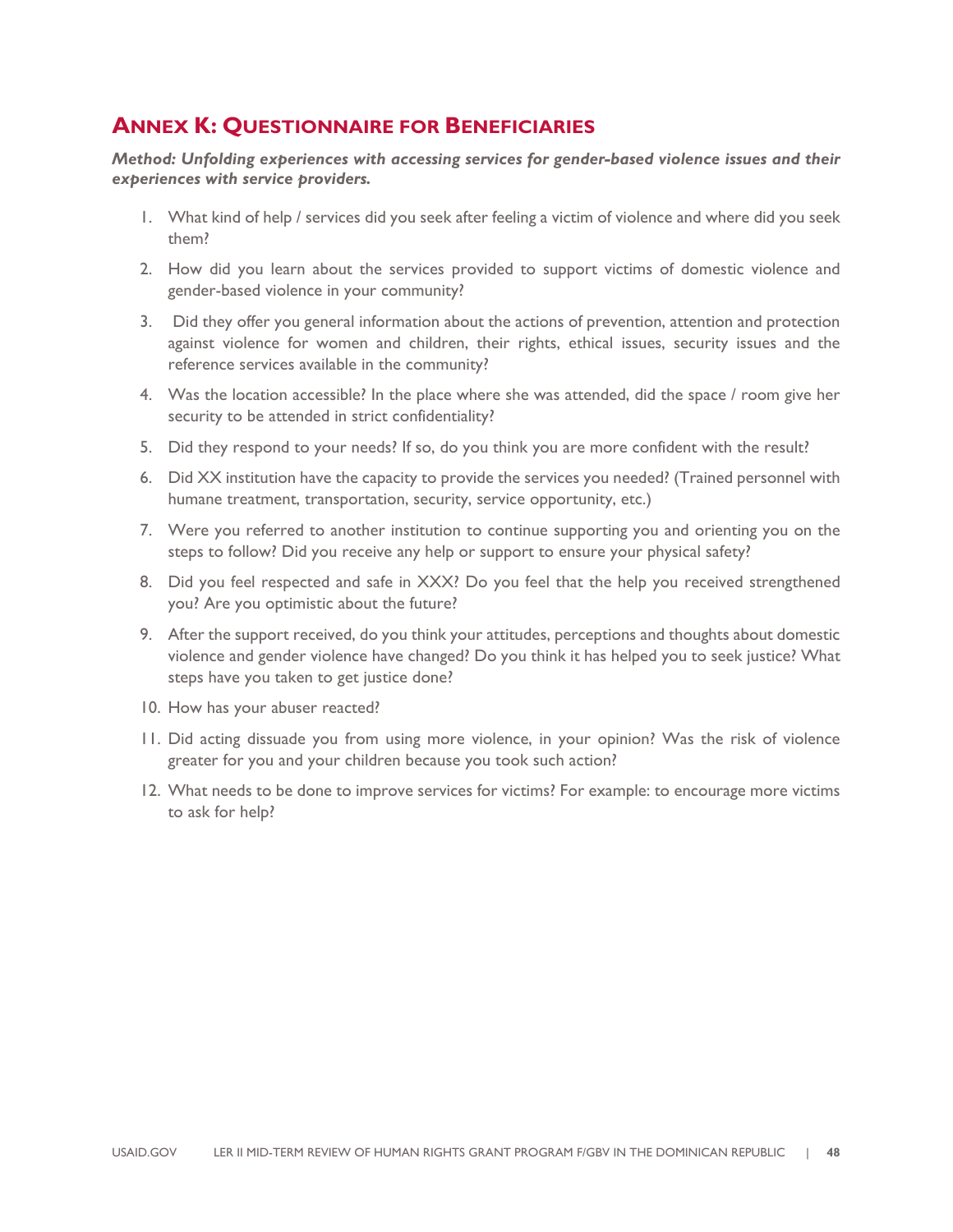## ANNEX K: QUESTIONNAIRE FOR BENEFICIARIES

***Method: Unfolding experiences with accessing services for gender-based violence issues and their experiences with service providers.***

1. What kind of help / services did you seek after feeling a victim of violence and where did you seek them?
2. How did you learn about the services provided to support victims of domestic violence and gender-based violence in your community?
3. Did they offer you general information about the actions of prevention, attention and protection against violence for women and children, their rights, ethical issues, security issues and the reference services available in the community?
4. Was the location accessible? In the place where she was attended, did the space / room give her security to be attended in strict confidentiality?
5. Did they respond to your needs? If so, do you think you are more confident with the result?
6. Did XX institution have the capacity to provide the services you needed? (Trained personnel with humane treatment, transportation, security, service opportunity, etc.)
7. Were you referred to another institution to continue supporting you and orienting you on the steps to follow? Did you receive any help or support to ensure your physical safety?
8. Did you feel respected and safe in XXX? Do you feel that the help you received strengthened you? Are you optimistic about the future?
9. After the support received, do you think your attitudes, perceptions and thoughts about domestic violence and gender violence have changed? Do you think it has helped you to seek justice? What steps have you taken to get justice done?
10. How has your abuser reacted?
11. Did acting dissuade you from using more violence, in your opinion? Was the risk of violence greater for you and your children because you took such action?
12. What needs to be done to improve services for victims? For example: to encourage more victims to ask for help?